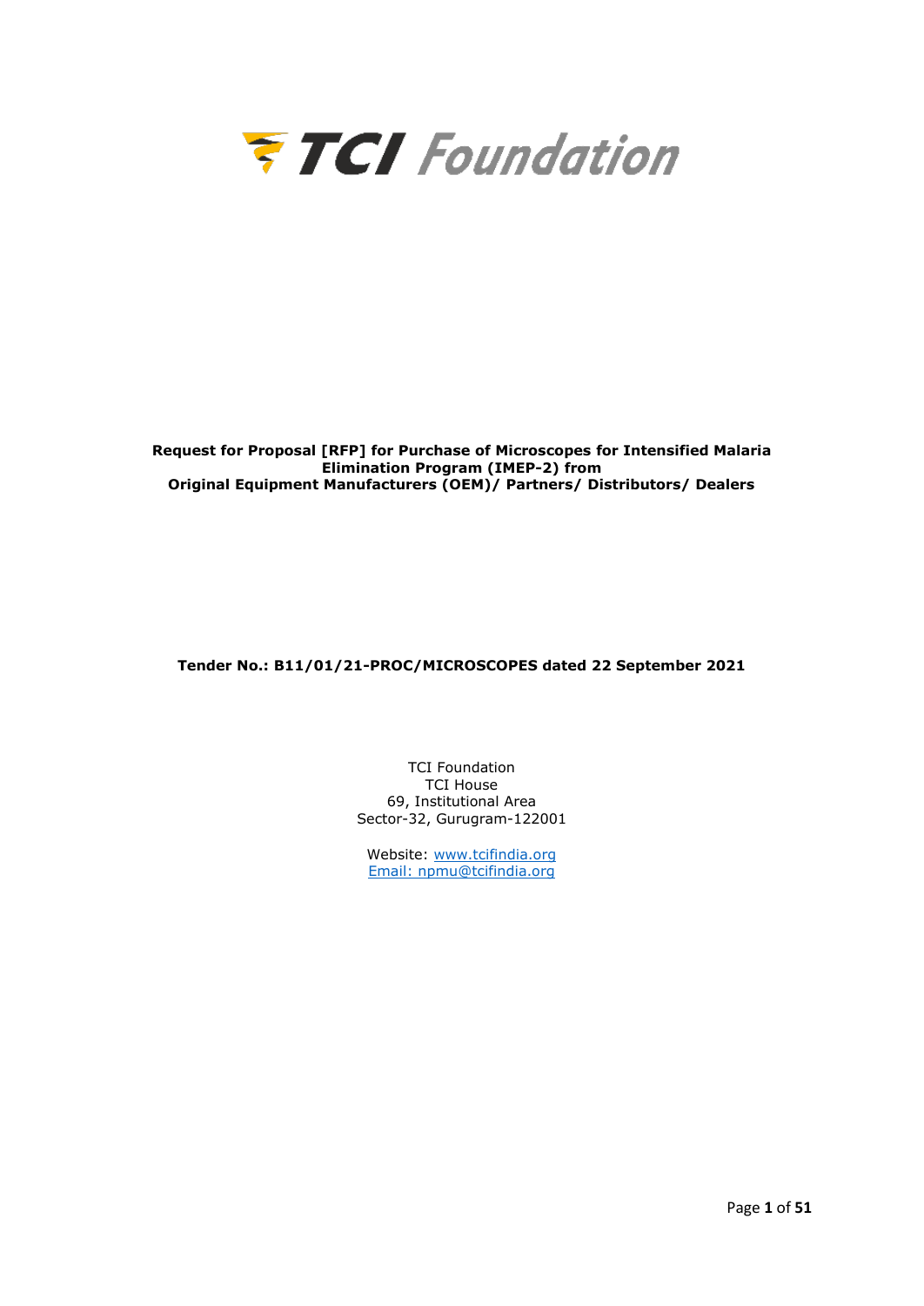**TCI Foundation**

**Request for Proposal [RFP] for Purchase of Microscopes for Intensified Malaria Elimination Program (IMEP-2) from Original Equipment Manufacturers (OEM)/ Partners/ Distributors/ Dealers**

**Tender No.: B11/01/21-PROC/MICROSCOPES dated 22 September 2021**

TCI Foundation
TCI House
69, Institutional Area
Sector-32, Gurugram-122001

Website: www.tcifindia.org
Email: npmu@tcifindia.org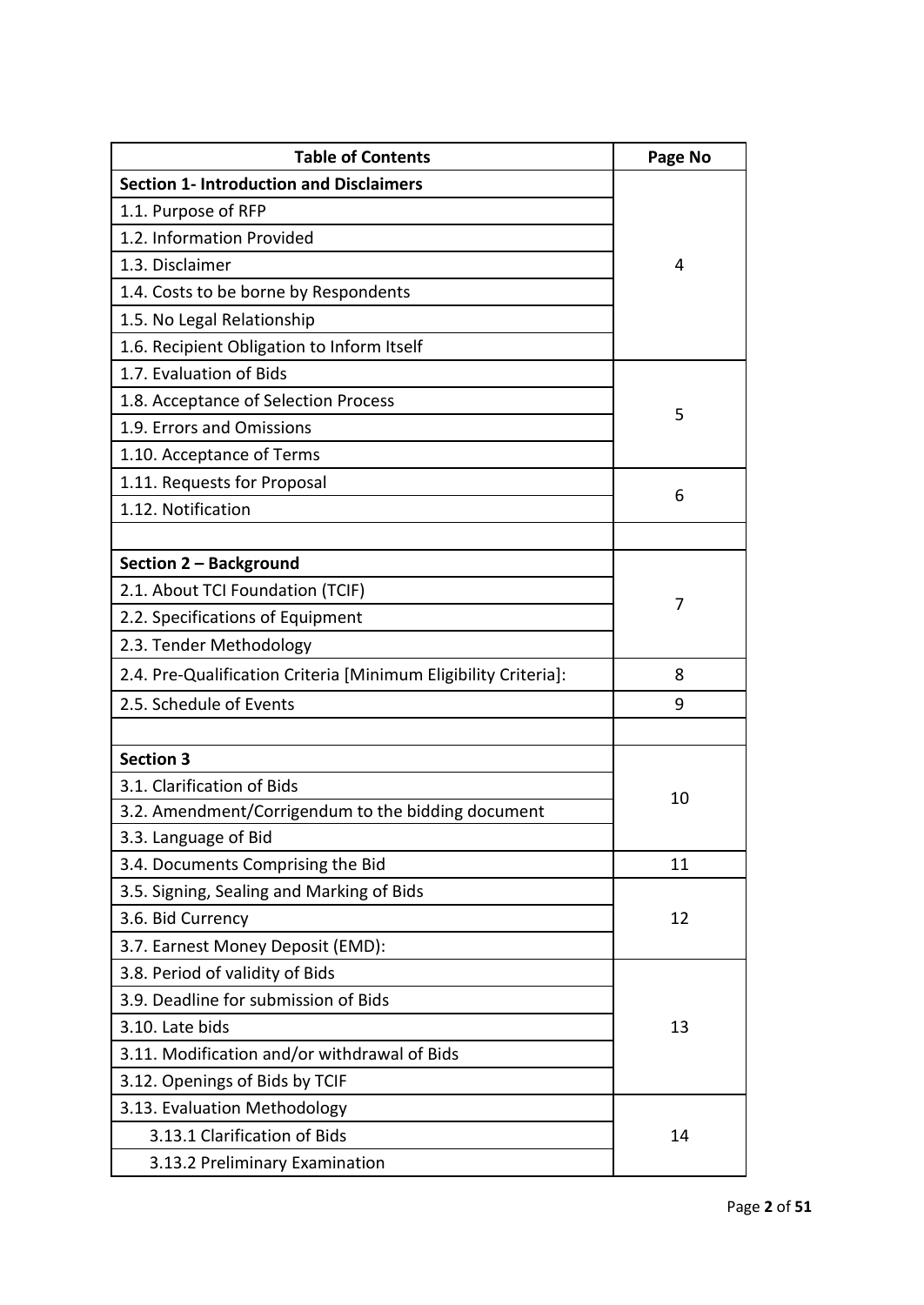| Table of Contents | Page No |
|---|---|
| **Section 1- Introduction and Disclaimers** | |
| 1.1. Purpose of RFP | 4 |
| 1.2. Information Provided | |
| 1.3. Disclaimer | |
| 1.4. Costs to be borne by Respondents | |
| 1.5. No Legal Relationship | |
| 1.6. Recipient Obligation to Inform Itself | |
| 1.7. Evaluation of Bids | 5 |
| 1.8. Acceptance of Selection Process | |
| 1.9. Errors and Omissions | |
| 1.10. Acceptance of Terms | |
| 1.11. Requests for Proposal | 6 |
| 1.12. Notification | |
| | |
| **Section 2 – Background** | |
| 2.1. About TCI Foundation (TCIF) | 7 |
| 2.2. Specifications of Equipment | |
| 2.3. Tender Methodology | |
| 2.4. Pre-Qualification Criteria [Minimum Eligibility Criteria]: | 8 |
| 2.5. Schedule of Events | 9 |
| | |
| **Section 3** | |
| 3.1. Clarification of Bids | 10 |
| 3.2. Amendment/Corrigendum to the bidding document | |
| 3.3. Language of Bid | |
| 3.4. Documents Comprising the Bid | 11 |
| 3.5. Signing, Sealing and Marking of Bids | 12 |
| 3.6. Bid Currency | |
| 3.7. Earnest Money Deposit (EMD): | |
| 3.8. Period of validity of Bids | 13 |
| 3.9. Deadline for submission of Bids | |
| 3.10. Late bids | |
| 3.11. Modification and/or withdrawal of Bids | |
| 3.12. Openings of Bids by TCIF | |
| 3.13. Evaluation Methodology | 14 |
| 3.13.1 Clarification of Bids | |
| 3.13.2 Preliminary Examination | |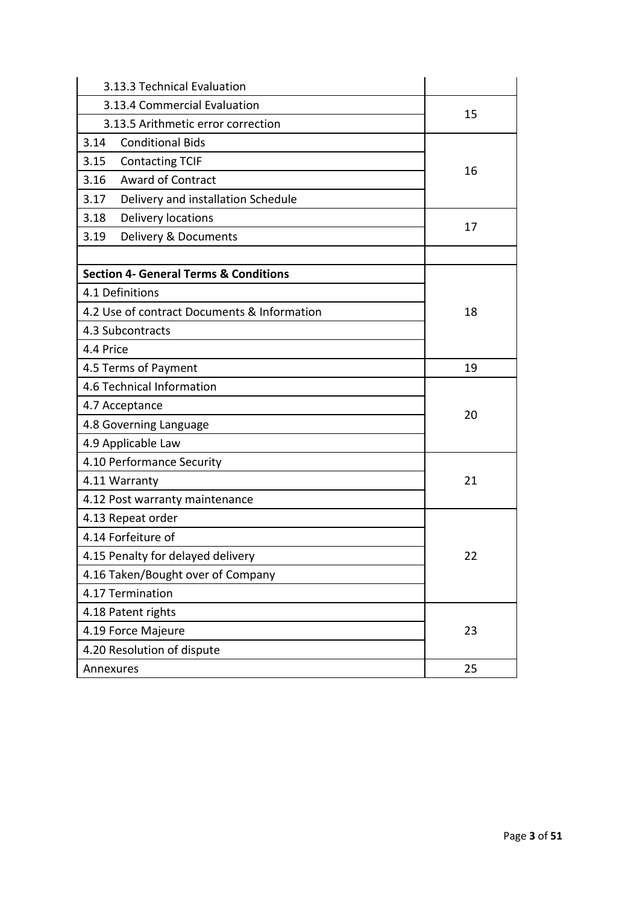| | |
|---|---|
| 3.13.3 Technical Evaluation | |
| 3.13.4 Commercial Evaluation | 15 |
| 3.13.5 Arithmetic error correction | |
| 3.14 Conditional Bids | 16 |
| 3.15 Contacting TCIF | |
| 3.16 Award of Contract | |
| 3.17 Delivery and installation Schedule | |
| 3.18 Delivery locations | 17 |
| 3.19 Delivery & Documents | |
| | |
| **Section 4- General Terms & Conditions** | 18 |
| 4.1 Definitions | |
| 4.2 Use of contract Documents & Information | |
| 4.3 Subcontracts | |
| 4.4 Price | |
| 4.5 Terms of Payment | 19 |
| 4.6 Technical Information | 20 |
| 4.7 Acceptance | |
| 4.8 Governing Language | |
| 4.9 Applicable Law | |
| 4.10 Performance Security | 21 |
| 4.11 Warranty | |
| 4.12 Post warranty maintenance | |
| 4.13 Repeat order | 22 |
| 4.14 Forfeiture of | |
| 4.15 Penalty for delayed delivery | |
| 4.16 Taken/Bought over of Company | |
| 4.17 Termination | |
| 4.18 Patent rights | 23 |
| 4.19 Force Majeure | |
| 4.20 Resolution of dispute | |
| Annexures | 25 |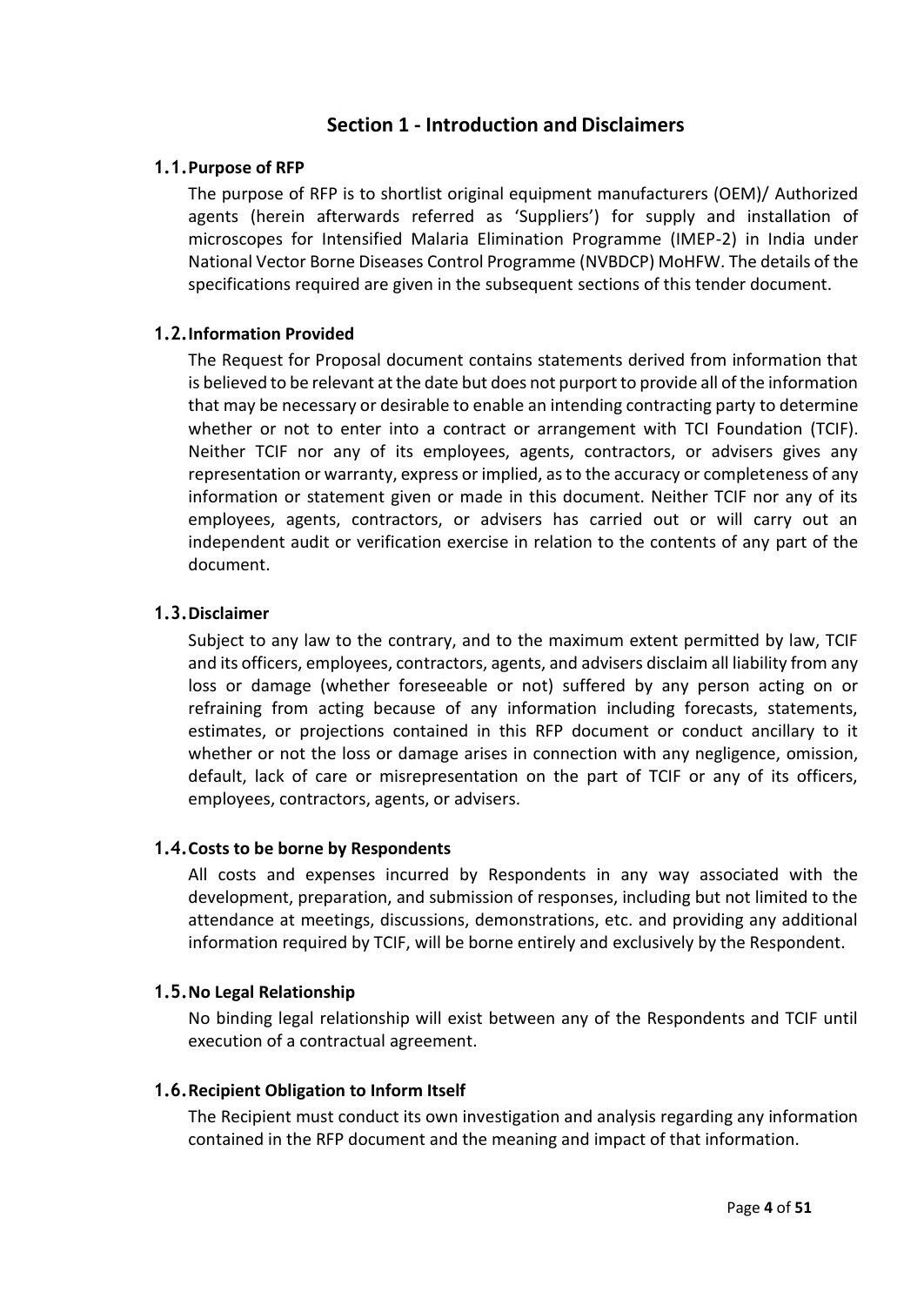# Section 1 - Introduction and Disclaimers

## 1.1. Purpose of RFP

The purpose of RFP is to shortlist original equipment manufacturers (OEM)/ Authorized agents (herein afterwards referred as 'Suppliers') for supply and installation of microscopes for Intensified Malaria Elimination Programme (IMEP-2) in India under National Vector Borne Diseases Control Programme (NVBDCP) MoHFW. The details of the specifications required are given in the subsequent sections of this tender document.

## 1.2. Information Provided

The Request for Proposal document contains statements derived from information that is believed to be relevant at the date but does not purport to provide all of the information that may be necessary or desirable to enable an intending contracting party to determine whether or not to enter into a contract or arrangement with TCI Foundation (TCIF). Neither TCIF nor any of its employees, agents, contractors, or advisers gives any representation or warranty, express or implied, as to the accuracy or completeness of any information or statement given or made in this document. Neither TCIF nor any of its employees, agents, contractors, or advisers has carried out or will carry out an independent audit or verification exercise in relation to the contents of any part of the document.

## 1.3. Disclaimer

Subject to any law to the contrary, and to the maximum extent permitted by law, TCIF and its officers, employees, contractors, agents, and advisers disclaim all liability from any loss or damage (whether foreseeable or not) suffered by any person acting on or refraining from acting because of any information including forecasts, statements, estimates, or projections contained in this RFP document or conduct ancillary to it whether or not the loss or damage arises in connection with any negligence, omission, default, lack of care or misrepresentation on the part of TCIF or any of its officers, employees, contractors, agents, or advisers.

## 1.4. Costs to be borne by Respondents

All costs and expenses incurred by Respondents in any way associated with the development, preparation, and submission of responses, including but not limited to the attendance at meetings, discussions, demonstrations, etc. and providing any additional information required by TCIF, will be borne entirely and exclusively by the Respondent.

## 1.5. No Legal Relationship

No binding legal relationship will exist between any of the Respondents and TCIF until execution of a contractual agreement.

## 1.6. Recipient Obligation to Inform Itself

The Recipient must conduct its own investigation and analysis regarding any information contained in the RFP document and the meaning and impact of that information.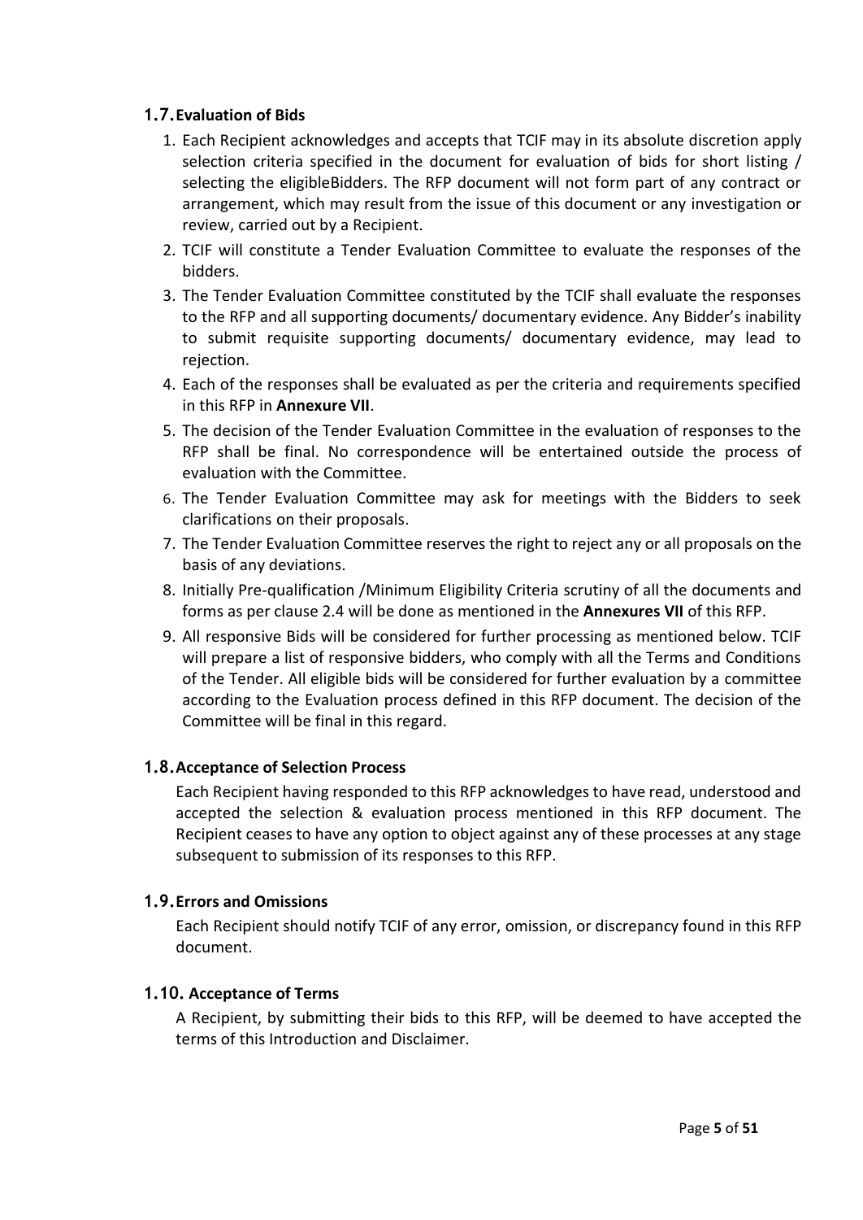### 1.7. Evaluation of Bids

1. Each Recipient acknowledges and accepts that TCIF may in its absolute discretion apply selection criteria specified in the document for evaluation of bids for short listing / selecting the eligibleBidders. The RFP document will not form part of any contract or arrangement, which may result from the issue of this document or any investigation or review, carried out by a Recipient.
2. TCIF will constitute a Tender Evaluation Committee to evaluate the responses of the bidders.
3. The Tender Evaluation Committee constituted by the TCIF shall evaluate the responses to the RFP and all supporting documents/ documentary evidence. Any Bidder's inability to submit requisite supporting documents/ documentary evidence, may lead to rejection.
4. Each of the responses shall be evaluated as per the criteria and requirements specified in this RFP in **Annexure VII**.
5. The decision of the Tender Evaluation Committee in the evaluation of responses to the RFP shall be final. No correspondence will be entertained outside the process of evaluation with the Committee.
6. The Tender Evaluation Committee may ask for meetings with the Bidders to seek clarifications on their proposals.
7. The Tender Evaluation Committee reserves the right to reject any or all proposals on the basis of any deviations.
8. Initially Pre-qualification /Minimum Eligibility Criteria scrutiny of all the documents and forms as per clause 2.4 will be done as mentioned in the **Annexures VII** of this RFP.
9. All responsive Bids will be considered for further processing as mentioned below. TCIF will prepare a list of responsive bidders, who comply with all the Terms and Conditions of the Tender. All eligible bids will be considered for further evaluation by a committee according to the Evaluation process defined in this RFP document. The decision of the Committee will be final in this regard.

### 1.8. Acceptance of Selection Process

Each Recipient having responded to this RFP acknowledges to have read, understood and accepted the selection & evaluation process mentioned in this RFP document. The Recipient ceases to have any option to object against any of these processes at any stage subsequent to submission of its responses to this RFP.

### 1.9. Errors and Omissions

Each Recipient should notify TCIF of any error, omission, or discrepancy found in this RFP document.

### 1.10. Acceptance of Terms

A Recipient, by submitting their bids to this RFP, will be deemed to have accepted the terms of this Introduction and Disclaimer.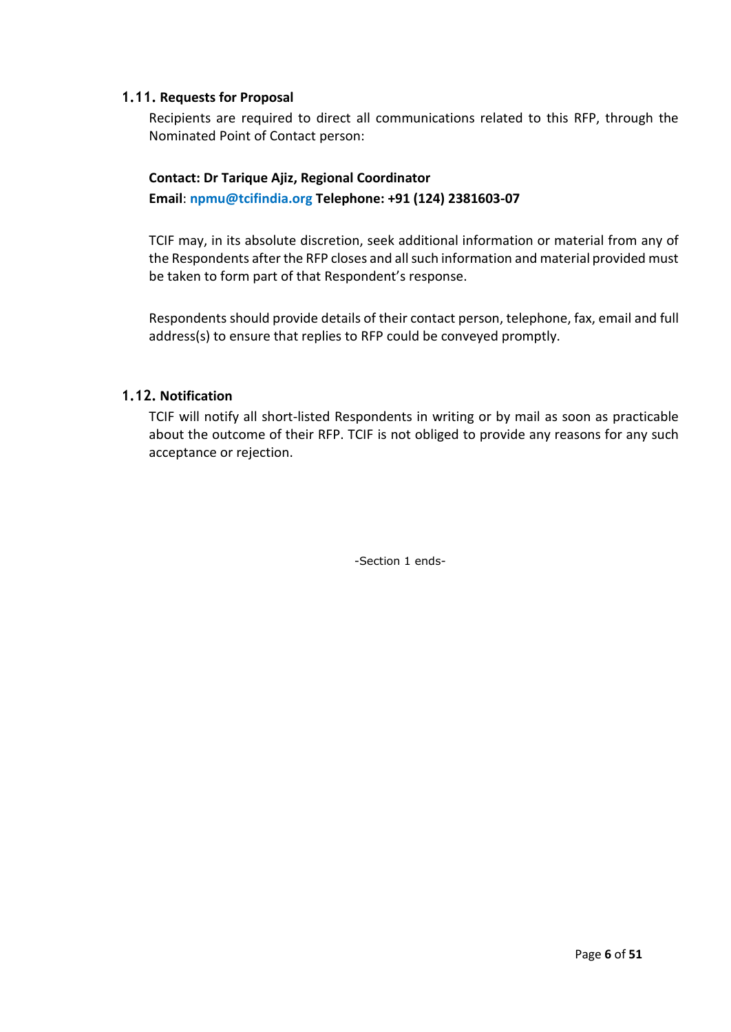### 1.11. Requests for Proposal

Recipients are required to direct all communications related to this RFP, through the Nominated Point of Contact person:

**Contact: Dr Tarique Ajiz, Regional Coordinator**
**Email**: **npmu@tcifindia.org** **Telephone: +91 (124) 2381603-07**

TCIF may, in its absolute discretion, seek additional information or material from any of the Respondents after the RFP closes and all such information and material provided must be taken to form part of that Respondent's response.

Respondents should provide details of their contact person, telephone, fax, email and full address(s) to ensure that replies to RFP could be conveyed promptly.

### 1.12. Notification

TCIF will notify all short-listed Respondents in writing or by mail as soon as practicable about the outcome of their RFP. TCIF is not obliged to provide any reasons for any such acceptance or rejection.

-Section 1 ends-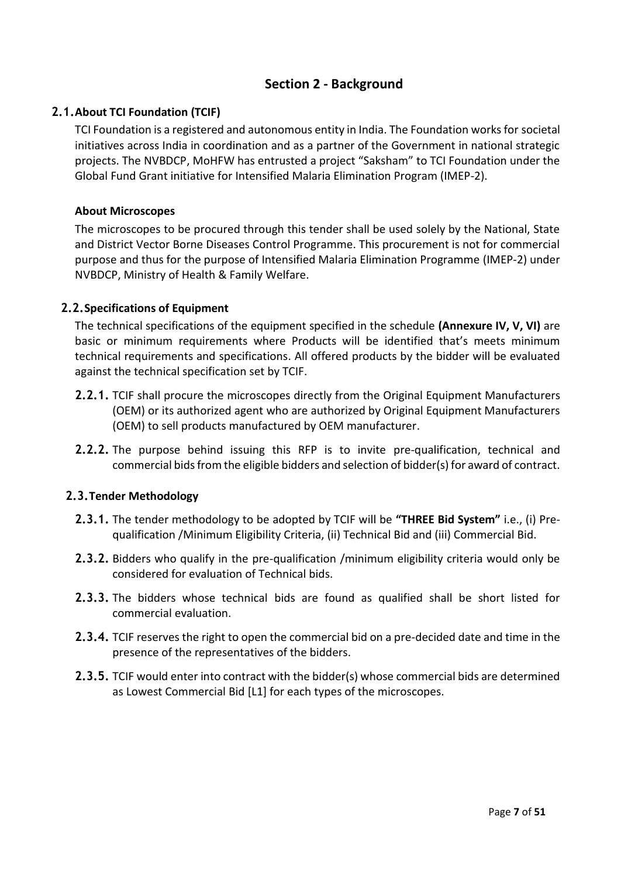# Section 2 - Background

## 2.1. About TCI Foundation (TCIF)

TCI Foundation is a registered and autonomous entity in India. The Foundation works for societal initiatives across India in coordination and as a partner of the Government in national strategic projects. The NVBDCP, MoHFW has entrusted a project "Saksham" to TCI Foundation under the Global Fund Grant initiative for Intensified Malaria Elimination Program (IMEP-2).

### About Microscopes

The microscopes to be procured through this tender shall be used solely by the National, State and District Vector Borne Diseases Control Programme. This procurement is not for commercial purpose and thus for the purpose of Intensified Malaria Elimination Programme (IMEP-2) under NVBDCP, Ministry of Health & Family Welfare.

## 2.2. Specifications of Equipment

The technical specifications of the equipment specified in the schedule **(Annexure IV, V, VI)** are basic or minimum requirements where Products will be identified that's meets minimum technical requirements and specifications. All offered products by the bidder will be evaluated against the technical specification set by TCIF.

**2.2.1.** TCIF shall procure the microscopes directly from the Original Equipment Manufacturers (OEM) or its authorized agent who are authorized by Original Equipment Manufacturers (OEM) to sell products manufactured by OEM manufacturer.

**2.2.2.** The purpose behind issuing this RFP is to invite pre-qualification, technical and commercial bids from the eligible bidders and selection of bidder(s) for award of contract.

## 2.3. Tender Methodology

**2.3.1.** The tender methodology to be adopted by TCIF will be **"THREE Bid System"** i.e., (i) Pre-qualification /Minimum Eligibility Criteria, (ii) Technical Bid and (iii) Commercial Bid.

**2.3.2.** Bidders who qualify in the pre-qualification /minimum eligibility criteria would only be considered for evaluation of Technical bids.

**2.3.3.** The bidders whose technical bids are found as qualified shall be short listed for commercial evaluation.

**2.3.4.** TCIF reserves the right to open the commercial bid on a pre-decided date and time in the presence of the representatives of the bidders.

**2.3.5.** TCIF would enter into contract with the bidder(s) whose commercial bids are determined as Lowest Commercial Bid [L1] for each types of the microscopes.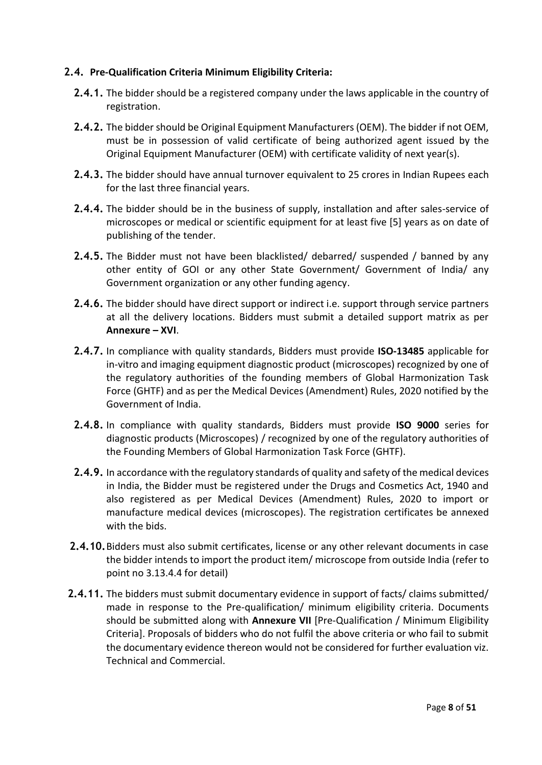## 2.4. Pre-Qualification Criteria Minimum Eligibility Criteria:

**2.4.1.** The bidder should be a registered company under the laws applicable in the country of registration.

**2.4.2.** The bidder should be Original Equipment Manufacturers (OEM). The bidder if not OEM, must be in possession of valid certificate of being authorized agent issued by the Original Equipment Manufacturer (OEM) with certificate validity of next year(s).

**2.4.3.** The bidder should have annual turnover equivalent to 25 crores in Indian Rupees each for the last three financial years.

**2.4.4.** The bidder should be in the business of supply, installation and after sales-service of microscopes or medical or scientific equipment for at least five [5] years as on date of publishing of the tender.

**2.4.5.** The Bidder must not have been blacklisted/ debarred/ suspended / banned by any other entity of GOI or any other State Government/ Government of India/ any Government organization or any other funding agency.

**2.4.6.** The bidder should have direct support or indirect i.e. support through service partners at all the delivery locations. Bidders must submit a detailed support matrix as per **Annexure – XVI**.

**2.4.7.** In compliance with quality standards, Bidders must provide **ISO-13485** applicable for in-vitro and imaging equipment diagnostic product (microscopes) recognized by one of the regulatory authorities of the founding members of Global Harmonization Task Force (GHTF) and as per the Medical Devices (Amendment) Rules, 2020 notified by the Government of India.

**2.4.8.** In compliance with quality standards, Bidders must provide **ISO 9000** series for diagnostic products (Microscopes) / recognized by one of the regulatory authorities of the Founding Members of Global Harmonization Task Force (GHTF).

**2.4.9.** In accordance with the regulatory standards of quality and safety of the medical devices in India, the Bidder must be registered under the Drugs and Cosmetics Act, 1940 and also registered as per Medical Devices (Amendment) Rules, 2020 to import or manufacture medical devices (microscopes). The registration certificates be annexed with the bids.

**2.4.10.** Bidders must also submit certificates, license or any other relevant documents in case the bidder intends to import the product item/ microscope from outside India (refer to point no 3.13.4.4 for detail)

**2.4.11.** The bidders must submit documentary evidence in support of facts/ claims submitted/ made in response to the Pre-qualification/ minimum eligibility criteria. Documents should be submitted along with **Annexure VII** [Pre-Qualification / Minimum Eligibility Criteria]. Proposals of bidders who do not fulfil the above criteria or who fail to submit the documentary evidence thereon would not be considered for further evaluation viz. Technical and Commercial.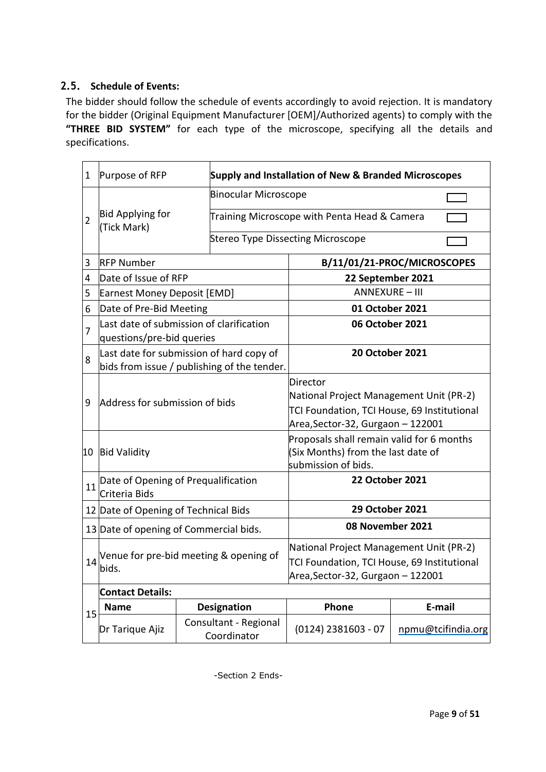## 2.5. Schedule of Events:

The bidder should follow the schedule of events accordingly to avoid rejection. It is mandatory for the bidder (Original Equipment Manufacturer [OEM]/Authorized agents) to comply with the **"THREE BID SYSTEM"** for each type of the microscope, specifying all the details and specifications.

| | | | | |
|---|---|---|---|---|
| 1 | Purpose of RFP | **Supply and Installation of New & Branded Microscopes** | | |
| 2 | Bid Applying for (Tick Mark) | Binocular Microscope ☐ | | |
| | | Training Microscope with Penta Head & Camera ☐ | | |
| | | Stereo Type Dissecting Microscope ☐ | | |
| 3 | RFP Number | | **B/11/01/21-PROC/MICROSCOPES** | |
| 4 | Date of Issue of RFP | | **22 September 2021** | |
| 5 | Earnest Money Deposit [EMD] | | ANNEXURE – III | |
| 6 | Date of Pre-Bid Meeting | | **01 October 2021** | |
| 7 | Last date of submission of clarification questions/pre-bid queries | | **06 October 2021** | |
| 8 | Last date for submission of hard copy of bids from issue / publishing of the tender. | | **20 October 2021** | |
| 9 | Address for submission of bids | | Director<br>National Project Management Unit (PR-2)<br>TCI Foundation, TCI House, 69 Institutional Area,Sector-32, Gurgaon – 122001 | |
| 10 | Bid Validity | | Proposals shall remain valid for 6 months (Six Months) from the last date of submission of bids. | |
| 11 | Date of Opening of Prequalification Criteria Bids | | **22 October 2021** | |
| 12 | Date of Opening of Technical Bids | | **29 October 2021** | |
| 13 | Date of opening of Commercial bids. | | **08 November 2021** | |
| 14 | Venue for pre-bid meeting & opening of bids. | | National Project Management Unit (PR-2)<br>TCI Foundation, TCI House, 69 Institutional Area,Sector-32, Gurgaon – 122001 | |
| 15 | **Contact Details:** | | | |
| | **Name** | **Designation** | **Phone** | **E-mail** |
| | Dr Tarique Ajiz | Consultant - Regional Coordinator | (0124) 2381603 - 07 | npmu@tcifindia.org |

-Section 2 Ends-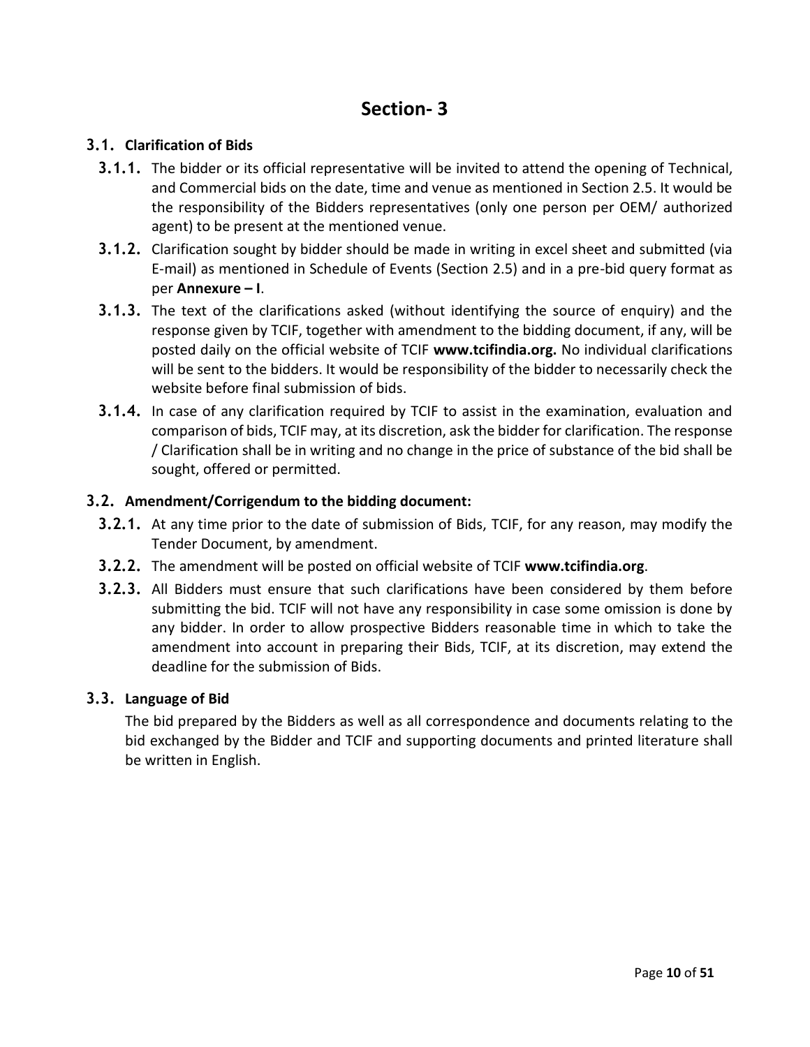# Section- 3

## 3.1. Clarification of Bids

**3.1.1.** The bidder or its official representative will be invited to attend the opening of Technical, and Commercial bids on the date, time and venue as mentioned in Section 2.5. It would be the responsibility of the Bidders representatives (only one person per OEM/ authorized agent) to be present at the mentioned venue.

**3.1.2.** Clarification sought by bidder should be made in writing in excel sheet and submitted (via E-mail) as mentioned in Schedule of Events (Section 2.5) and in a pre-bid query format as per **Annexure – I**.

**3.1.3.** The text of the clarifications asked (without identifying the source of enquiry) and the response given by TCIF, together with amendment to the bidding document, if any, will be posted daily on the official website of TCIF **www.tcifindia.org.** No individual clarifications will be sent to the bidders. It would be responsibility of the bidder to necessarily check the website before final submission of bids.

**3.1.4.** In case of any clarification required by TCIF to assist in the examination, evaluation and comparison of bids, TCIF may, at its discretion, ask the bidder for clarification. The response / Clarification shall be in writing and no change in the price of substance of the bid shall be sought, offered or permitted.

## 3.2. Amendment/Corrigendum to the bidding document:

**3.2.1.** At any time prior to the date of submission of Bids, TCIF, for any reason, may modify the Tender Document, by amendment.

**3.2.2.** The amendment will be posted on official website of TCIF **www.tcifindia.org**.

**3.2.3.** All Bidders must ensure that such clarifications have been considered by them before submitting the bid. TCIF will not have any responsibility in case some omission is done by any bidder. In order to allow prospective Bidders reasonable time in which to take the amendment into account in preparing their Bids, TCIF, at its discretion, may extend the deadline for the submission of Bids.

## 3.3. Language of Bid

The bid prepared by the Bidders as well as all correspondence and documents relating to the bid exchanged by the Bidder and TCIF and supporting documents and printed literature shall be written in English.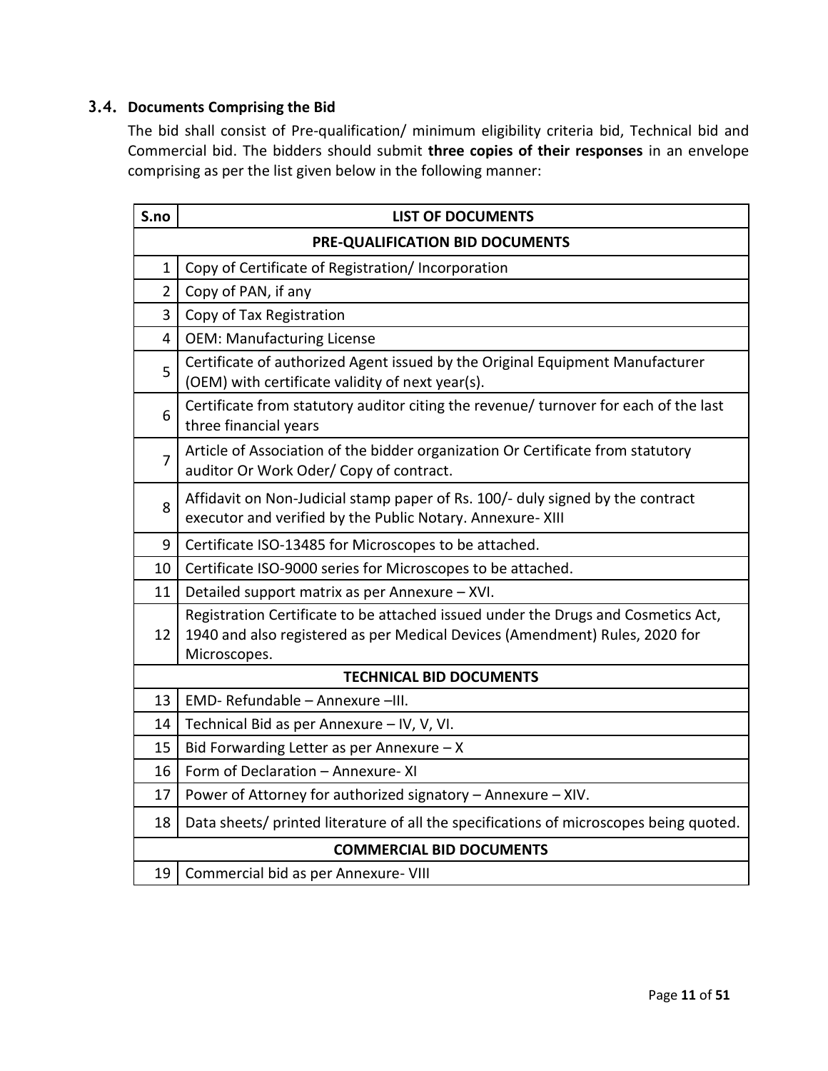### 3.4. Documents Comprising the Bid

The bid shall consist of Pre-qualification/ minimum eligibility criteria bid, Technical bid and Commercial bid. The bidders should submit **three copies of their responses** in an envelope comprising as per the list given below in the following manner:

| S.no | LIST OF DOCUMENTS |
|---|---|
| | **PRE-QUALIFICATION BID DOCUMENTS** |
| 1 | Copy of Certificate of Registration/ Incorporation |
| 2 | Copy of PAN, if any |
| 3 | Copy of Tax Registration |
| 4 | OEM: Manufacturing License |
| 5 | Certificate of authorized Agent issued by the Original Equipment Manufacturer (OEM) with certificate validity of next year(s). |
| 6 | Certificate from statutory auditor citing the revenue/ turnover for each of the last three financial years |
| 7 | Article of Association of the bidder organization Or Certificate from statutory auditor Or Work Oder/ Copy of contract. |
| 8 | Affidavit on Non-Judicial stamp paper of Rs. 100/- duly signed by the contract executor and verified by the Public Notary. Annexure- XIII |
| 9 | Certificate ISO-13485 for Microscopes to be attached. |
| 10 | Certificate ISO-9000 series for Microscopes to be attached. |
| 11 | Detailed support matrix as per Annexure – XVI. |
| 12 | Registration Certificate to be attached issued under the Drugs and Cosmetics Act, 1940 and also registered as per Medical Devices (Amendment) Rules, 2020 for Microscopes. |
| | **TECHNICAL BID DOCUMENTS** |
| 13 | EMD- Refundable – Annexure –III. |
| 14 | Technical Bid as per Annexure – IV, V, VI. |
| 15 | Bid Forwarding Letter as per Annexure – X |
| 16 | Form of Declaration – Annexure- XI |
| 17 | Power of Attorney for authorized signatory – Annexure – XIV. |
| 18 | Data sheets/ printed literature of all the specifications of microscopes being quoted. |
| | **COMMERCIAL BID DOCUMENTS** |
| 19 | Commercial bid as per Annexure- VIII |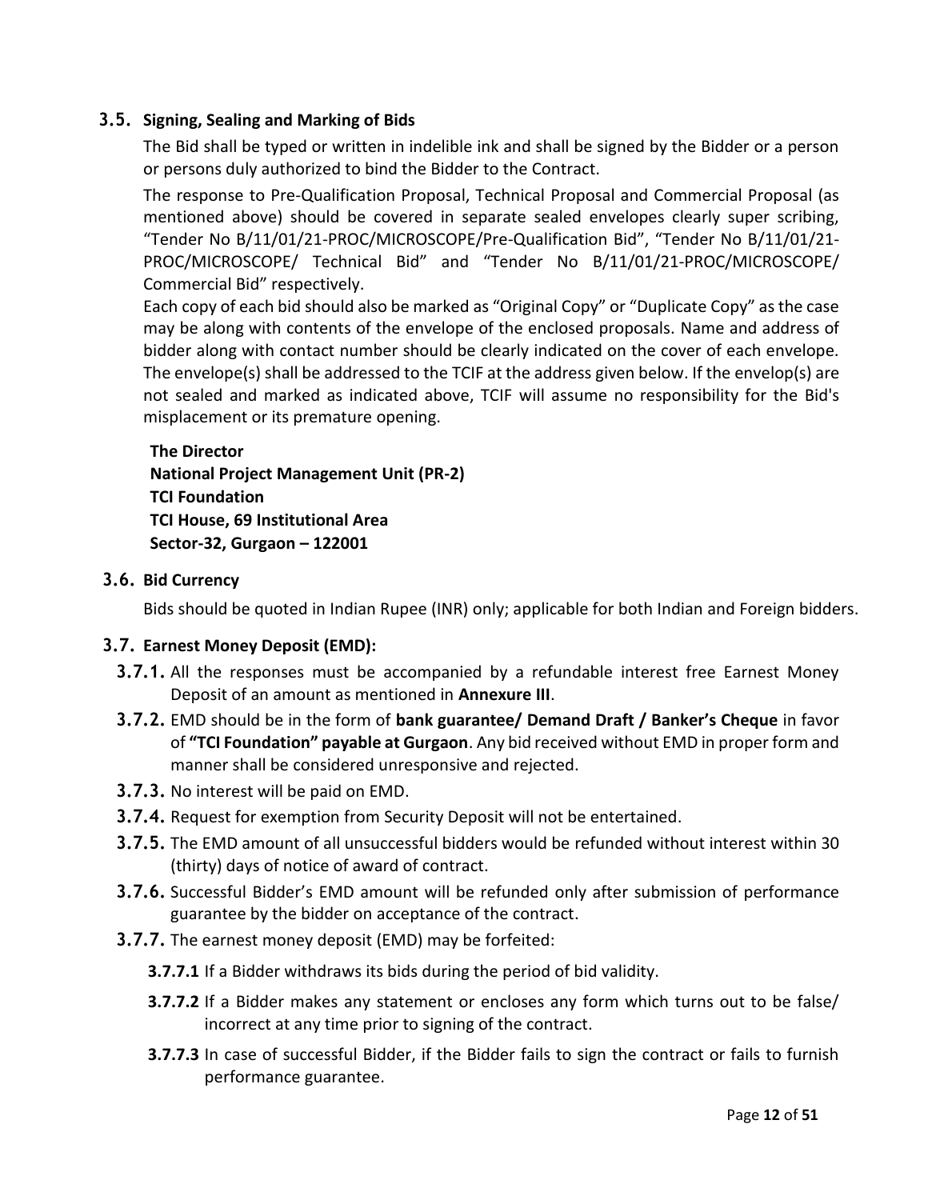### 3.5. Signing, Sealing and Marking of Bids

The Bid shall be typed or written in indelible ink and shall be signed by the Bidder or a person or persons duly authorized to bind the Bidder to the Contract.

The response to Pre-Qualification Proposal, Technical Proposal and Commercial Proposal (as mentioned above) should be covered in separate sealed envelopes clearly super scribing, “Tender No B/11/01/21-PROC/MICROSCOPE/Pre-Qualification Bid”, “Tender No B/11/01/21-PROC/MICROSCOPE/ Technical Bid” and “Tender No B/11/01/21-PROC/MICROSCOPE/ Commercial Bid” respectively.

Each copy of each bid should also be marked as “Original Copy” or “Duplicate Copy” as the case may be along with contents of the envelope of the enclosed proposals. Name and address of bidder along with contact number should be clearly indicated on the cover of each envelope. The envelope(s) shall be addressed to the TCIF at the address given below. If the envelop(s) are not sealed and marked as indicated above, TCIF will assume no responsibility for the Bid's misplacement or its premature opening.

**The Director**
**National Project Management Unit (PR-2)**
**TCI Foundation**
**TCI House, 69 Institutional Area**
**Sector-32, Gurgaon – 122001**

### 3.6. Bid Currency

Bids should be quoted in Indian Rupee (INR) only; applicable for both Indian and Foreign bidders.

### 3.7. Earnest Money Deposit (EMD):

**3.7.1.** All the responses must be accompanied by a refundable interest free Earnest Money Deposit of an amount as mentioned in **Annexure III**.

**3.7.2.** EMD should be in the form of **bank guarantee/ Demand Draft / Banker's Cheque** in favor of **"TCI Foundation" payable at Gurgaon**. Any bid received without EMD in proper form and manner shall be considered unresponsive and rejected.

**3.7.3.** No interest will be paid on EMD.

**3.7.4.** Request for exemption from Security Deposit will not be entertained.

**3.7.5.** The EMD amount of all unsuccessful bidders would be refunded without interest within 30 (thirty) days of notice of award of contract.

**3.7.6.** Successful Bidder's EMD amount will be refunded only after submission of performance guarantee by the bidder on acceptance of the contract.

**3.7.7.** The earnest money deposit (EMD) may be forfeited:

**3.7.7.1** If a Bidder withdraws its bids during the period of bid validity.

**3.7.7.2** If a Bidder makes any statement or encloses any form which turns out to be false/ incorrect at any time prior to signing of the contract.

**3.7.7.3** In case of successful Bidder, if the Bidder fails to sign the contract or fails to furnish performance guarantee.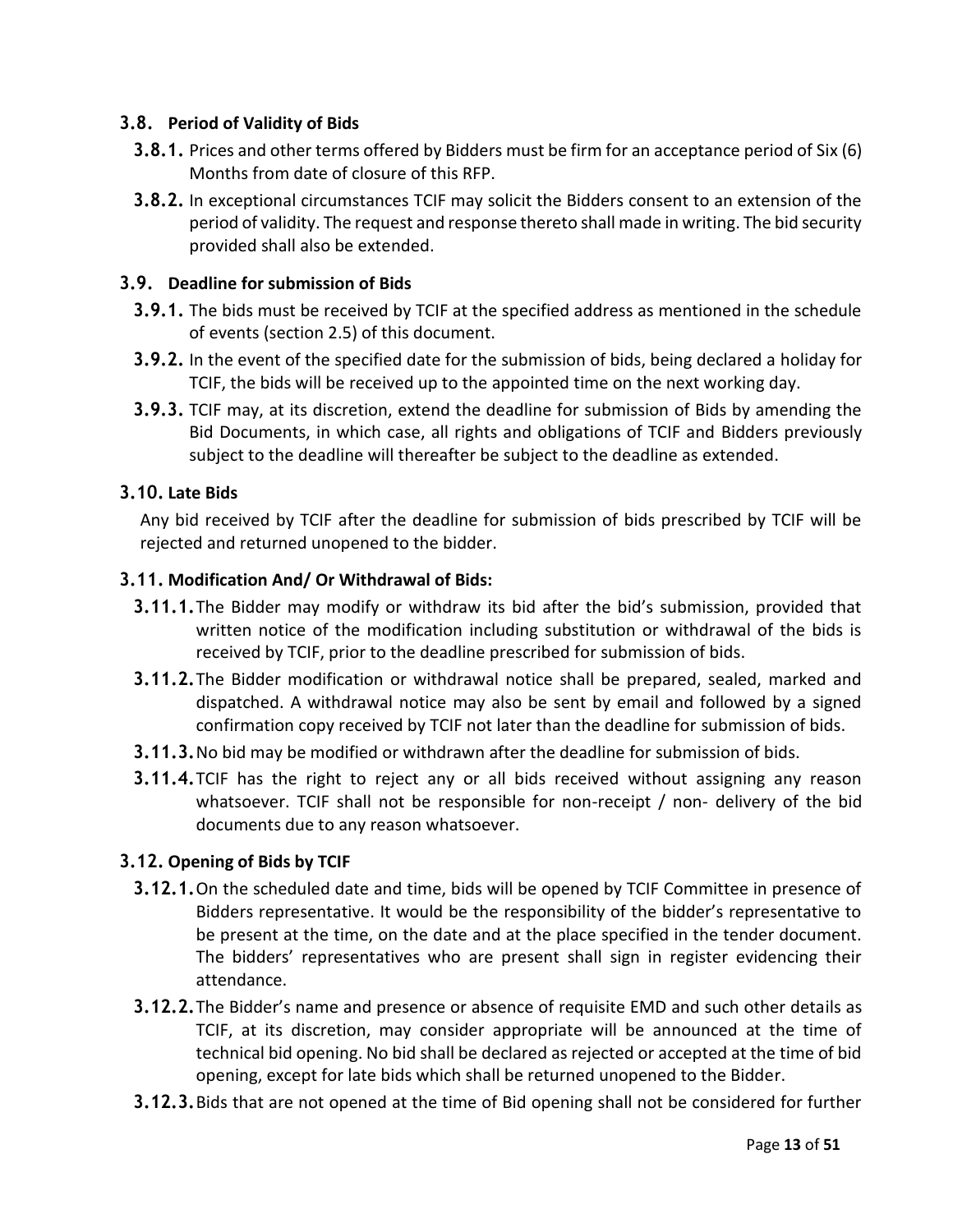### 3.8. Period of Validity of Bids

**3.8.1.** Prices and other terms offered by Bidders must be firm for an acceptance period of Six (6) Months from date of closure of this RFP.

**3.8.2.** In exceptional circumstances TCIF may solicit the Bidders consent to an extension of the period of validity. The request and response thereto shall made in writing. The bid security provided shall also be extended.

### 3.9. Deadline for submission of Bids

**3.9.1.** The bids must be received by TCIF at the specified address as mentioned in the schedule of events (section 2.5) of this document.

**3.9.2.** In the event of the specified date for the submission of bids, being declared a holiday for TCIF, the bids will be received up to the appointed time on the next working day.

**3.9.3.** TCIF may, at its discretion, extend the deadline for submission of Bids by amending the Bid Documents, in which case, all rights and obligations of TCIF and Bidders previously subject to the deadline will thereafter be subject to the deadline as extended.

### 3.10. Late Bids

Any bid received by TCIF after the deadline for submission of bids prescribed by TCIF will be rejected and returned unopened to the bidder.

### 3.11. Modification And/ Or Withdrawal of Bids:

**3.11.1.** The Bidder may modify or withdraw its bid after the bid's submission, provided that written notice of the modification including substitution or withdrawal of the bids is received by TCIF, prior to the deadline prescribed for submission of bids.

**3.11.2.** The Bidder modification or withdrawal notice shall be prepared, sealed, marked and dispatched. A withdrawal notice may also be sent by email and followed by a signed confirmation copy received by TCIF not later than the deadline for submission of bids.

**3.11.3.** No bid may be modified or withdrawn after the deadline for submission of bids.

**3.11.4.** TCIF has the right to reject any or all bids received without assigning any reason whatsoever. TCIF shall not be responsible for non-receipt / non- delivery of the bid documents due to any reason whatsoever.

### 3.12. Opening of Bids by TCIF

**3.12.1.** On the scheduled date and time, bids will be opened by TCIF Committee in presence of Bidders representative. It would be the responsibility of the bidder's representative to be present at the time, on the date and at the place specified in the tender document. The bidders' representatives who are present shall sign in register evidencing their attendance.

**3.12.2.** The Bidder's name and presence or absence of requisite EMD and such other details as TCIF, at its discretion, may consider appropriate will be announced at the time of technical bid opening. No bid shall be declared as rejected or accepted at the time of bid opening, except for late bids which shall be returned unopened to the Bidder.

**3.12.3.** Bids that are not opened at the time of Bid opening shall not be considered for further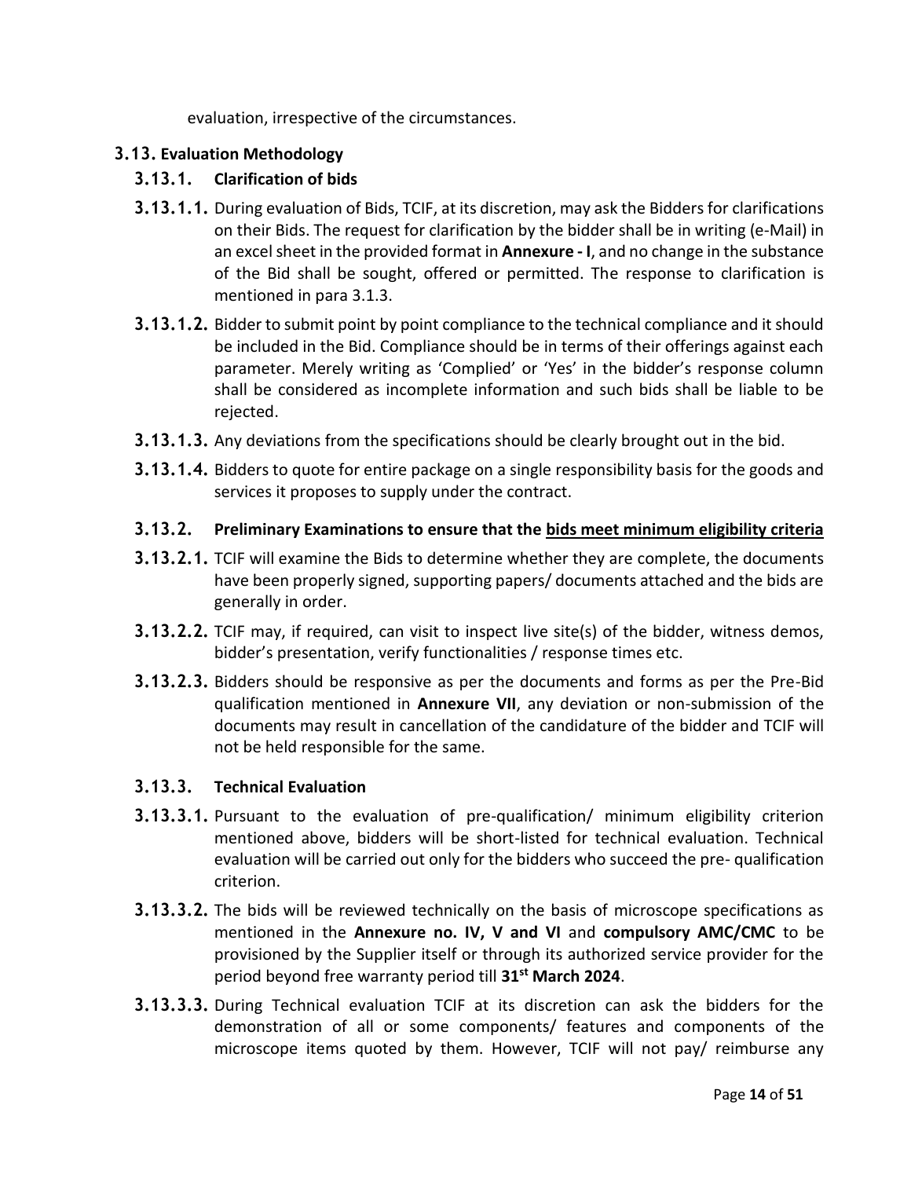evaluation, irrespective of the circumstances.

## 3.13. Evaluation Methodology

### 3.13.1. Clarification of bids

**3.13.1.1.** During evaluation of Bids, TCIF, at its discretion, may ask the Bidders for clarifications on their Bids. The request for clarification by the bidder shall be in writing (e-Mail) in an excel sheet in the provided format in **Annexure - I**, and no change in the substance of the Bid shall be sought, offered or permitted. The response to clarification is mentioned in para 3.1.3.

**3.13.1.2.** Bidder to submit point by point compliance to the technical compliance and it should be included in the Bid. Compliance should be in terms of their offerings against each parameter. Merely writing as 'Complied' or 'Yes' in the bidder's response column shall be considered as incomplete information and such bids shall be liable to be rejected.

**3.13.1.3.** Any deviations from the specifications should be clearly brought out in the bid.

**3.13.1.4.** Bidders to quote for entire package on a single responsibility basis for the goods and services it proposes to supply under the contract.

### 3.13.2. Preliminary Examinations to ensure that the <u>bids meet minimum eligibility criteria</u>

**3.13.2.1.** TCIF will examine the Bids to determine whether they are complete, the documents have been properly signed, supporting papers/ documents attached and the bids are generally in order.

**3.13.2.2.** TCIF may, if required, can visit to inspect live site(s) of the bidder, witness demos, bidder's presentation, verify functionalities / response times etc.

**3.13.2.3.** Bidders should be responsive as per the documents and forms as per the Pre-Bid qualification mentioned in **Annexure VII**, any deviation or non-submission of the documents may result in cancellation of the candidature of the bidder and TCIF will not be held responsible for the same.

### 3.13.3. Technical Evaluation

**3.13.3.1.** Pursuant to the evaluation of pre-qualification/ minimum eligibility criterion mentioned above, bidders will be short-listed for technical evaluation. Technical evaluation will be carried out only for the bidders who succeed the pre- qualification criterion.

**3.13.3.2.** The bids will be reviewed technically on the basis of microscope specifications as mentioned in the **Annexure no. IV, V and VI** and **compulsory AMC/CMC** to be provisioned by the Supplier itself or through its authorized service provider for the period beyond free warranty period till **31st March 2024**.

**3.13.3.3.** During Technical evaluation TCIF at its discretion can ask the bidders for the demonstration of all or some components/ features and components of the microscope items quoted by them. However, TCIF will not pay/ reimburse any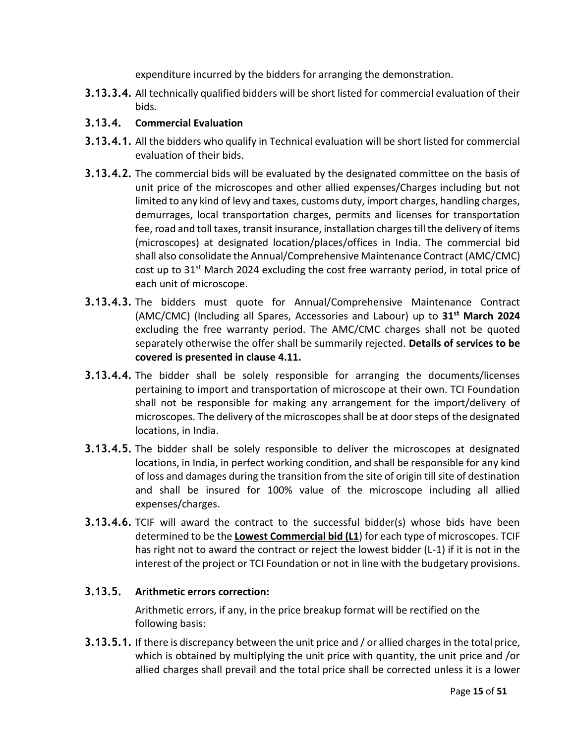expenditure incurred by the bidders for arranging the demonstration.

**3.13.3.4.** All technically qualified bidders will be short listed for commercial evaluation of their bids.

### 3.13.4. Commercial Evaluation

**3.13.4.1.** All the bidders who qualify in Technical evaluation will be short listed for commercial evaluation of their bids.

**3.13.4.2.** The commercial bids will be evaluated by the designated committee on the basis of unit price of the microscopes and other allied expenses/Charges including but not limited to any kind of levy and taxes, customs duty, import charges, handling charges, demurrages, local transportation charges, permits and licenses for transportation fee, road and toll taxes, transit insurance, installation charges till the delivery of items (microscopes) at designated location/places/offices in India. The commercial bid shall also consolidate the Annual/Comprehensive Maintenance Contract (AMC/CMC) cost up to 31st March 2024 excluding the cost free warranty period, in total price of each unit of microscope.

**3.13.4.3.** The bidders must quote for Annual/Comprehensive Maintenance Contract (AMC/CMC) (Including all Spares, Accessories and Labour) up to **31st March 2024** excluding the free warranty period. The AMC/CMC charges shall not be quoted separately otherwise the offer shall be summarily rejected. **Details of services to be covered is presented in clause 4.11.**

**3.13.4.4.** The bidder shall be solely responsible for arranging the documents/licenses pertaining to import and transportation of microscope at their own. TCI Foundation shall not be responsible for making any arrangement for the import/delivery of microscopes. The delivery of the microscopes shall be at door steps of the designated locations, in India.

**3.13.4.5.** The bidder shall be solely responsible to deliver the microscopes at designated locations, in India, in perfect working condition, and shall be responsible for any kind of loss and damages during the transition from the site of origin till site of destination and shall be insured for 100% value of the microscope including all allied expenses/charges.

**3.13.4.6.** TCIF will award the contract to the successful bidder(s) whose bids have been determined to be the **Lowest Commercial bid (L1)** for each type of microscopes. TCIF has right not to award the contract or reject the lowest bidder (L-1) if it is not in the interest of the project or TCI Foundation or not in line with the budgetary provisions.

### 3.13.5. Arithmetic errors correction:

Arithmetic errors, if any, in the price breakup format will be rectified on the following basis:

**3.13.5.1.** If there is discrepancy between the unit price and / or allied charges in the total price, which is obtained by multiplying the unit price with quantity, the unit price and /or allied charges shall prevail and the total price shall be corrected unless it is a lower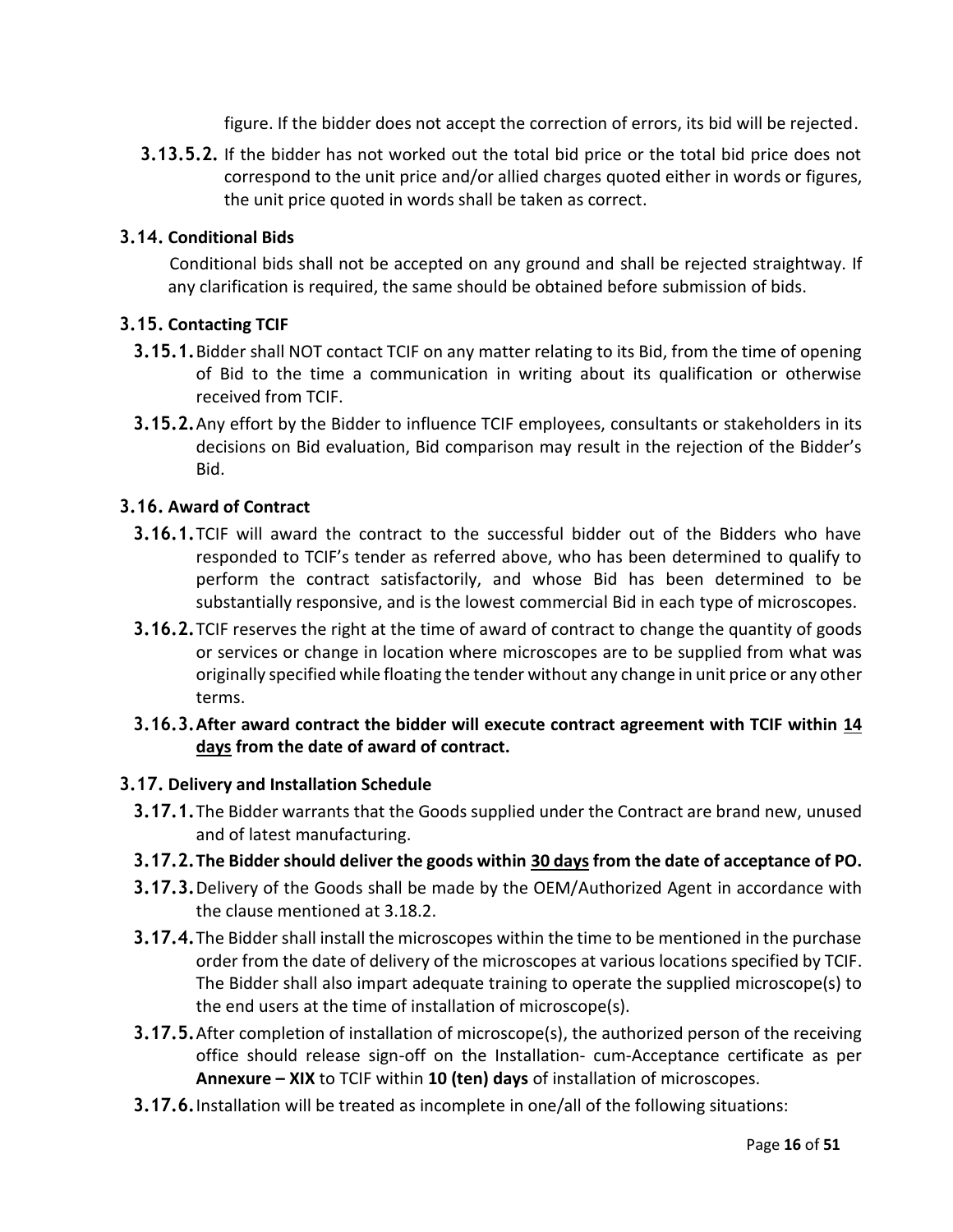figure. If the bidder does not accept the correction of errors, its bid will be rejected.

**3.13.5.2.** If the bidder has not worked out the total bid price or the total bid price does not correspond to the unit price and/or allied charges quoted either in words or figures, the unit price quoted in words shall be taken as correct.

## 3.14. Conditional Bids

Conditional bids shall not be accepted on any ground and shall be rejected straightway. If any clarification is required, the same should be obtained before submission of bids.

## 3.15. Contacting TCIF

**3.15.1.** Bidder shall NOT contact TCIF on any matter relating to its Bid, from the time of opening of Bid to the time a communication in writing about its qualification or otherwise received from TCIF.

**3.15.2.** Any effort by the Bidder to influence TCIF employees, consultants or stakeholders in its decisions on Bid evaluation, Bid comparison may result in the rejection of the Bidder's Bid.

## 3.16. Award of Contract

**3.16.1.** TCIF will award the contract to the successful bidder out of the Bidders who have responded to TCIF's tender as referred above, who has been determined to qualify to perform the contract satisfactorily, and whose Bid has been determined to be substantially responsive, and is the lowest commercial Bid in each type of microscopes.

**3.16.2.** TCIF reserves the right at the time of award of contract to change the quantity of goods or services or change in location where microscopes are to be supplied from what was originally specified while floating the tender without any change in unit price or any other terms.

**3.16.3. After award contract the bidder will execute contract agreement with TCIF within <u>14 days</u> from the date of award of contract.**

## 3.17. Delivery and Installation Schedule

**3.17.1.** The Bidder warrants that the Goods supplied under the Contract are brand new, unused and of latest manufacturing.

**3.17.2. The Bidder should deliver the goods within <u>30 days</u> from the date of acceptance of PO.**

**3.17.3.** Delivery of the Goods shall be made by the OEM/Authorized Agent in accordance with the clause mentioned at 3.18.2.

**3.17.4.** The Bidder shall install the microscopes within the time to be mentioned in the purchase order from the date of delivery of the microscopes at various locations specified by TCIF. The Bidder shall also impart adequate training to operate the supplied microscope(s) to the end users at the time of installation of microscope(s).

**3.17.5.** After completion of installation of microscope(s), the authorized person of the receiving office should release sign-off on the Installation- cum-Acceptance certificate as per **Annexure – XIX** to TCIF within **10 (ten) days** of installation of microscopes.

**3.17.6.** Installation will be treated as incomplete in one/all of the following situations: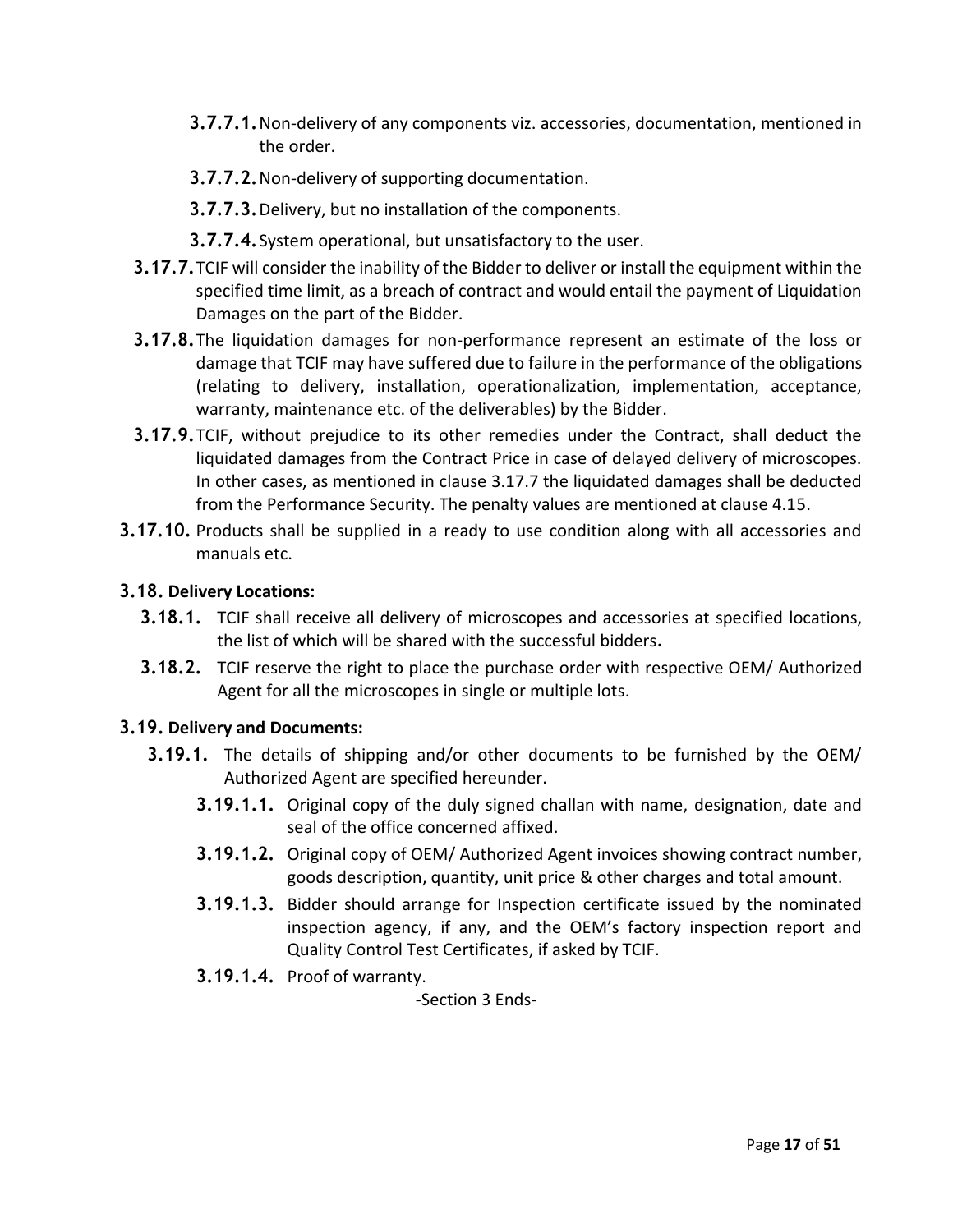- **3.7.7.1.** Non-delivery of any components viz. accessories, documentation, mentioned in the order.
- **3.7.7.2.** Non-delivery of supporting documentation.
- **3.7.7.3.** Delivery, but no installation of the components.
- **3.7.7.4.** System operational, but unsatisfactory to the user.

**3.17.7.** TCIF will consider the inability of the Bidder to deliver or install the equipment within the specified time limit, as a breach of contract and would entail the payment of Liquidation Damages on the part of the Bidder.

**3.17.8.** The liquidation damages for non-performance represent an estimate of the loss or damage that TCIF may have suffered due to failure in the performance of the obligations (relating to delivery, installation, operationalization, implementation, acceptance, warranty, maintenance etc. of the deliverables) by the Bidder.

**3.17.9.** TCIF, without prejudice to its other remedies under the Contract, shall deduct the liquidated damages from the Contract Price in case of delayed delivery of microscopes. In other cases, as mentioned in clause 3.17.7 the liquidated damages shall be deducted from the Performance Security. The penalty values are mentioned at clause 4.15.

**3.17.10.** Products shall be supplied in a ready to use condition along with all accessories and manuals etc.

### 3.18. Delivery Locations:

**3.18.1.** TCIF shall receive all delivery of microscopes and accessories at specified locations, the list of which will be shared with the successful bidders**.**

**3.18.2.** TCIF reserve the right to place the purchase order with respective OEM/ Authorized Agent for all the microscopes in single or multiple lots.

### 3.19. Delivery and Documents:

**3.19.1.** The details of shipping and/or other documents to be furnished by the OEM/ Authorized Agent are specified hereunder.

- **3.19.1.1.** Original copy of the duly signed challan with name, designation, date and seal of the office concerned affixed.
- **3.19.1.2.** Original copy of OEM/ Authorized Agent invoices showing contract number, goods description, quantity, unit price & other charges and total amount.
- **3.19.1.3.** Bidder should arrange for Inspection certificate issued by the nominated inspection agency, if any, and the OEM's factory inspection report and Quality Control Test Certificates, if asked by TCIF.
- **3.19.1.4.** Proof of warranty.

-Section 3 Ends-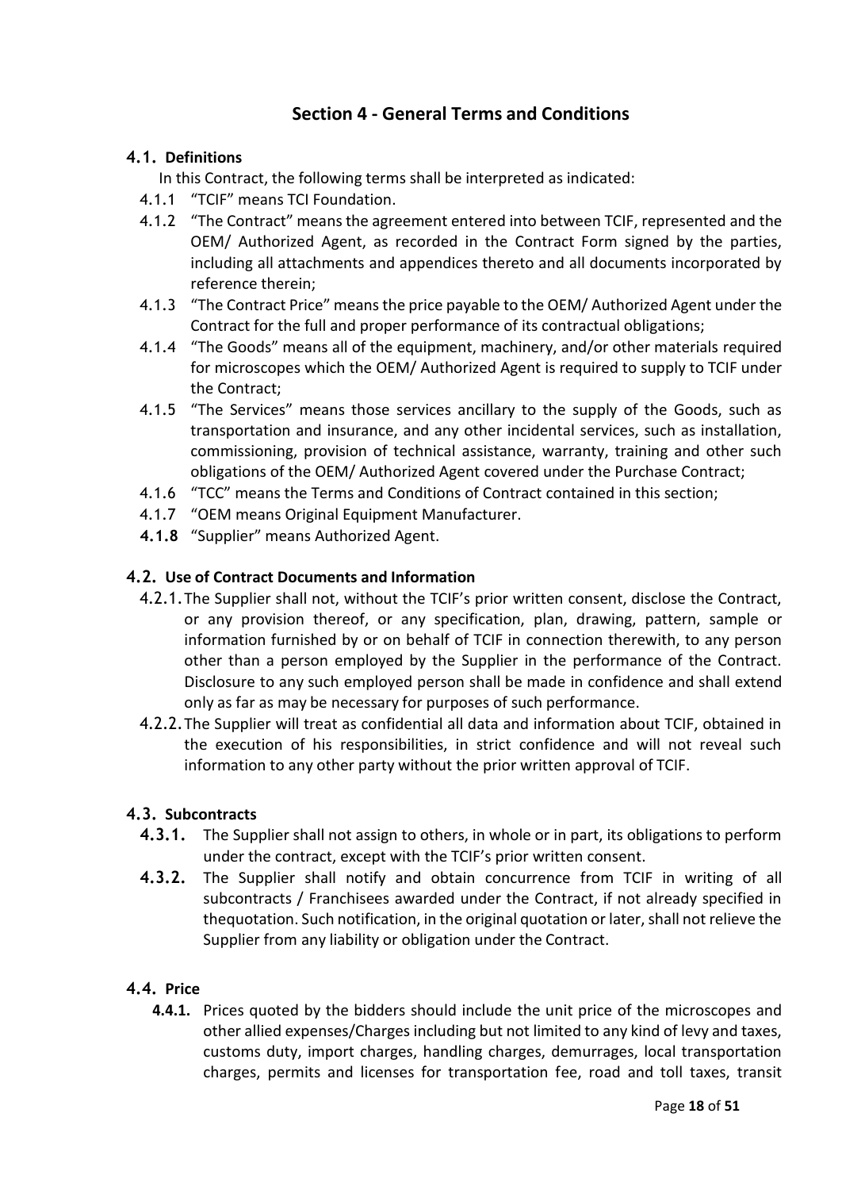## Section 4 - General Terms and Conditions

### 4.1. Definitions

In this Contract, the following terms shall be interpreted as indicated:

- 4.1.1 "TCIF" means TCI Foundation.
- 4.1.2 "The Contract" means the agreement entered into between TCIF, represented and the OEM/ Authorized Agent, as recorded in the Contract Form signed by the parties, including all attachments and appendices thereto and all documents incorporated by reference therein;
- 4.1.3 "The Contract Price" means the price payable to the OEM/ Authorized Agent under the Contract for the full and proper performance of its contractual obligations;
- 4.1.4 "The Goods" means all of the equipment, machinery, and/or other materials required for microscopes which the OEM/ Authorized Agent is required to supply to TCIF under the Contract;
- 4.1.5 "The Services" means those services ancillary to the supply of the Goods, such as transportation and insurance, and any other incidental services, such as installation, commissioning, provision of technical assistance, warranty, training and other such obligations of the OEM/ Authorized Agent covered under the Purchase Contract;
- 4.1.6 "TCC" means the Terms and Conditions of Contract contained in this section;
- 4.1.7 "OEM means Original Equipment Manufacturer.
- **4.1.8** "Supplier" means Authorized Agent.

### 4.2. Use of Contract Documents and Information

- 4.2.1. The Supplier shall not, without the TCIF's prior written consent, disclose the Contract, or any provision thereof, or any specification, plan, drawing, pattern, sample or information furnished by or on behalf of TCIF in connection therewith, to any person other than a person employed by the Supplier in the performance of the Contract. Disclosure to any such employed person shall be made in confidence and shall extend only as far as may be necessary for purposes of such performance.
- 4.2.2. The Supplier will treat as confidential all data and information about TCIF, obtained in the execution of his responsibilities, in strict confidence and will not reveal such information to any other party without the prior written approval of TCIF.

### 4.3. Subcontracts

- **4.3.1.** The Supplier shall not assign to others, in whole or in part, its obligations to perform under the contract, except with the TCIF's prior written consent.
- **4.3.2.** The Supplier shall notify and obtain concurrence from TCIF in writing of all subcontracts / Franchisees awarded under the Contract, if not already specified in thequotation. Such notification, in the original quotation or later, shall not relieve the Supplier from any liability or obligation under the Contract.

### 4.4. Price

- **4.4.1.** Prices quoted by the bidders should include the unit price of the microscopes and other allied expenses/Charges including but not limited to any kind of levy and taxes, customs duty, import charges, handling charges, demurrages, local transportation charges, permits and licenses for transportation fee, road and toll taxes, transit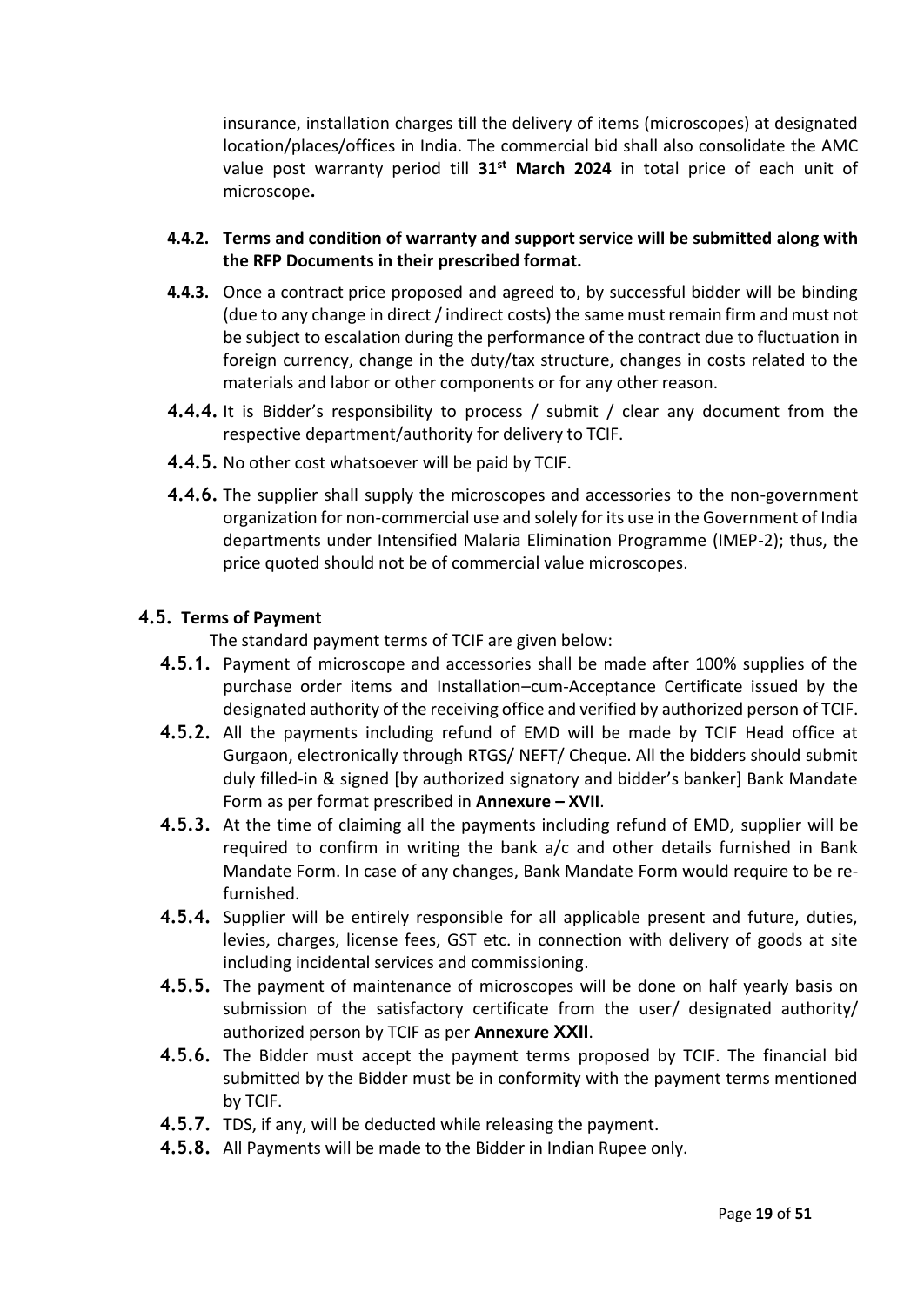insurance, installation charges till the delivery of items (microscopes) at designated location/places/offices in India. The commercial bid shall also consolidate the AMC value post warranty period till **31st March 2024** in total price of each unit of microscope**.**

**4.4.2. Terms and condition of warranty and support service will be submitted along with the RFP Documents in their prescribed format.**

**4.4.3.** Once a contract price proposed and agreed to, by successful bidder will be binding (due to any change in direct / indirect costs) the same must remain firm and must not be subject to escalation during the performance of the contract due to fluctuation in foreign currency, change in the duty/tax structure, changes in costs related to the materials and labor or other components or for any other reason.

**4.4.4.** It is Bidder's responsibility to process / submit / clear any document from the respective department/authority for delivery to TCIF.

**4.4.5.** No other cost whatsoever will be paid by TCIF.

**4.4.6.** The supplier shall supply the microscopes and accessories to the non-government organization for non-commercial use and solely for its use in the Government of India departments under Intensified Malaria Elimination Programme (IMEP-2); thus, the price quoted should not be of commercial value microscopes.

### 4.5. Terms of Payment

The standard payment terms of TCIF are given below:

**4.5.1.** Payment of microscope and accessories shall be made after 100% supplies of the purchase order items and Installation–cum-Acceptance Certificate issued by the designated authority of the receiving office and verified by authorized person of TCIF.

**4.5.2.** All the payments including refund of EMD will be made by TCIF Head office at Gurgaon, electronically through RTGS/ NEFT/ Cheque. All the bidders should submit duly filled-in & signed [by authorized signatory and bidder's banker] Bank Mandate Form as per format prescribed in **Annexure – XVII**.

**4.5.3.** At the time of claiming all the payments including refund of EMD, supplier will be required to confirm in writing the bank a/c and other details furnished in Bank Mandate Form. In case of any changes, Bank Mandate Form would require to be re-furnished.

**4.5.4.** Supplier will be entirely responsible for all applicable present and future, duties, levies, charges, license fees, GST etc. in connection with delivery of goods at site including incidental services and commissioning.

**4.5.5.** The payment of maintenance of microscopes will be done on half yearly basis on submission of the satisfactory certificate from the user/ designated authority/ authorized person by TCIF as per **Annexure XXII**.

**4.5.6.** The Bidder must accept the payment terms proposed by TCIF. The financial bid submitted by the Bidder must be in conformity with the payment terms mentioned by TCIF.

**4.5.7.** TDS, if any, will be deducted while releasing the payment.

**4.5.8.** All Payments will be made to the Bidder in Indian Rupee only.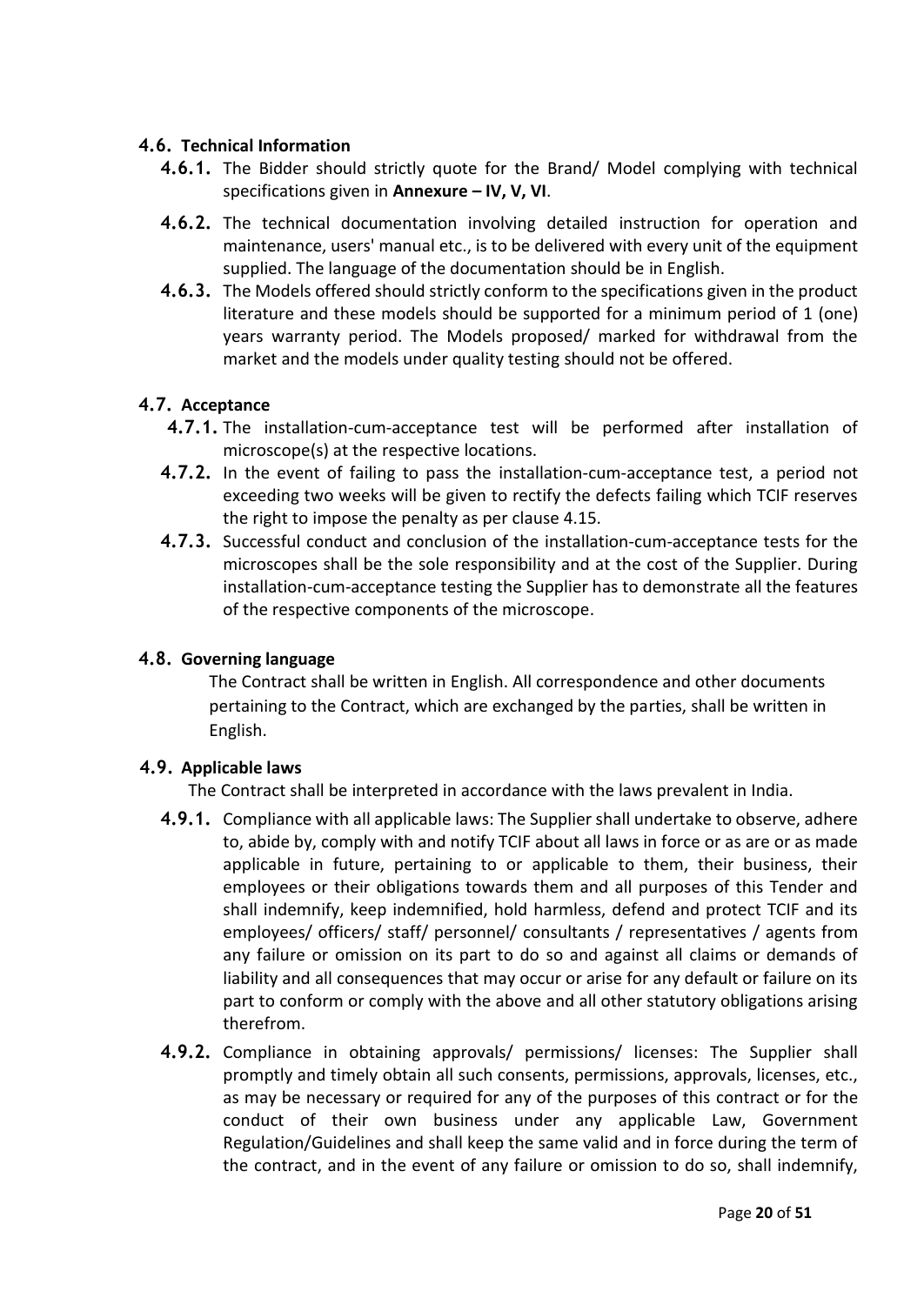### 4.6. Technical Information

**4.6.1.** The Bidder should strictly quote for the Brand/ Model complying with technical specifications given in **Annexure – IV, V, VI**.

**4.6.2.** The technical documentation involving detailed instruction for operation and maintenance, users' manual etc., is to be delivered with every unit of the equipment supplied. The language of the documentation should be in English.

**4.6.3.** The Models offered should strictly conform to the specifications given in the product literature and these models should be supported for a minimum period of 1 (one) years warranty period. The Models proposed/ marked for withdrawal from the market and the models under quality testing should not be offered.

### 4.7. Acceptance

**4.7.1.** The installation-cum-acceptance test will be performed after installation of microscope(s) at the respective locations.

**4.7.2.** In the event of failing to pass the installation-cum-acceptance test, a period not exceeding two weeks will be given to rectify the defects failing which TCIF reserves the right to impose the penalty as per clause 4.15.

**4.7.3.** Successful conduct and conclusion of the installation-cum-acceptance tests for the microscopes shall be the sole responsibility and at the cost of the Supplier. During installation-cum-acceptance testing the Supplier has to demonstrate all the features of the respective components of the microscope.

### 4.8. Governing language

The Contract shall be written in English. All correspondence and other documents pertaining to the Contract, which are exchanged by the parties, shall be written in English.

### 4.9. Applicable laws

The Contract shall be interpreted in accordance with the laws prevalent in India.

**4.9.1.** Compliance with all applicable laws: The Supplier shall undertake to observe, adhere to, abide by, comply with and notify TCIF about all laws in force or as are or as made applicable in future, pertaining to or applicable to them, their business, their employees or their obligations towards them and all purposes of this Tender and shall indemnify, keep indemnified, hold harmless, defend and protect TCIF and its employees/ officers/ staff/ personnel/ consultants / representatives / agents from any failure or omission on its part to do so and against all claims or demands of liability and all consequences that may occur or arise for any default or failure on its part to conform or comply with the above and all other statutory obligations arising therefrom.

**4.9.2.** Compliance in obtaining approvals/ permissions/ licenses: The Supplier shall promptly and timely obtain all such consents, permissions, approvals, licenses, etc., as may be necessary or required for any of the purposes of this contract or for the conduct of their own business under any applicable Law, Government Regulation/Guidelines and shall keep the same valid and in force during the term of the contract, and in the event of any failure or omission to do so, shall indemnify,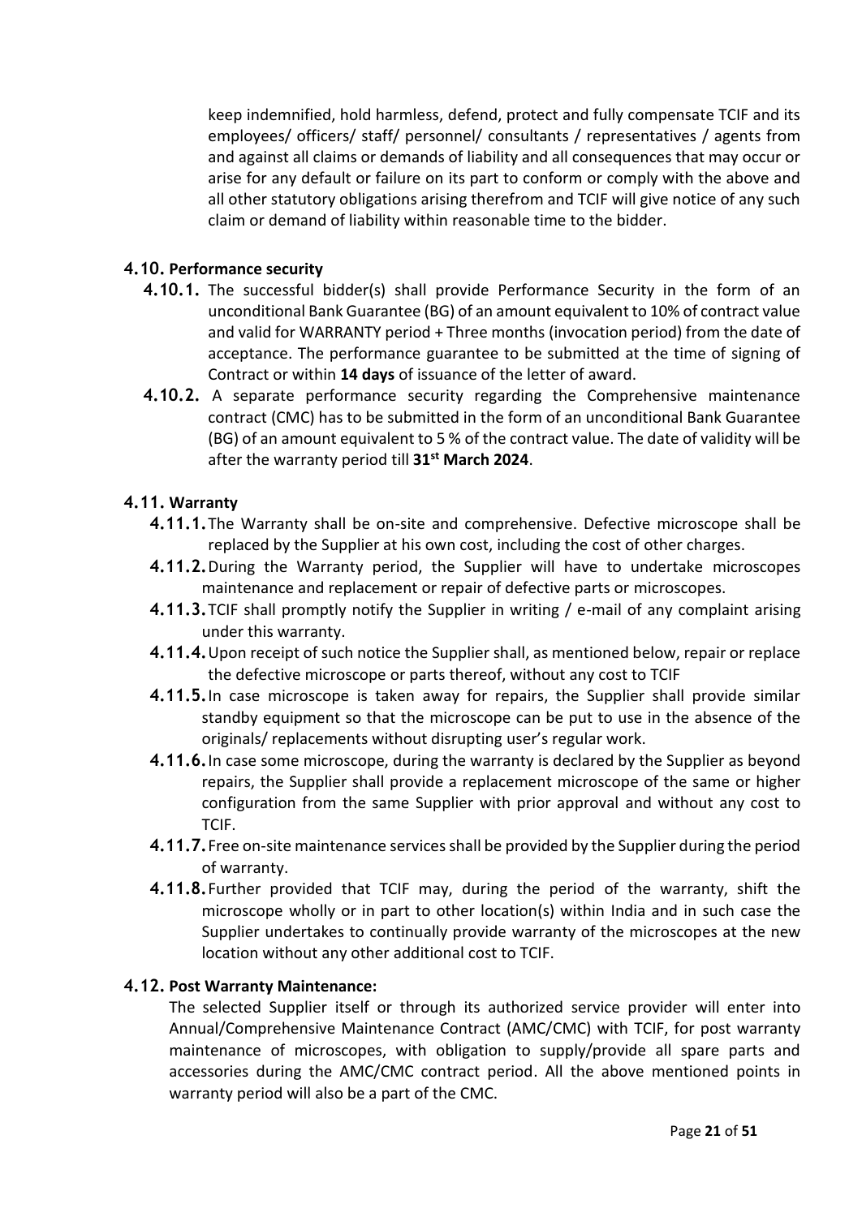keep indemnified, hold harmless, defend, protect and fully compensate TCIF and its employees/ officers/ staff/ personnel/ consultants / representatives / agents from and against all claims or demands of liability and all consequences that may occur or arise for any default or failure on its part to conform or comply with the above and all other statutory obligations arising therefrom and TCIF will give notice of any such claim or demand of liability within reasonable time to the bidder.

### 4.10. Performance security

**4.10.1.** The successful bidder(s) shall provide Performance Security in the form of an unconditional Bank Guarantee (BG) of an amount equivalent to 10% of contract value and valid for WARRANTY period + Three months (invocation period) from the date of acceptance. The performance guarantee to be submitted at the time of signing of Contract or within **14 days** of issuance of the letter of award.

**4.10.2.** A separate performance security regarding the Comprehensive maintenance contract (CMC) has to be submitted in the form of an unconditional Bank Guarantee (BG) of an amount equivalent to 5 % of the contract value. The date of validity will be after the warranty period till **31st March 2024**.

### 4.11. Warranty

**4.11.1.** The Warranty shall be on-site and comprehensive. Defective microscope shall be replaced by the Supplier at his own cost, including the cost of other charges.

**4.11.2.** During the Warranty period, the Supplier will have to undertake microscopes maintenance and replacement or repair of defective parts or microscopes.

**4.11.3.** TCIF shall promptly notify the Supplier in writing / e-mail of any complaint arising under this warranty.

**4.11.4.** Upon receipt of such notice the Supplier shall, as mentioned below, repair or replace the defective microscope or parts thereof, without any cost to TCIF

**4.11.5.** In case microscope is taken away for repairs, the Supplier shall provide similar standby equipment so that the microscope can be put to use in the absence of the originals/ replacements without disrupting user's regular work.

**4.11.6.** In case some microscope, during the warranty is declared by the Supplier as beyond repairs, the Supplier shall provide a replacement microscope of the same or higher configuration from the same Supplier with prior approval and without any cost to TCIF.

**4.11.7.** Free on-site maintenance services shall be provided by the Supplier during the period of warranty.

**4.11.8.** Further provided that TCIF may, during the period of the warranty, shift the microscope wholly or in part to other location(s) within India and in such case the Supplier undertakes to continually provide warranty of the microscopes at the new location without any other additional cost to TCIF.

### 4.12. Post Warranty Maintenance:

The selected Supplier itself or through its authorized service provider will enter into Annual/Comprehensive Maintenance Contract (AMC/CMC) with TCIF, for post warranty maintenance of microscopes, with obligation to supply/provide all spare parts and accessories during the AMC/CMC contract period. All the above mentioned points in warranty period will also be a part of the CMC.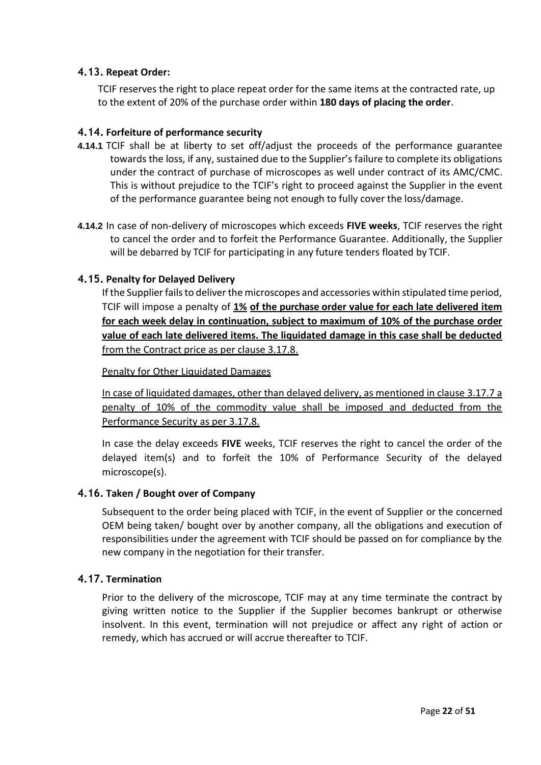### 4.13. Repeat Order:

TCIF reserves the right to place repeat order for the same items at the contracted rate, up to the extent of 20% of the purchase order within **180 days of placing the order**.

### 4.14. Forfeiture of performance security

**4.14.1** TCIF shall be at liberty to set off/adjust the proceeds of the performance guarantee towards the loss, if any, sustained due to the Supplier's failure to complete its obligations under the contract of purchase of microscopes as well under contract of its AMC/CMC. This is without prejudice to the TCIF's right to proceed against the Supplier in the event of the performance guarantee being not enough to fully cover the loss/damage.

**4.14.2** In case of non-delivery of microscopes which exceeds **FIVE weeks**, TCIF reserves the right to cancel the order and to forfeit the Performance Guarantee. Additionally, the Supplier will be debarred by TCIF for participating in any future tenders floated by TCIF.

### 4.15. Penalty for Delayed Delivery

If the Supplier fails to deliver the microscopes and accessories within stipulated time period, TCIF will impose a penalty of **1% of the purchase order value for each late delivered item for each week delay in continuation, subject to maximum of 10% of the purchase order value of each late delivered items. The liquidated damage in this case shall be deducted** from the Contract price as per clause 3.17.8.

Penalty for Other Liquidated Damages

In case of liquidated damages, other than delayed delivery, as mentioned in clause 3.17.7 a penalty of 10% of the commodity value shall be imposed and deducted from the Performance Security as per 3.17.8.

In case the delay exceeds **FIVE** weeks, TCIF reserves the right to cancel the order of the delayed item(s) and to forfeit the 10% of Performance Security of the delayed microscope(s).

### 4.16. Taken / Bought over of Company

Subsequent to the order being placed with TCIF, in the event of Supplier or the concerned OEM being taken/ bought over by another company, all the obligations and execution of responsibilities under the agreement with TCIF should be passed on for compliance by the new company in the negotiation for their transfer.

### 4.17. Termination

Prior to the delivery of the microscope, TCIF may at any time terminate the contract by giving written notice to the Supplier if the Supplier becomes bankrupt or otherwise insolvent. In this event, termination will not prejudice or affect any right of action or remedy, which has accrued or will accrue thereafter to TCIF.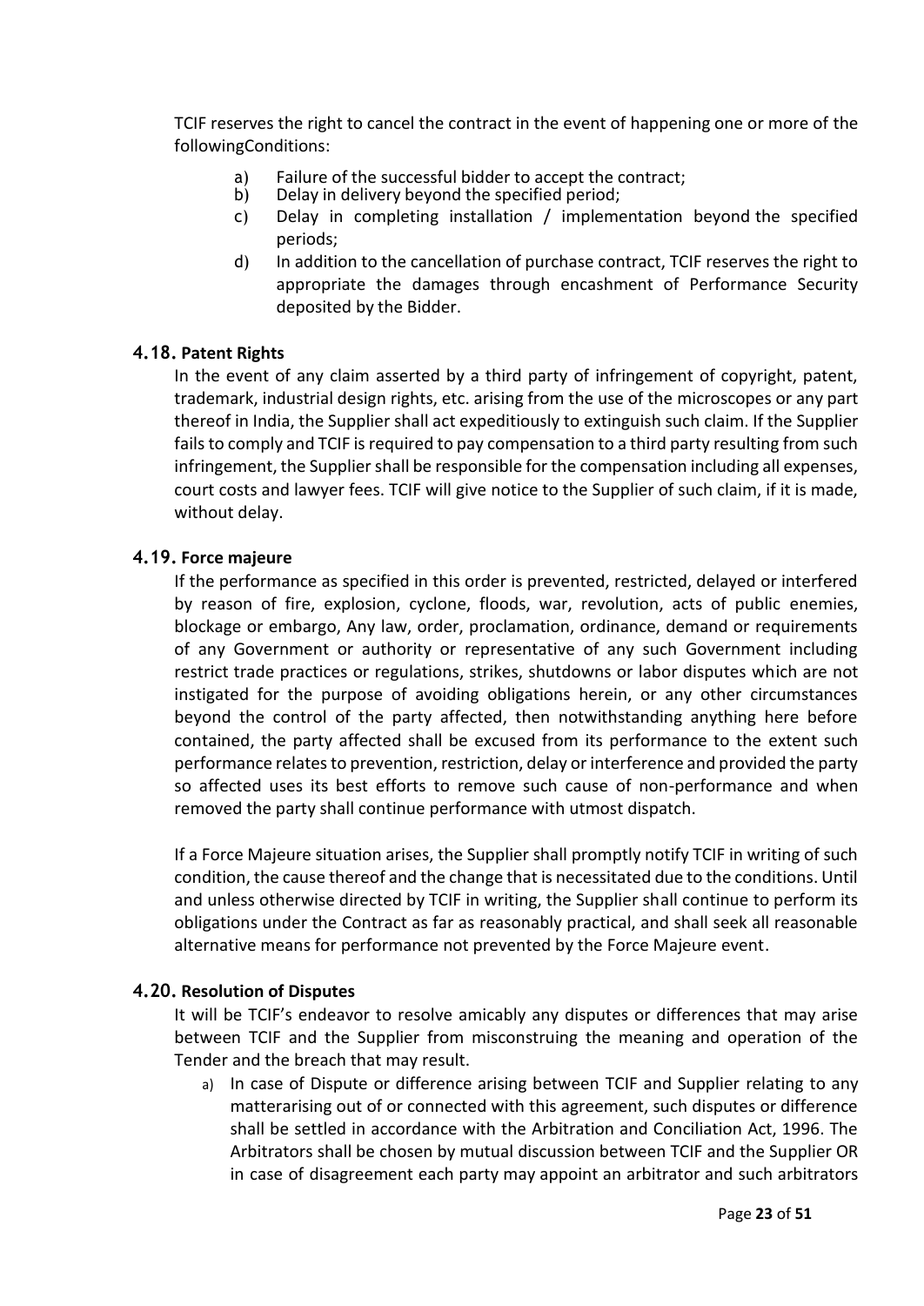TCIF reserves the right to cancel the contract in the event of happening one or more of the followingConditions:

a) Failure of the successful bidder to accept the contract;
b) Delay in delivery beyond the specified period;
c) Delay in completing installation / implementation beyond the specified periods;
d) In addition to the cancellation of purchase contract, TCIF reserves the right to appropriate the damages through encashment of Performance Security deposited by the Bidder.

### 4.18. Patent Rights

In the event of any claim asserted by a third party of infringement of copyright, patent, trademark, industrial design rights, etc. arising from the use of the microscopes or any part thereof in India, the Supplier shall act expeditiously to extinguish such claim. If the Supplier fails to comply and TCIF is required to pay compensation to a third party resulting from such infringement, the Supplier shall be responsible for the compensation including all expenses, court costs and lawyer fees. TCIF will give notice to the Supplier of such claim, if it is made, without delay.

### 4.19. Force majeure

If the performance as specified in this order is prevented, restricted, delayed or interfered by reason of fire, explosion, cyclone, floods, war, revolution, acts of public enemies, blockage or embargo, Any law, order, proclamation, ordinance, demand or requirements of any Government or authority or representative of any such Government including restrict trade practices or regulations, strikes, shutdowns or labor disputes which are not instigated for the purpose of avoiding obligations herein, or any other circumstances beyond the control of the party affected, then notwithstanding anything here before contained, the party affected shall be excused from its performance to the extent such performance relates to prevention, restriction, delay or interference and provided the party so affected uses its best efforts to remove such cause of non-performance and when removed the party shall continue performance with utmost dispatch.

If a Force Majeure situation arises, the Supplier shall promptly notify TCIF in writing of such condition, the cause thereof and the change that is necessitated due to the conditions. Until and unless otherwise directed by TCIF in writing, the Supplier shall continue to perform its obligations under the Contract as far as reasonably practical, and shall seek all reasonable alternative means for performance not prevented by the Force Majeure event.

### 4.20. Resolution of Disputes

It will be TCIF's endeavor to resolve amicably any disputes or differences that may arise between TCIF and the Supplier from misconstruing the meaning and operation of the Tender and the breach that may result.

a) In case of Dispute or difference arising between TCIF and Supplier relating to any matterarising out of or connected with this agreement, such disputes or difference shall be settled in accordance with the Arbitration and Conciliation Act, 1996. The Arbitrators shall be chosen by mutual discussion between TCIF and the Supplier OR in case of disagreement each party may appoint an arbitrator and such arbitrators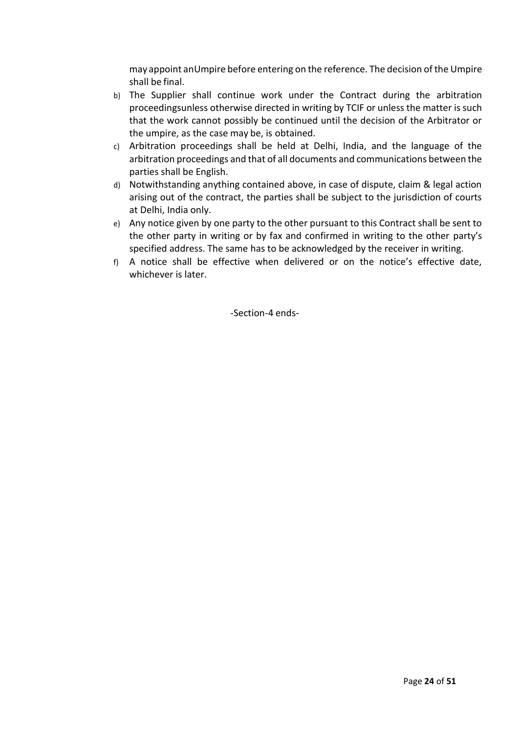may appoint anUmpire before entering on the reference. The decision of the Umpire shall be final.

b) The Supplier shall continue work under the Contract during the arbitration proceedingsunless otherwise directed in writing by TCIF or unless the matter is such that the work cannot possibly be continued until the decision of the Arbitrator or the umpire, as the case may be, is obtained.
c) Arbitration proceedings shall be held at Delhi, India, and the language of the arbitration proceedings and that of all documents and communications between the parties shall be English.
d) Notwithstanding anything contained above, in case of dispute, claim & legal action arising out of the contract, the parties shall be subject to the jurisdiction of courts at Delhi, India only.
e) Any notice given by one party to the other pursuant to this Contract shall be sent to the other party in writing or by fax and confirmed in writing to the other party's specified address. The same has to be acknowledged by the receiver in writing.
f) A notice shall be effective when delivered or on the notice's effective date, whichever is later.

-Section-4 ends-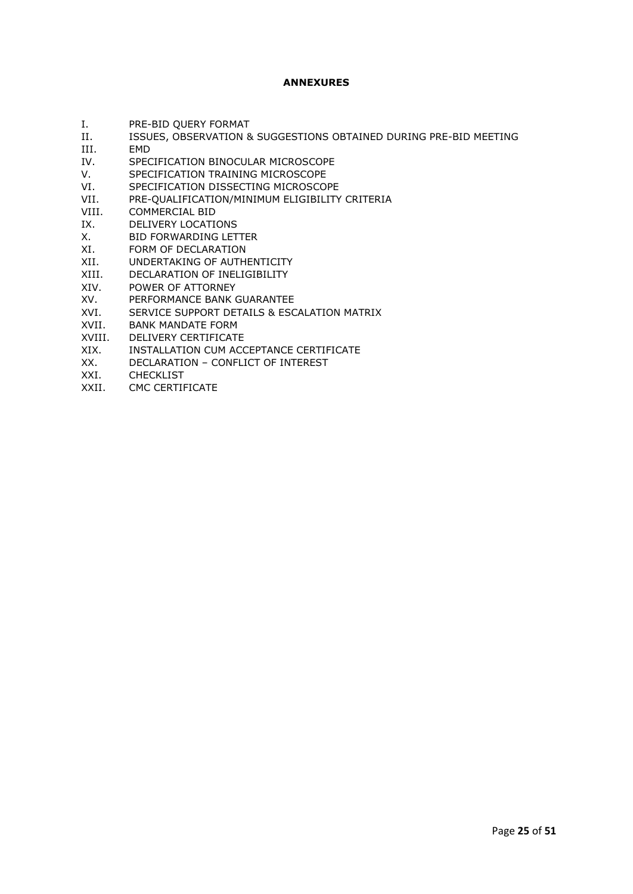## ANNEXURES

I. PRE-BID QUERY FORMAT
II. ISSUES, OBSERVATION & SUGGESTIONS OBTAINED DURING PRE-BID MEETING
III. EMD
IV. SPECIFICATION BINOCULAR MICROSCOPE
V. SPECIFICATION TRAINING MICROSCOPE
VI. SPECIFICATION DISSECTING MICROSCOPE
VII. PRE-QUALIFICATION/MINIMUM ELIGIBILITY CRITERIA
VIII. COMMERCIAL BID
IX. DELIVERY LOCATIONS
X. BID FORWARDING LETTER
XI. FORM OF DECLARATION
XII. UNDERTAKING OF AUTHENTICITY
XIII. DECLARATION OF INELIGIBILITY
XIV. POWER OF ATTORNEY
XV. PERFORMANCE BANK GUARANTEE
XVI. SERVICE SUPPORT DETAILS & ESCALATION MATRIX
XVII. BANK MANDATE FORM
XVIII. DELIVERY CERTIFICATE
XIX. INSTALLATION CUM ACCEPTANCE CERTIFICATE
XX. DECLARATION – CONFLICT OF INTEREST
XXI. CHECKLIST
XXII. CMC CERTIFICATE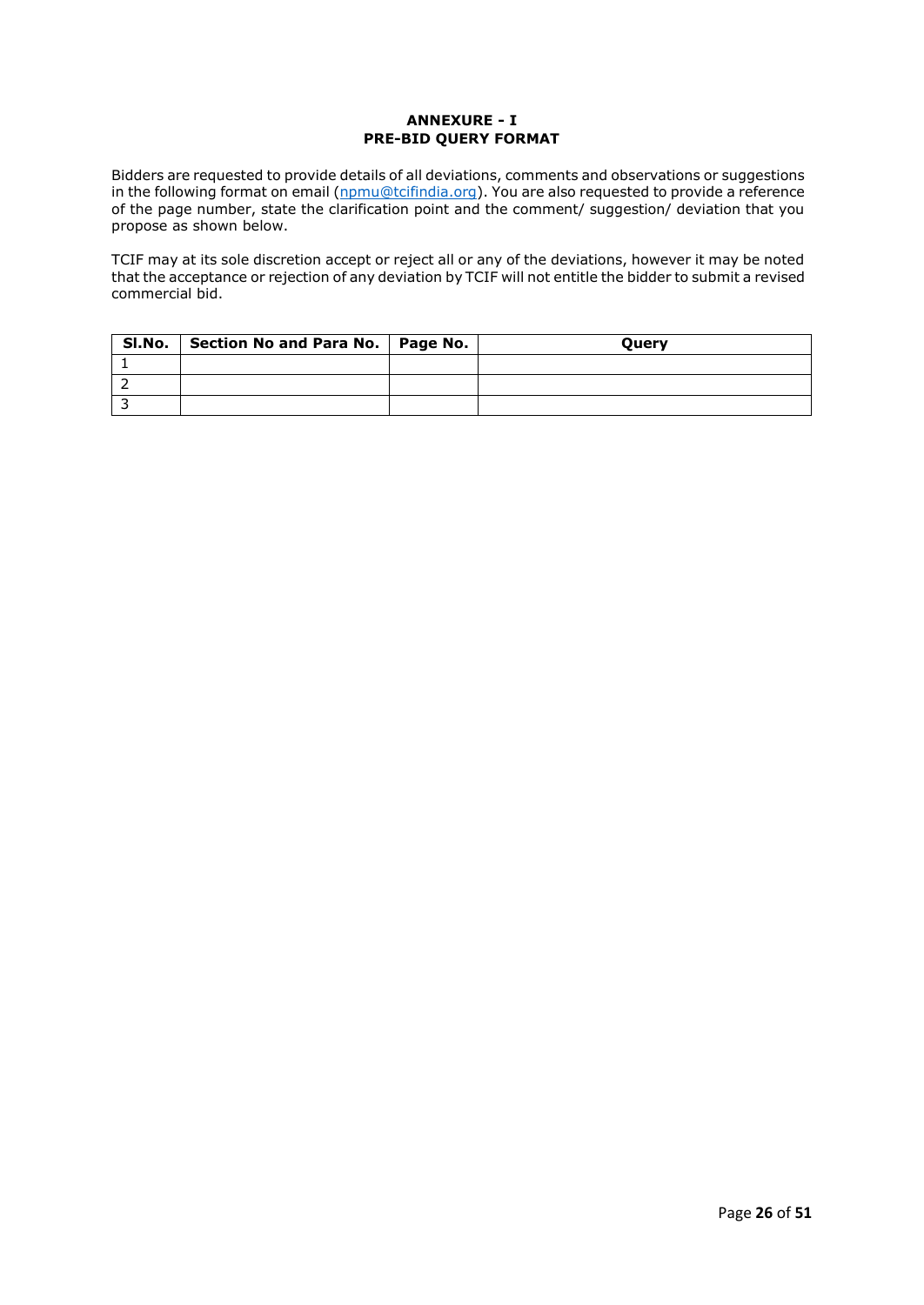# ANNEXURE - I
## PRE-BID QUERY FORMAT

Bidders are requested to provide details of all deviations, comments and observations or suggestions in the following format on email (npmu@tcifindia.org). You are also requested to provide a reference of the page number, state the clarification point and the comment/ suggestion/ deviation that you propose as shown below.

TCIF may at its sole discretion accept or reject all or any of the deviations, however it may be noted that the acceptance or rejection of any deviation by TCIF will not entitle the bidder to submit a revised commercial bid.

| Sl.No. | Section No and Para No. | Page No. | Query |
|---|---|---|---|
| 1 | | | |
| 2 | | | |
| 3 | | | |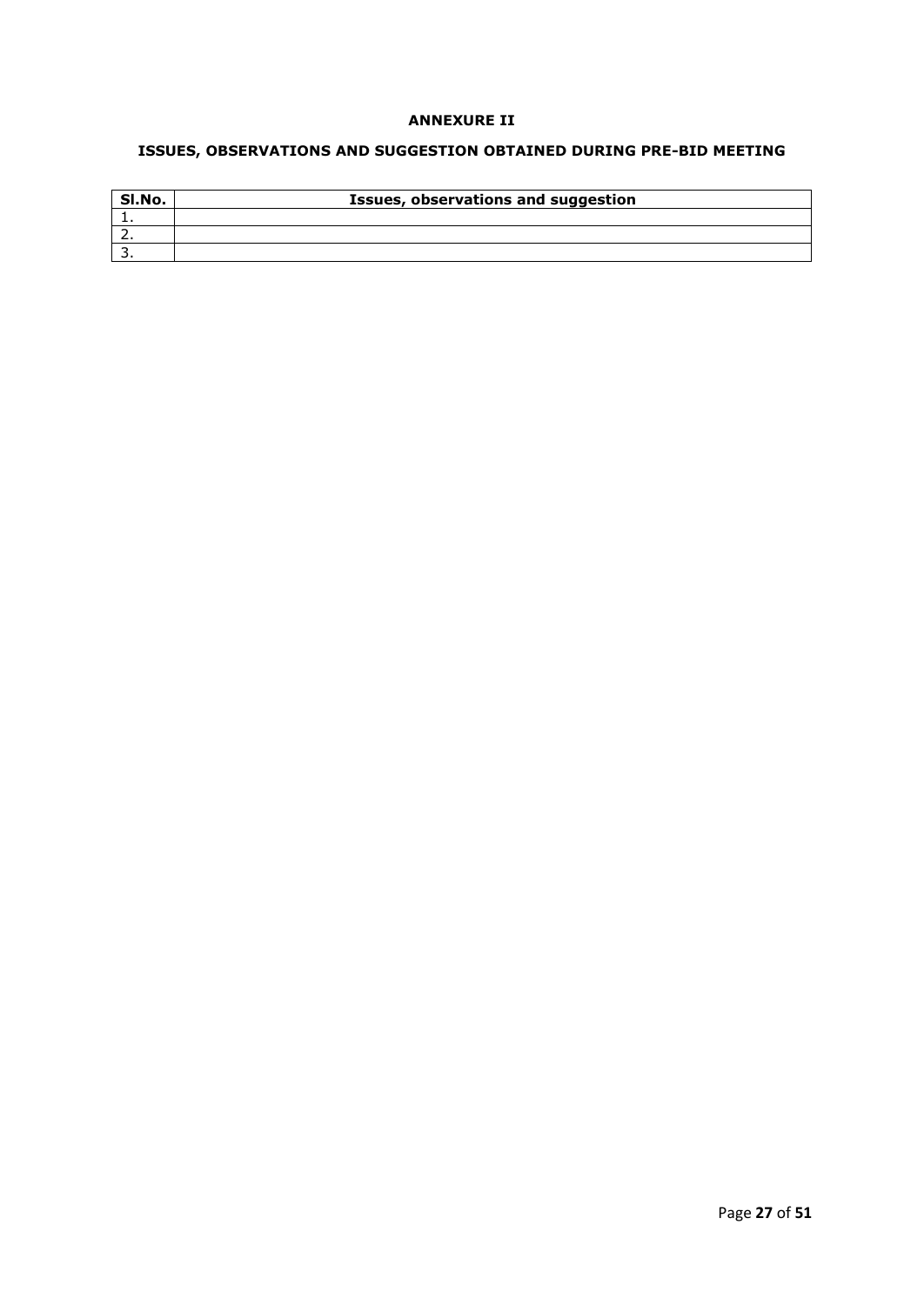**ANNEXURE II**

**ISSUES, OBSERVATIONS AND SUGGESTION OBTAINED DURING PRE-BID MEETING**

| Sl.No. | Issues, observations and suggestion |
|---|---|
| 1. | |
| 2. | |
| 3. | |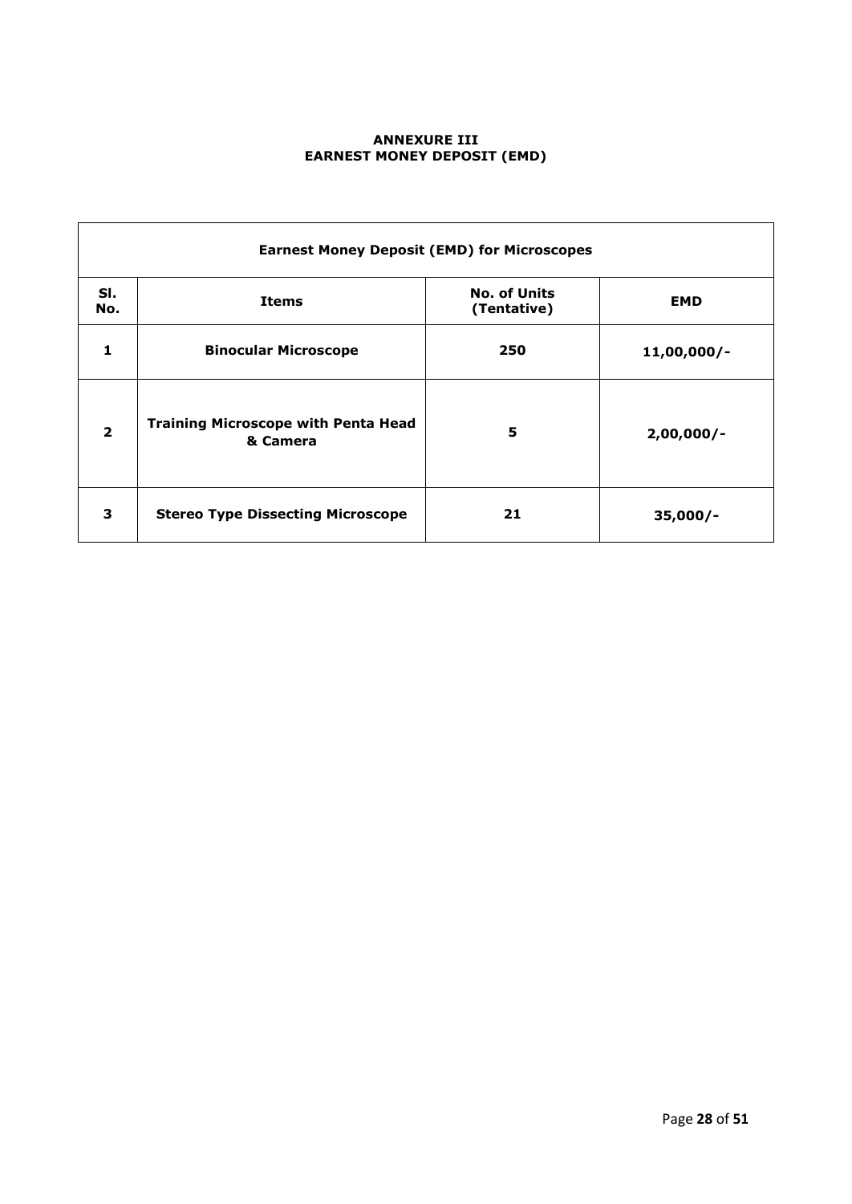**ANNEXURE III**
**EARNEST MONEY DEPOSIT (EMD)**

| **Earnest Money Deposit (EMD) for Microscopes** | | | |
|---|---|---|---|
| **Sl. No.** | **Items** | **No. of Units (Tentative)** | **EMD** |
| **1** | **Binocular Microscope** | **250** | **11,00,000/-** |
| **2** | **Training Microscope with Penta Head & Camera** | **5** | **2,00,000/-** |
| **3** | **Stereo Type Dissecting Microscope** | **21** | **35,000/-** |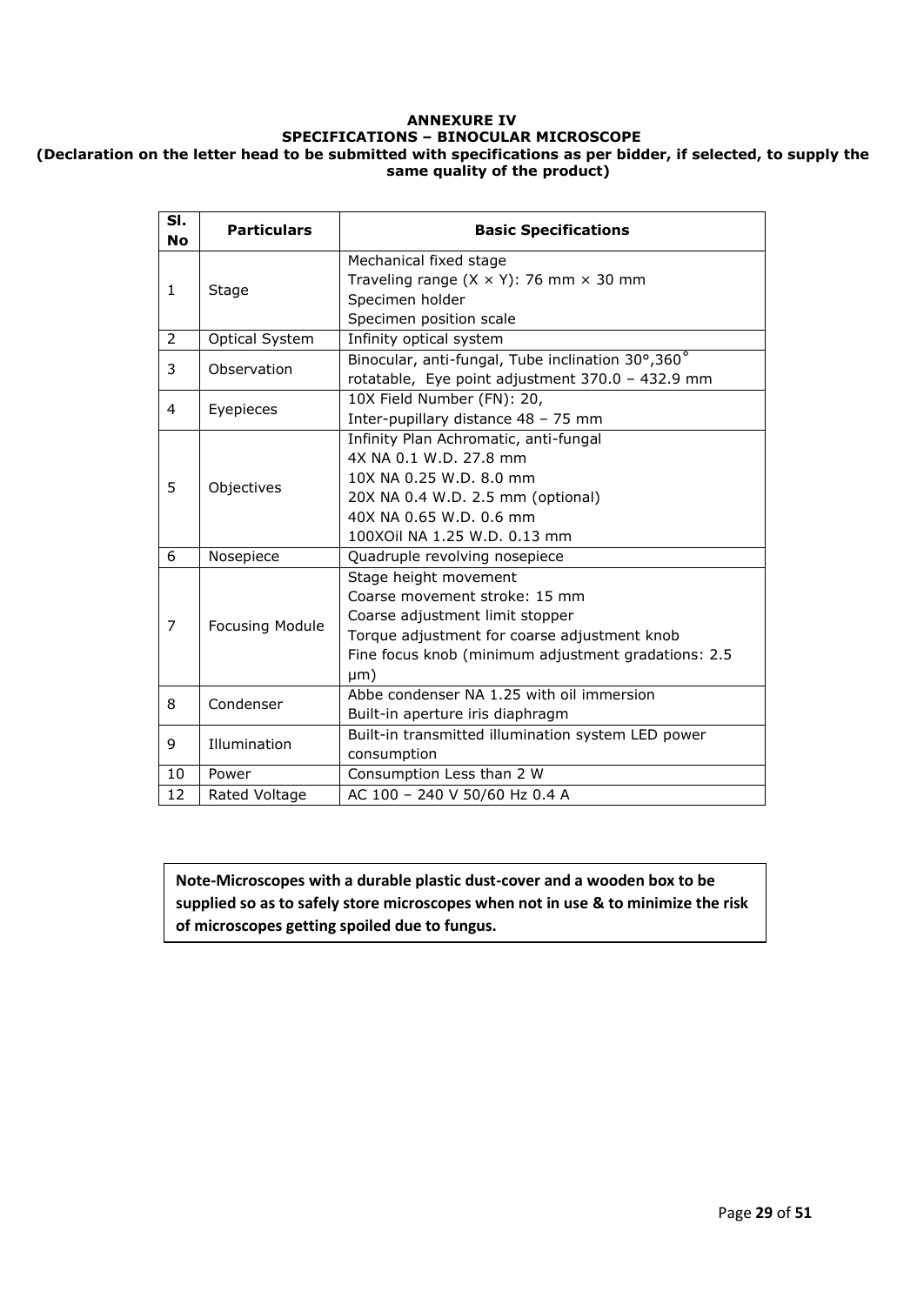**ANNEXURE IV**

**SPECIFICATIONS – BINOCULAR MICROSCOPE**

**(Declaration on the letter head to be submitted with specifications as per bidder, if selected, to supply the same quality of the product)**

| Sl. No | Particulars | Basic Specifications |
|---|---|---|
| 1 | Stage | Mechanical fixed stage<br>Traveling range (X × Y): 76 mm × 30 mm<br>Specimen holder<br>Specimen position scale |
| 2 | Optical System | Infinity optical system |
| 3 | Observation | Binocular, anti-fungal, Tube inclination 30°,360° rotatable, Eye point adjustment 370.0 – 432.9 mm |
| 4 | Eyepieces | 10X Field Number (FN): 20,<br>Inter-pupillary distance 48 – 75 mm |
| 5 | Objectives | Infinity Plan Achromatic, anti-fungal<br>4X NA 0.1 W.D. 27.8 mm<br>10X NA 0.25 W.D. 8.0 mm<br>20X NA 0.4 W.D. 2.5 mm (optional)<br>40X NA 0.65 W.D. 0.6 mm<br>100XOil NA 1.25 W.D. 0.13 mm |
| 6 | Nosepiece | Quadruple revolving nosepiece |
| 7 | Focusing Module | Stage height movement<br>Coarse movement stroke: 15 mm<br>Coarse adjustment limit stopper<br>Torque adjustment for coarse adjustment knob<br>Fine focus knob (minimum adjustment gradations: 2.5 μm) |
| 8 | Condenser | Abbe condenser NA 1.25 with oil immersion<br>Built-in aperture iris diaphragm |
| 9 | Illumination | Built-in transmitted illumination system LED power consumption |
| 10 | Power | Consumption Less than 2 W |
| 12 | Rated Voltage | AC 100 – 240 V 50/60 Hz 0.4 A |

**Note-Microscopes with a durable plastic dust-cover and a wooden box to be supplied so as to safely store microscopes when not in use & to minimize the risk of microscopes getting spoiled due to fungus.**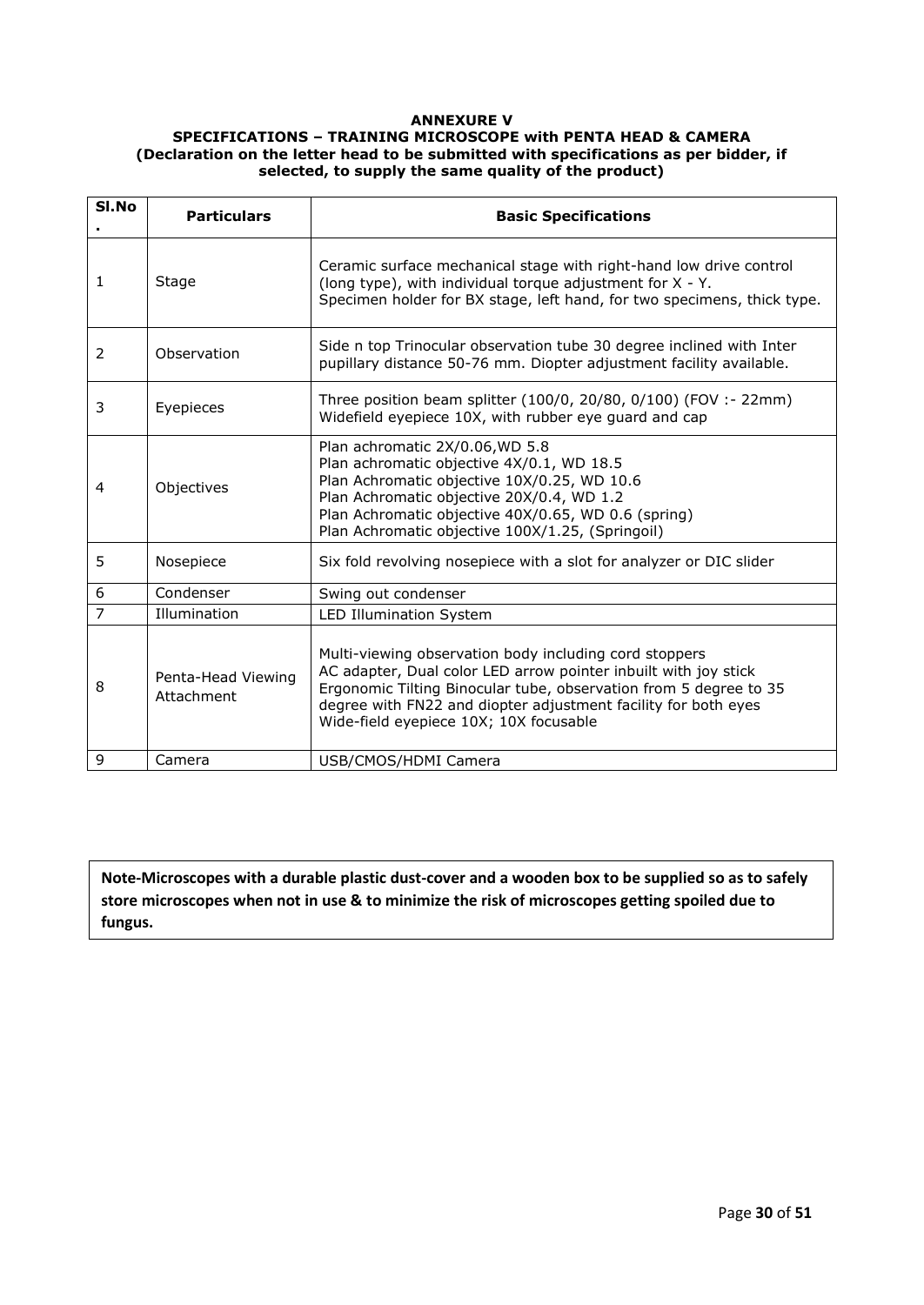**ANNEXURE V**

**SPECIFICATIONS – TRAINING MICROSCOPE with PENTA HEAD & CAMERA**

**(Declaration on the letter head to be submitted with specifications as per bidder, if selected, to supply the same quality of the product)**

| Sl.No. | Particulars | Basic Specifications |
|---|---|---|
| 1 | Stage | Ceramic surface mechanical stage with right-hand low drive control (long type), with individual torque adjustment for X - Y.<br>Specimen holder for BX stage, left hand, for two specimens, thick type. |
| 2 | Observation | Side n top Trinocular observation tube 30 degree inclined with Inter pupillary distance 50-76 mm. Diopter adjustment facility available. |
| 3 | Eyepieces | Three position beam splitter (100/0, 20/80, 0/100) (FOV :- 22mm)<br>Widefield eyepiece 10X, with rubber eye guard and cap |
| 4 | Objectives | Plan achromatic 2X/0.06,WD 5.8<br>Plan achromatic objective 4X/0.1, WD 18.5<br>Plan Achromatic objective 10X/0.25, WD 10.6<br>Plan Achromatic objective 20X/0.4, WD 1.2<br>Plan Achromatic objective 40X/0.65, WD 0.6 (spring)<br>Plan Achromatic objective 100X/1.25, (Springoil) |
| 5 | Nosepiece | Six fold revolving nosepiece with a slot for analyzer or DIC slider |
| 6 | Condenser | Swing out condenser |
| 7 | Illumination | LED Illumination System |
| 8 | Penta-Head Viewing Attachment | Multi-viewing observation body including cord stoppers<br>AC adapter, Dual color LED arrow pointer inbuilt with joy stick<br>Ergonomic Tilting Binocular tube, observation from 5 degree to 35 degree with FN22 and diopter adjustment facility for both eyes<br>Wide-field eyepiece 10X; 10X focusable |
| 9 | Camera | USB/CMOS/HDMI Camera |

**Note-Microscopes with a durable plastic dust-cover and a wooden box to be supplied so as to safely store microscopes when not in use & to minimize the risk of microscopes getting spoiled due to fungus.**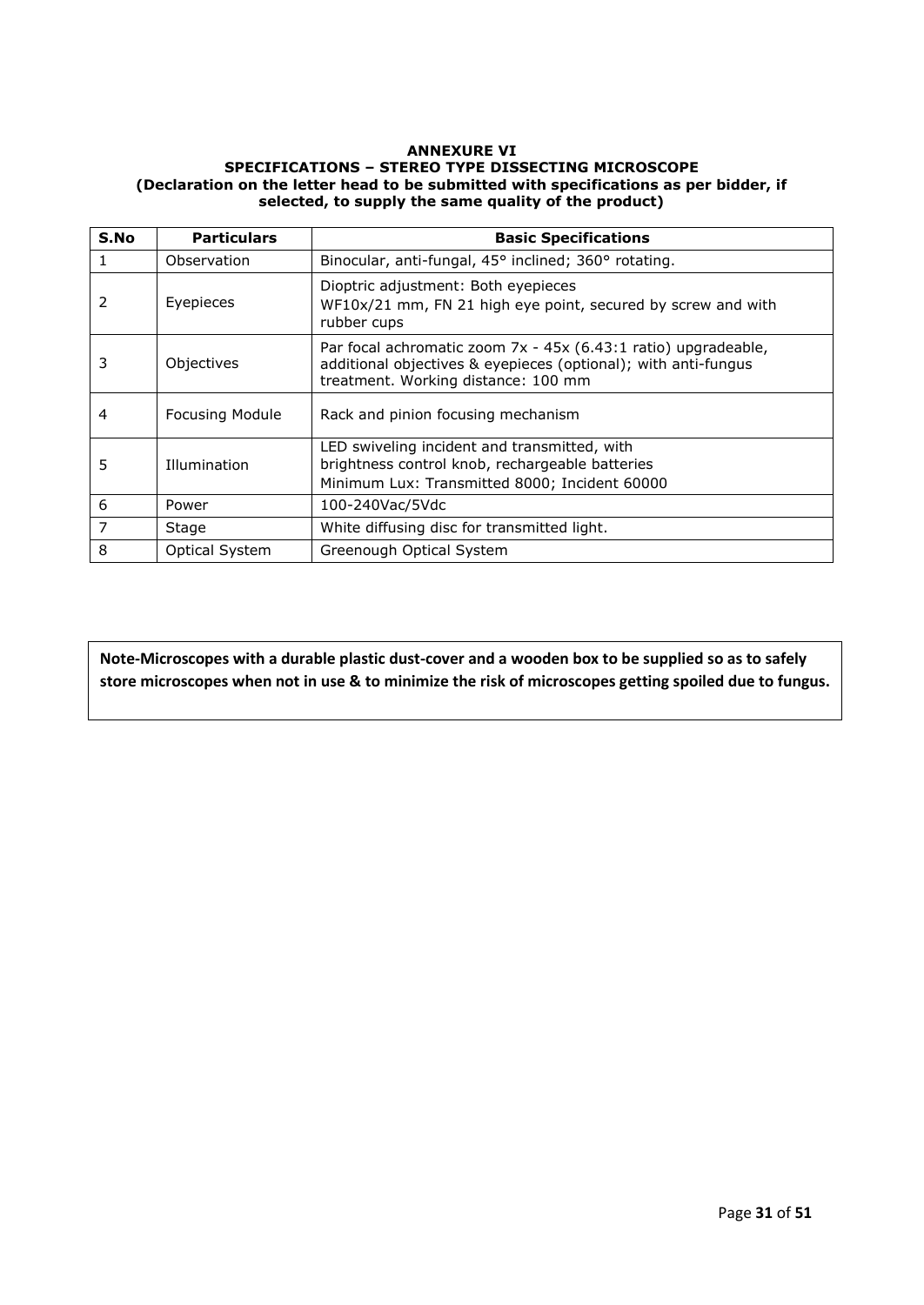**ANNEXURE VI**
**SPECIFICATIONS – STEREO TYPE DISSECTING MICROSCOPE**
**(Declaration on the letter head to be submitted with specifications as per bidder, if selected, to supply the same quality of the product)**

| S.No | Particulars | Basic Specifications |
|---|---|---|
| 1 | Observation | Binocular, anti-fungal, 45° inclined; 360° rotating. |
| 2 | Eyepieces | Dioptric adjustment: Both eyepieces<br>WF10x/21 mm, FN 21 high eye point, secured by screw and with rubber cups |
| 3 | Objectives | Par focal achromatic zoom 7x - 45x (6.43:1 ratio) upgradeable, additional objectives & eyepieces (optional); with anti-fungus treatment. Working distance: 100 mm |
| 4 | Focusing Module | Rack and pinion focusing mechanism |
| 5 | Illumination | LED swiveling incident and transmitted, with brightness control knob, rechargeable batteries<br>Minimum Lux: Transmitted 8000; Incident 60000 |
| 6 | Power | 100-240Vac/5Vdc |
| 7 | Stage | White diffusing disc for transmitted light. |
| 8 | Optical System | Greenough Optical System |

**Note-Microscopes with a durable plastic dust-cover and a wooden box to be supplied so as to safely store microscopes when not in use & to minimize the risk of microscopes getting spoiled due to fungus.**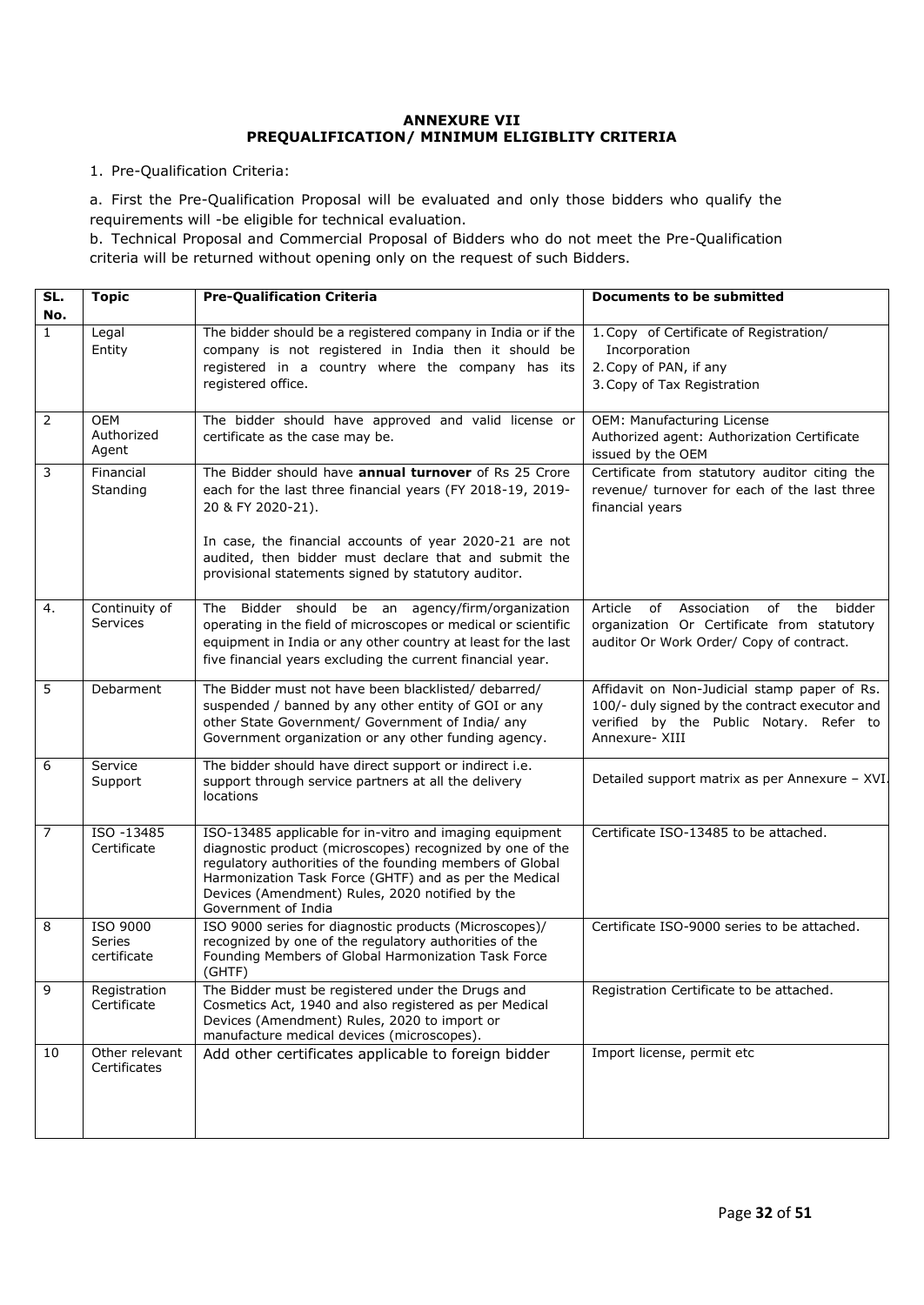# ANNEXURE VII
## PREQUALIFICATION/ MINIMUM ELIGIBLITY CRITERIA

1. Pre-Qualification Criteria:

a. First the Pre-Qualification Proposal will be evaluated and only those bidders who qualify the requirements will -be eligible for technical evaluation.

b. Technical Proposal and Commercial Proposal of Bidders who do not meet the Pre-Qualification criteria will be returned without opening only on the request of such Bidders.

| SL. No. | Topic | Pre-Qualification Criteria | Documents to be submitted |
|---|---|---|---|
| 1 | Legal Entity | The bidder should be a registered company in India or if the company is not registered in India then it should be registered in a country where the company has its registered office. | 1. Copy of Certificate of Registration/ Incorporation<br>2. Copy of PAN, if any<br>3. Copy of Tax Registration |
| 2 | OEM Authorized Agent | The bidder should have approved and valid license or certificate as the case may be. | OEM: Manufacturing License<br>Authorized agent: Authorization Certificate issued by the OEM |
| 3 | Financial Standing | The Bidder should have **annual turnover** of Rs 25 Crore each for the last three financial years (FY 2018-19, 2019-20 & FY 2020-21).<br><br>In case, the financial accounts of year 2020-21 are not audited, then bidder must declare that and submit the provisional statements signed by statutory auditor. | Certificate from statutory auditor citing the revenue/ turnover for each of the last three financial years |
| 4. | Continuity of Services | The Bidder should be an agency/firm/organization operating in the field of microscopes or medical or scientific equipment in India or any other country at least for the last five financial years excluding the current financial year. | Article of Association of the bidder organization Or Certificate from statutory auditor Or Work Order/ Copy of contract. |
| 5 | Debarment | The Bidder must not have been blacklisted/ debarred/ suspended / banned by any other entity of GOI or any other State Government/ Government of India/ any Government organization or any other funding agency. | Affidavit on Non-Judicial stamp paper of Rs. 100/- duly signed by the contract executor and verified by the Public Notary. Refer to Annexure- XIII |
| 6 | Service Support | The bidder should have direct support or indirect i.e. support through service partners at all the delivery locations | Detailed support matrix as per Annexure – XVI. |
| 7 | ISO -13485 Certificate | ISO-13485 applicable for in-vitro and imaging equipment diagnostic product (microscopes) recognized by one of the regulatory authorities of the founding members of Global Harmonization Task Force (GHTF) and as per the Medical Devices (Amendment) Rules, 2020 notified by the Government of India | Certificate ISO-13485 to be attached. |
| 8 | ISO 9000 Series certificate | ISO 9000 series for diagnostic products (Microscopes)/ recognized by one of the regulatory authorities of the Founding Members of Global Harmonization Task Force (GHTF) | Certificate ISO-9000 series to be attached. |
| 9 | Registration Certificate | The Bidder must be registered under the Drugs and Cosmetics Act, 1940 and also registered as per Medical Devices (Amendment) Rules, 2020 to import or manufacture medical devices (microscopes). | Registration Certificate to be attached. |
| 10 | Other relevant Certificates | Add other certificates applicable to foreign bidder | Import license, permit etc |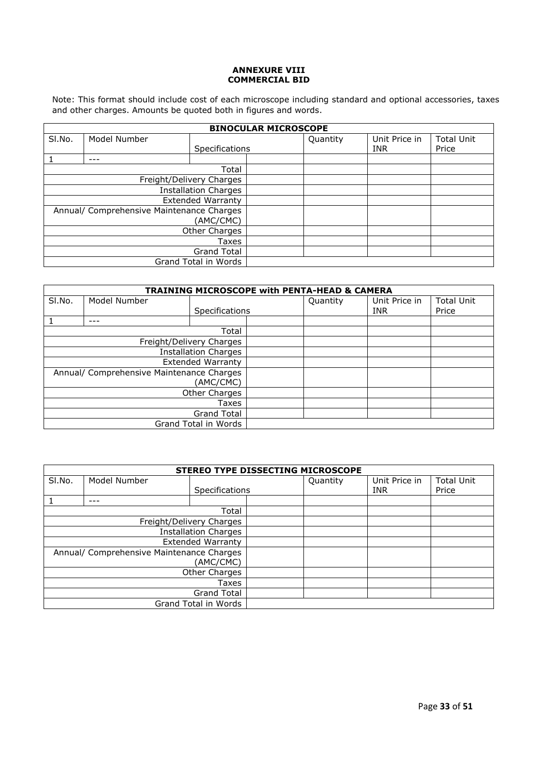**ANNEXURE VIII**
**COMMERCIAL BID**

Note: This format should include cost of each microscope including standard and optional accessories, taxes and other charges. Amounts be quoted both in figures and words.

| **BINOCULAR MICROSCOPE** | | | | | | |
|---|---|---|---|---|---|---|
| Sl.No. | Model Number | Specifications | | Quantity | Unit Price in INR | Total Unit Price |
| 1 | --- | | | | | |
| Total | | | | | | |
| Freight/Delivery Charges | | | | | | |
| Installation Charges | | | | | | |
| Extended Warranty | | | | | | |
| Annual/ Comprehensive Maintenance Charges (AMC/CMC) | | | | | | |
| Other Charges | | | | | | |
| Taxes | | | | | | |
| Grand Total | | | | | | |
| Grand Total in Words | | | | | | |

| **TRAINING MICROSCOPE with PENTA-HEAD & CAMERA** | | | | | | |
|---|---|---|---|---|---|---|
| Sl.No. | Model Number | Specifications | | Quantity | Unit Price in INR | Total Unit Price |
| 1 | --- | | | | | |
| Total | | | | | | |
| Freight/Delivery Charges | | | | | | |
| Installation Charges | | | | | | |
| Extended Warranty | | | | | | |
| Annual/ Comprehensive Maintenance Charges (AMC/CMC) | | | | | | |
| Other Charges | | | | | | |
| Taxes | | | | | | |
| Grand Total | | | | | | |
| Grand Total in Words | | | | | | |

| **STEREO TYPE DISSECTING MICROSCOPE** | | | | | | |
|---|---|---|---|---|---|---|
| Sl.No. | Model Number | Specifications | | Quantity | Unit Price in INR | Total Unit Price |
| 1 | --- | | | | | |
| Total | | | | | | |
| Freight/Delivery Charges | | | | | | |
| Installation Charges | | | | | | |
| Extended Warranty | | | | | | |
| Annual/ Comprehensive Maintenance Charges (AMC/CMC) | | | | | | |
| Other Charges | | | | | | |
| Taxes | | | | | | |
| Grand Total | | | | | | |
| Grand Total in Words | | | | | | |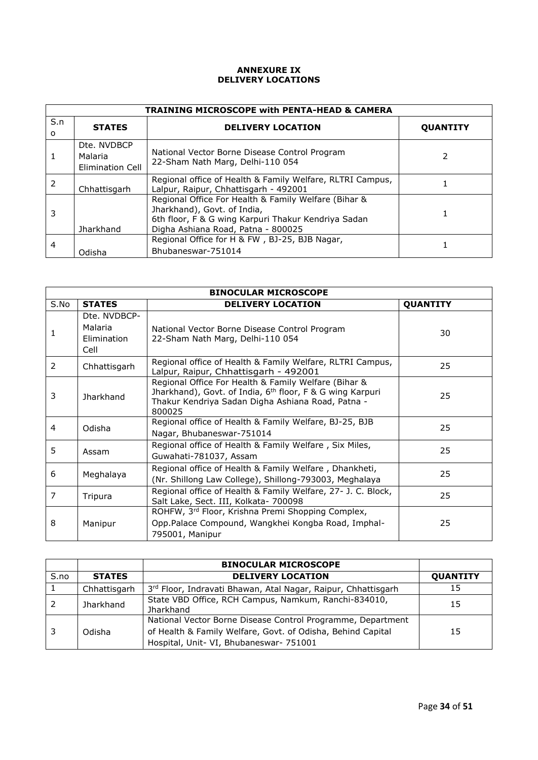# ANNEXURE IX
## DELIVERY LOCATIONS

| TRAINING MICROSCOPE with PENTA-HEAD & CAMERA | | | |
|---|---|---|---|
| S.no | STATES | DELIVERY LOCATION | QUANTITY |
| 1 | Dte. NVDBCP Malaria Elimination Cell | National Vector Borne Disease Control Program 22-Sham Nath Marg, Delhi-110 054 | 2 |
| 2 | Chhattisgarh | Regional office of Health & Family Welfare, RLTRI Campus, Lalpur, Raipur, Chhattisgarh - 492001 | 1 |
| 3 | Jharkhand | Regional Office For Health & Family Welfare (Bihar & Jharkhand), Govt. of India, 6th floor, F & G wing Karpuri Thakur Kendriya Sadan Digha Ashiana Road, Patna - 800025 | 1 |
| 4 | Odisha | Regional Office for H & FW , BJ-25, BJB Nagar, Bhubaneswar-751014 | 1 |

| BINOCULAR MICROSCOPE | | | |
|---|---|---|---|
| S.No | STATES | DELIVERY LOCATION | QUANTITY |
| 1 | Dte. NVDBCP-Malaria Elimination Cell | National Vector Borne Disease Control Program 22-Sham Nath Marg, Delhi-110 054 | 30 |
| 2 | Chhattisgarh | Regional office of Health & Family Welfare, RLTRI Campus, Lalpur, Raipur, Chhattisgarh - 492001 | 25 |
| 3 | Jharkhand | Regional Office For Health & Family Welfare (Bihar & Jharkhand), Govt. of India, 6th floor, F & G wing Karpuri Thakur Kendriya Sadan Digha Ashiana Road, Patna - 800025 | 25 |
| 4 | Odisha | Regional office of Health & Family Welfare, BJ-25, BJB Nagar, Bhubaneswar-751014 | 25 |
| 5 | Assam | Regional office of Health & Family Welfare , Six Miles, Guwahati-781037, Assam | 25 |
| 6 | Meghalaya | Regional office of Health & Family Welfare , Dhankheti, (Nr. Shillong Law College), Shillong-793003, Meghalaya | 25 |
| 7 | Tripura | Regional office of Health & Family Welfare, 27- J. C. Block, Salt Lake, Sect. III, Kolkata- 700098 | 25 |
| 8 | Manipur | ROHFW, 3rd Floor, Krishna Premi Shopping Complex, Opp.Palace Compound, Wangkhei Kongba Road, Imphal-795001, Manipur | 25 |

| | | BINOCULAR MICROSCOPE | |
|---|---|---|---|
| S.no | STATES | DELIVERY LOCATION | QUANTITY |
| 1 | Chhattisgarh | 3rd Floor, Indravati Bhawan, Atal Nagar, Raipur, Chhattisgarh | 15 |
| 2 | Jharkhand | State VBD Office, RCH Campus, Namkum, Ranchi-834010, Jharkhand | 15 |
| 3 | Odisha | National Vector Borne Disease Control Programme, Department of Health & Family Welfare, Govt. of Odisha, Behind Capital Hospital, Unit- VI, Bhubaneswar- 751001 | 15 |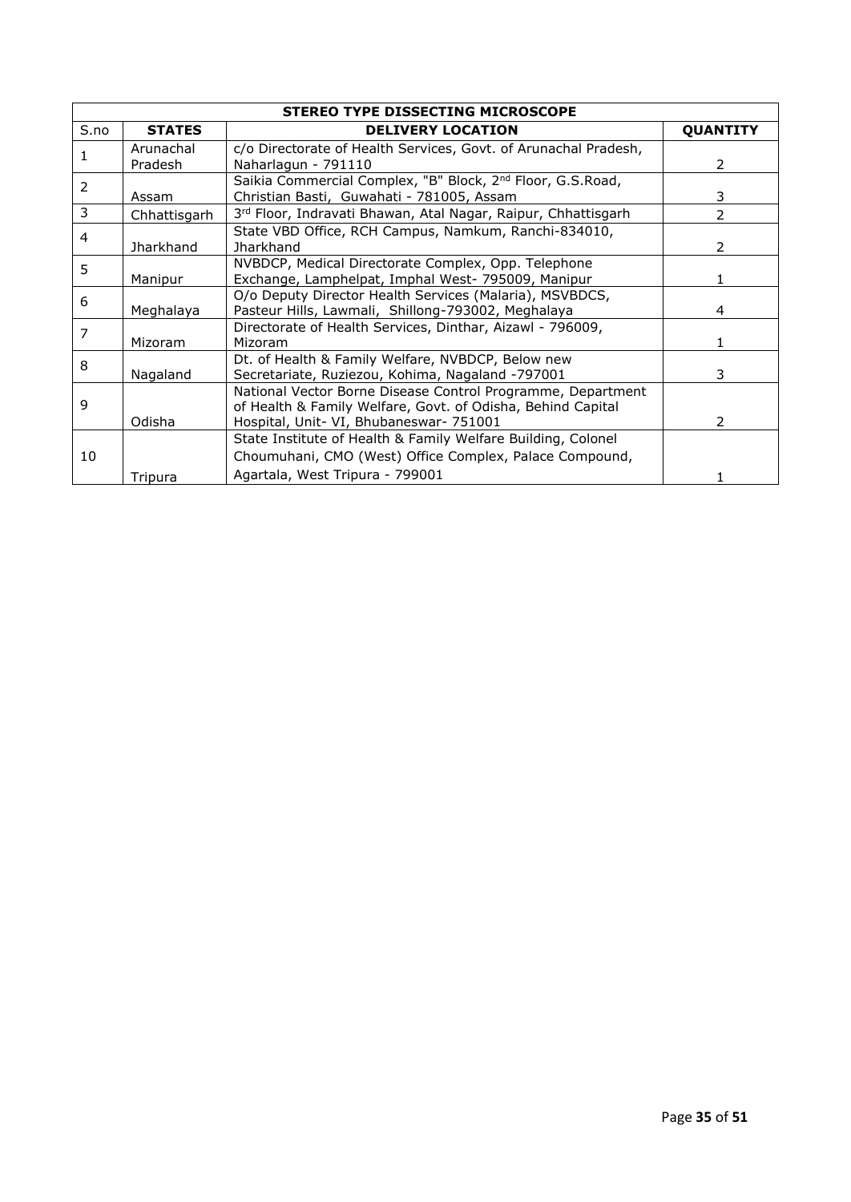| STEREO TYPE DISSECTING MICROSCOPE | | | |
|---|---|---|---|
| S.no | **STATES** | **DELIVERY LOCATION** | **QUANTITY** |
| 1 | Arunachal Pradesh | c/o Directorate of Health Services, Govt. of Arunachal Pradesh, Naharlagun - 791110 | 2 |
| 2 | Assam | Saikia Commercial Complex, "B" Block, 2nd Floor, G.S.Road, Christian Basti, Guwahati - 781005, Assam | 3 |
| 3 | Chhattisgarh | 3rd Floor, Indravati Bhawan, Atal Nagar, Raipur, Chhattisgarh | 2 |
| 4 | Jharkhand | State VBD Office, RCH Campus, Namkum, Ranchi-834010, Jharkhand | 2 |
| 5 | Manipur | NVBDCP, Medical Directorate Complex, Opp. Telephone Exchange, Lamphelpat, Imphal West- 795009, Manipur | 1 |
| 6 | Meghalaya | O/o Deputy Director Health Services (Malaria), MSVBDCS, Pasteur Hills, Lawmali, Shillong-793002, Meghalaya | 4 |
| 7 | Mizoram | Directorate of Health Services, Dinthar, Aizawl - 796009, Mizoram | 1 |
| 8 | Nagaland | Dt. of Health & Family Welfare, NVBDCP, Below new Secretariate, Ruziezou, Kohima, Nagaland -797001 | 3 |
| 9 | Odisha | National Vector Borne Disease Control Programme, Department of Health & Family Welfare, Govt. of Odisha, Behind Capital Hospital, Unit- VI, Bhubaneswar- 751001 | 2 |
| 10 | Tripura | State Institute of Health & Family Welfare Building, Colonel Choumuhani, CMO (West) Office Complex, Palace Compound, Agartala, West Tripura - 799001 | 1 |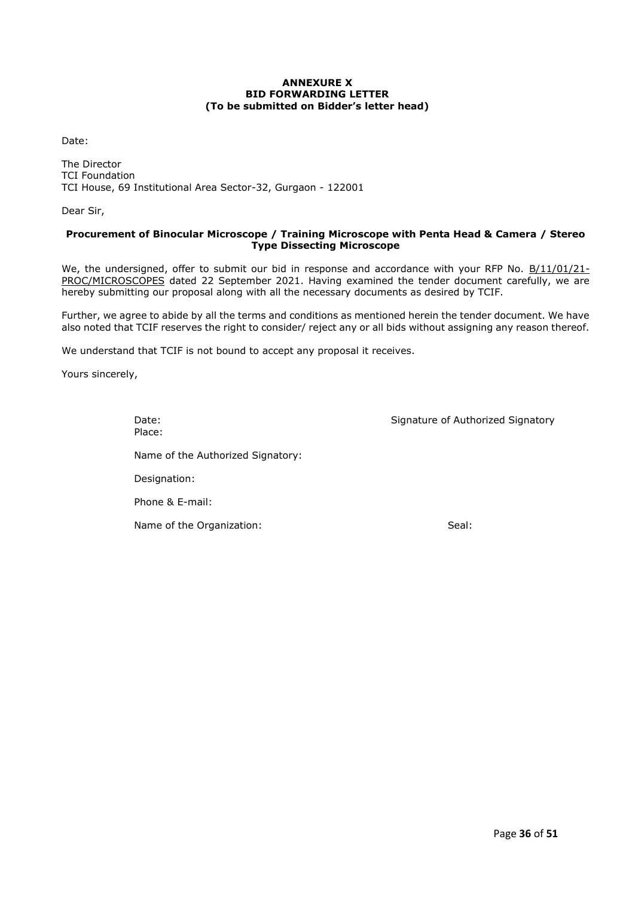**ANNEXURE X**
**BID FORWARDING LETTER**
**(To be submitted on Bidder's letter head)**

Date:

The Director
TCI Foundation
TCI House, 69 Institutional Area Sector-32, Gurgaon - 122001

Dear Sir,

**Procurement of Binocular Microscope / Training Microscope with Penta Head & Camera / Stereo Type Dissecting Microscope**

We, the undersigned, offer to submit our bid in response and accordance with your RFP No. B/11/01/21-PROC/MICROSCOPES dated 22 September 2021. Having examined the tender document carefully, we are hereby submitting our proposal along with all the necessary documents as desired by TCIF.

Further, we agree to abide by all the terms and conditions as mentioned herein the tender document. We have also noted that TCIF reserves the right to consider/ reject any or all bids without assigning any reason thereof.

We understand that TCIF is not bound to accept any proposal it receives.

Yours sincerely,

Date: Signature of Authorized Signatory
Place:

Name of the Authorized Signatory:

Designation:

Phone & E-mail:

Name of the Organization: Seal: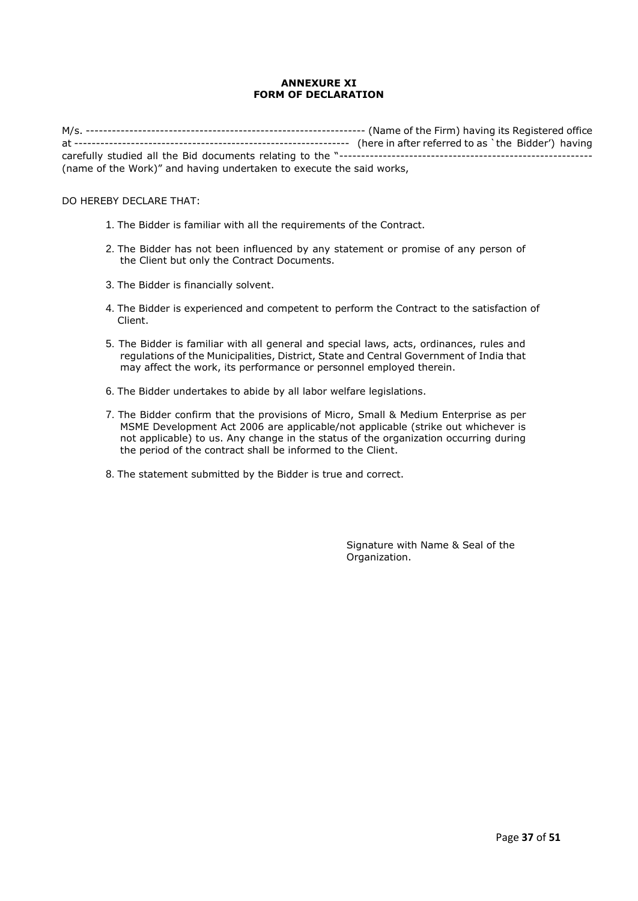**ANNEXURE XI**
**FORM OF DECLARATION**

M/s. ---------------------------------------------------------------- (Name of the Firm) having its Registered office at -------------------------------------------------------------- (here in after referred to as `the Bidder') having carefully studied all the Bid documents relating to the "--------------------------------------------------------- (name of the Work)" and having undertaken to execute the said works,

DO HEREBY DECLARE THAT:

1. The Bidder is familiar with all the requirements of the Contract.
2. The Bidder has not been influenced by any statement or promise of any person of the Client but only the Contract Documents.
3. The Bidder is financially solvent.
4. The Bidder is experienced and competent to perform the Contract to the satisfaction of Client.
5. The Bidder is familiar with all general and special laws, acts, ordinances, rules and regulations of the Municipalities, District, State and Central Government of India that may affect the work, its performance or personnel employed therein.
6. The Bidder undertakes to abide by all labor welfare legislations.
7. The Bidder confirm that the provisions of Micro, Small & Medium Enterprise as per MSME Development Act 2006 are applicable/not applicable (strike out whichever is not applicable) to us. Any change in the status of the organization occurring during the period of the contract shall be informed to the Client.
8. The statement submitted by the Bidder is true and correct.

Signature with Name & Seal of the Organization.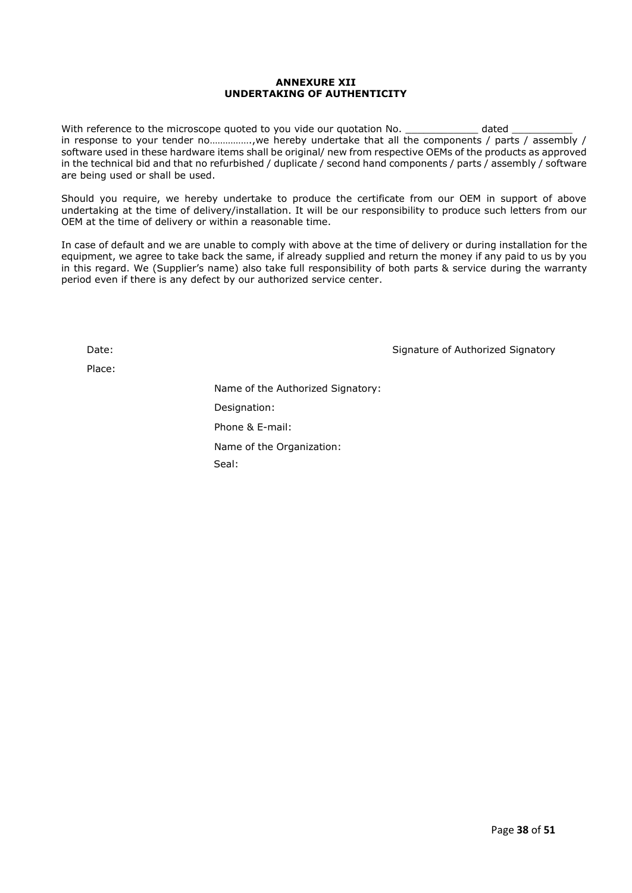**ANNEXURE XII**
**UNDERTAKING OF AUTHENTICITY**

With reference to the microscope quoted to you vide our quotation No. ____________ dated __________ in response to your tender no…………….,we hereby undertake that all the components / parts / assembly / software used in these hardware items shall be original/ new from respective OEMs of the products as approved in the technical bid and that no refurbished / duplicate / second hand components / parts / assembly / software are being used or shall be used.

Should you require, we hereby undertake to produce the certificate from our OEM in support of above undertaking at the time of delivery/installation. It will be our responsibility to produce such letters from our OEM at the time of delivery or within a reasonable time.

In case of default and we are unable to comply with above at the time of delivery or during installation for the equipment, we agree to take back the same, if already supplied and return the money if any paid to us by you in this regard. We (Supplier's name) also take full responsibility of both parts & service during the warranty period even if there is any defect by our authorized service center.

Date: Signature of Authorized Signatory

Place:

Name of the Authorized Signatory:

Designation:

Phone & E-mail:

Name of the Organization:

Seal: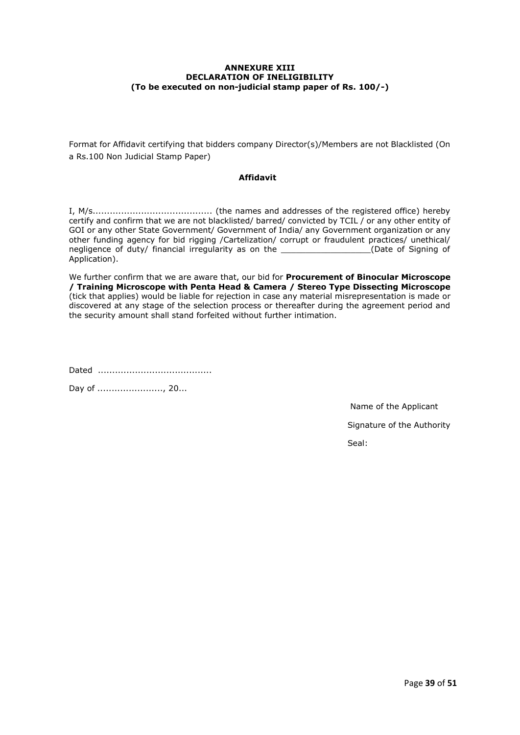**ANNEXURE XIII**
**DECLARATION OF INELIGIBILITY**
**(To be executed on non-judicial stamp paper of Rs. 100/-)**

Format for Affidavit certifying that bidders company Director(s)/Members are not Blacklisted (On a Rs.100 Non Judicial Stamp Paper)

**Affidavit**

I, M/s.......................................... (the names and addresses of the registered office) hereby certify and confirm that we are not blacklisted/ barred/ convicted by TCIL / or any other entity of GOI or any other State Government/ Government of India/ any Government organization or any other funding agency for bid rigging /Cartelization/ corrupt or fraudulent practices/ unethical/ negligence of duty/ financial irregularity as on the __________________(Date of Signing of Application).

We further confirm that we are aware that, our bid for **Procurement of Binocular Microscope / Training Microscope with Penta Head & Camera / Stereo Type Dissecting Microscope** (tick that applies) would be liable for rejection in case any material misrepresentation is made or discovered at any stage of the selection process or thereafter during the agreement period and the security amount shall stand forfeited without further intimation.

Dated .......................................

Day of ......................., 20...

Name of the Applicant

Signature of the Authority

Seal: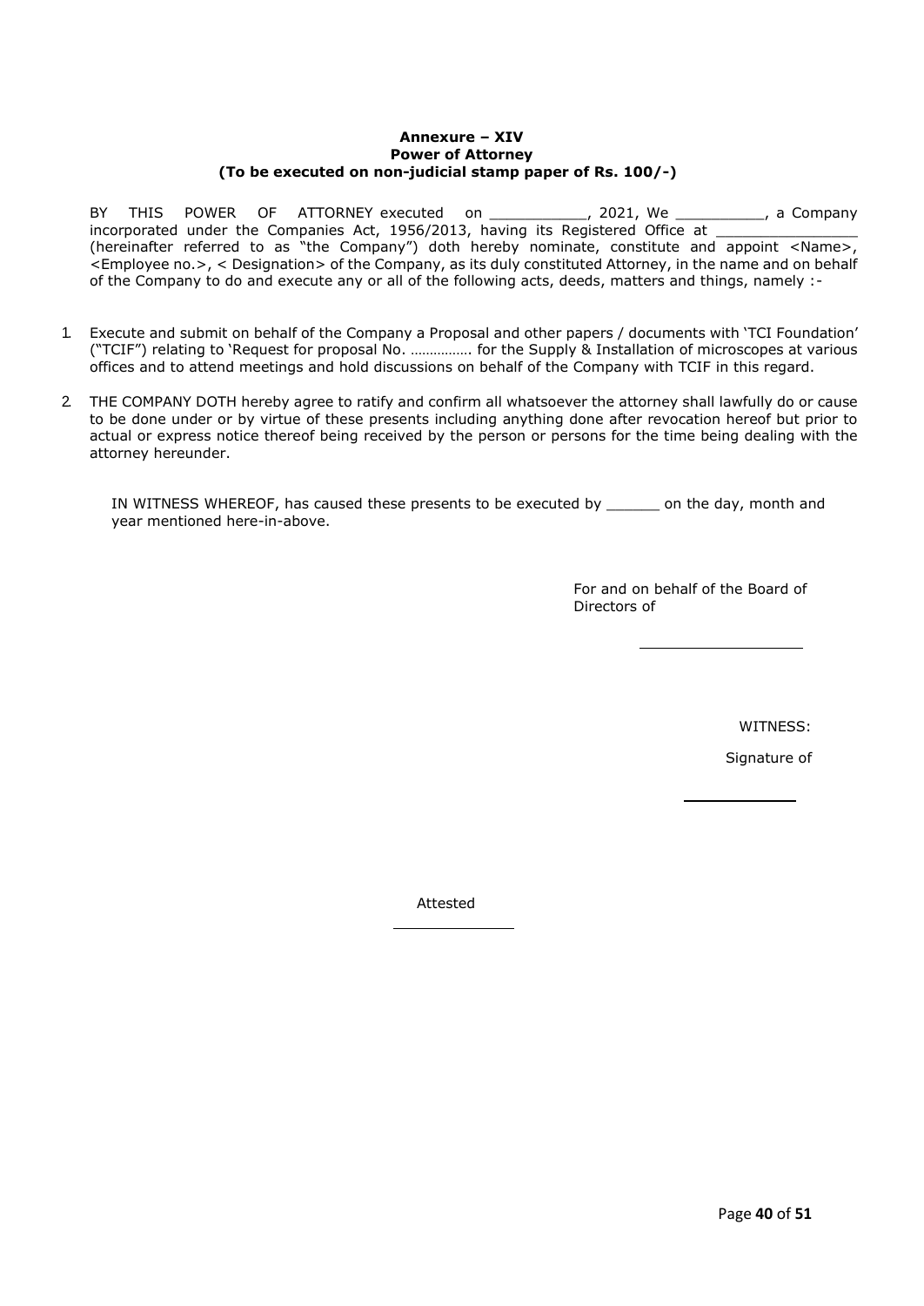**Annexure – XIV**
**Power of Attorney**
**(To be executed on non-judicial stamp paper of Rs. 100/-)**

BY THIS POWER OF ATTORNEY executed on ___________, 2021, We __________, a Company incorporated under the Companies Act, 1956/2013, having its Registered Office at ________________ (hereinafter referred to as "the Company") doth hereby nominate, constitute and appoint <Name>, <Employee no.>, < Designation> of the Company, as its duly constituted Attorney, in the name and on behalf of the Company to do and execute any or all of the following acts, deeds, matters and things, namely :-

1. Execute and submit on behalf of the Company a Proposal and other papers / documents with 'TCI Foundation' ("TCIF") relating to 'Request for proposal No. ……………. for the Supply & Installation of microscopes at various offices and to attend meetings and hold discussions on behalf of the Company with TCIF in this regard.

2. THE COMPANY DOTH hereby agree to ratify and confirm all whatsoever the attorney shall lawfully do or cause to be done under or by virtue of these presents including anything done after revocation hereof but prior to actual or express notice thereof being received by the person or persons for the time being dealing with the attorney hereunder.

IN WITNESS WHEREOF, has caused these presents to be executed by ______ on the day, month and year mentioned here-in-above.

For and on behalf of the Board of Directors of

___________________

WITNESS:

Signature of

_____________

Attested

_____________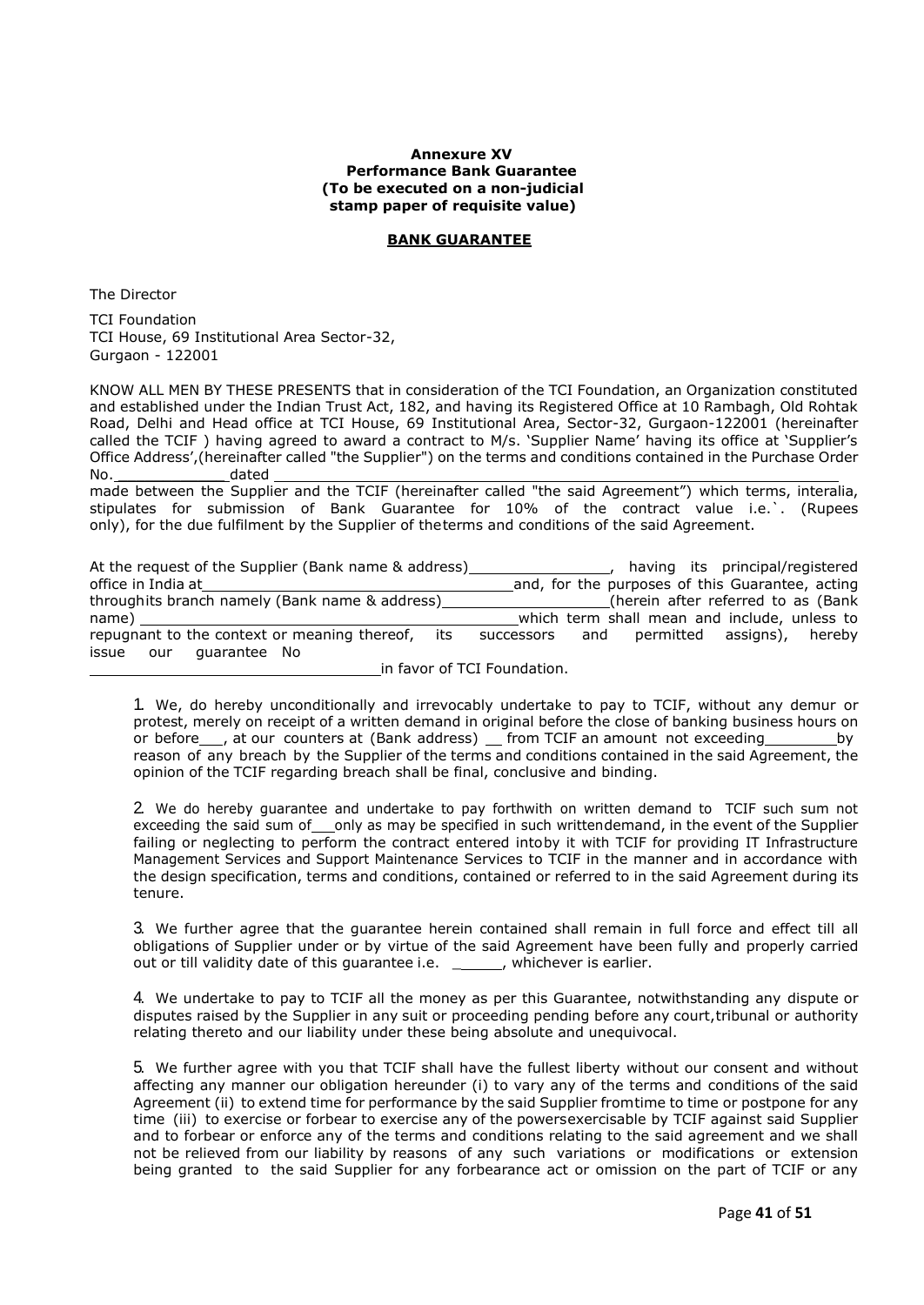**Annexure XV**
**Performance Bank Guarantee**
**(To be executed on a non-judicial stamp paper of requisite value)**

**BANK GUARANTEE**

The Director

TCI Foundation
TCI House, 69 Institutional Area Sector-32,
Gurgaon - 122001

KNOW ALL MEN BY THESE PRESENTS that in consideration of the TCI Foundation, an Organization constituted and established under the Indian Trust Act, 182, and having its Registered Office at 10 Rambagh, Old Rohtak Road, Delhi and Head office at TCI House, 69 Institutional Area, Sector-32, Gurgaon-122001 (hereinafter called the TCIF ) having agreed to award a contract to M/s. 'Supplier Name' having its office at 'Supplier's Office Address',(hereinafter called "the Supplier") on the terms and conditions contained in the Purchase Order No.____________dated ______________________________________________________________ made between the Supplier and the TCIF (hereinafter called "the said Agreement") which terms, interalia, stipulates for submission of Bank Guarantee for 10% of the contract value i.e.`. (Rupees only), for the due fulfilment by the Supplier of theterms and conditions of the said Agreement.

At the request of the Supplier (Bank name & address)________________, having its principal/registered office in India at_____________________________________and, for the purposes of this Guarantee, acting throughits branch namely (Bank name & address)__________________(herein after referred to as (Bank name) ____________________________________________which term shall mean and include, unless to repugnant to the context or meaning thereof, its successors and permitted assigns), hereby issue our guarantee No
___________________________________in favor of TCI Foundation.

1. We, do hereby unconditionally and irrevocably undertake to pay to TCIF, without any demur or protest, merely on receipt of a written demand in original before the close of banking business hours on or before___, at our counters at (Bank address) __ from TCIF an amount not exceeding________by reason of any breach by the Supplier of the terms and conditions contained in the said Agreement, the opinion of the TCIF regarding breach shall be final, conclusive and binding.

2. We do hereby guarantee and undertake to pay forthwith on written demand to TCIF such sum not exceeding the said sum of___only as may be specified in such writtendemand, in the event of the Supplier failing or neglecting to perform the contract entered intoby it with TCIF for providing IT Infrastructure Management Services and Support Maintenance Services to TCIF in the manner and in accordance with the design specification, terms and conditions, contained or referred to in the said Agreement during its tenure.

3. We further agree that the guarantee herein contained shall remain in full force and effect till all obligations of Supplier under or by virtue of the said Agreement have been fully and properly carried out or till validity date of this guarantee i.e. ______, whichever is earlier.

4. We undertake to pay to TCIF all the money as per this Guarantee, notwithstanding any dispute or disputes raised by the Supplier in any suit or proceeding pending before any court,tribunal or authority relating thereto and our liability under these being absolute and unequivocal.

5. We further agree with you that TCIF shall have the fullest liberty without our consent and without affecting any manner our obligation hereunder (i) to vary any of the terms and conditions of the said Agreement (ii) to extend time for performance by the said Supplier fromtime to time or postpone for any time (iii) to exercise or forbear to exercise any of the powersexercisable by TCIF against said Supplier and to forbear or enforce any of the terms and conditions relating to the said agreement and we shall not be relieved from our liability by reasons of any such variations or modifications or extension being granted to the said Supplier for any forbearance act or omission on the part of TCIF or any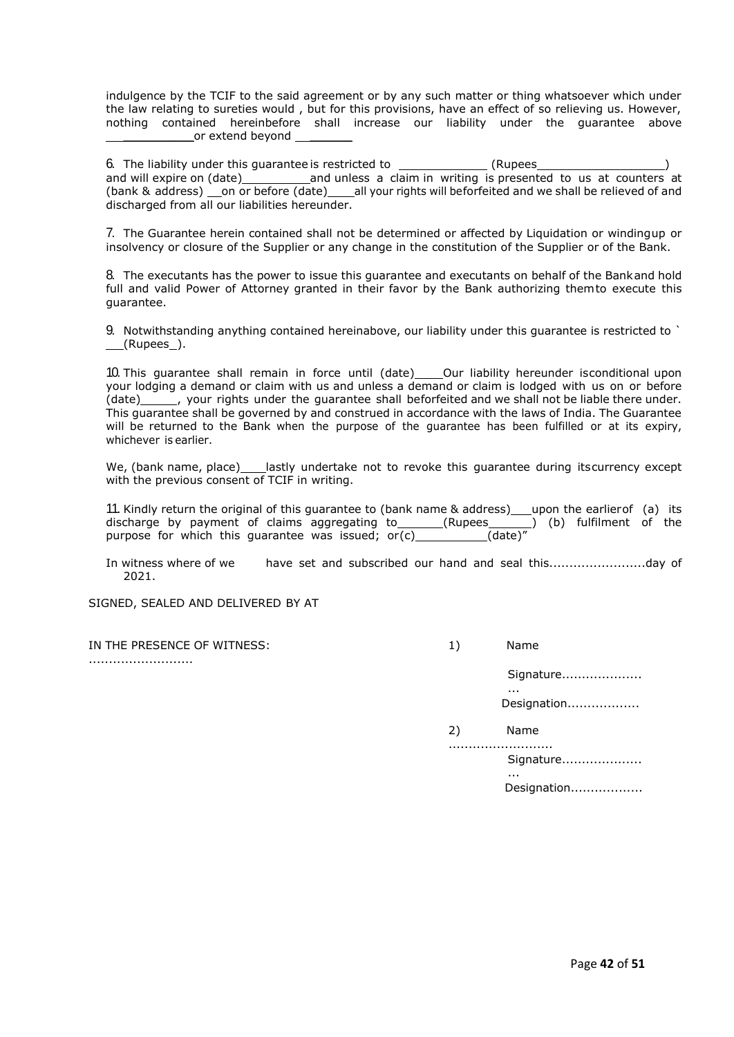indulgence by the TCIF to the said agreement or by any such matter or thing whatsoever which under the law relating to sureties would , but for this provisions, have an effect of so relieving us. However, nothing contained hereinbefore shall increase our liability under the guarantee above \_\_\_\_\_\_\_\_\_\_\_\_\_or extend beyond \_\_\_\_\_\_\_\_

6. The liability under this guarantee is restricted to \_\_\_\_\_\_\_\_\_\_\_\_\_ (Rupees\_\_\_\_\_\_\_\_\_\_\_\_\_\_\_\_\_\_\_) and will expire on (date)\_\_\_\_\_\_\_\_\_\_and unless a claim in writing is presented to us at counters at (bank & address) \_\_on or before (date)\_\_\_\_all your rights will beforfeited and we shall be relieved of and discharged from all our liabilities hereunder.

7. The Guarantee herein contained shall not be determined or affected by Liquidation or windingup or insolvency or closure of the Supplier or any change in the constitution of the Supplier or of the Bank.

8. The executants has the power to issue this guarantee and executants on behalf of the Bankand hold full and valid Power of Attorney granted in their favor by the Bank authorizing themto execute this guarantee.

9. Notwithstanding anything contained hereinabove, our liability under this guarantee is restricted to ` \_\_(Rupees\_).

10. This guarantee shall remain in force until (date)\_\_\_\_Our liability hereunder isconditional upon your lodging a demand or claim with us and unless a demand or claim is lodged with us on or before (date)\_\_\_\_\_, your rights under the guarantee shall beforfeited and we shall not be liable there under. This guarantee shall be governed by and construed in accordance with the laws of India. The Guarantee will be returned to the Bank when the purpose of the guarantee has been fulfilled or at its expiry, whichever is earlier.

We, (bank name, place)\_\_\_lastly undertake not to revoke this guarantee during itscurrency except with the previous consent of TCIF in writing.

11. Kindly return the original of this guarantee to (bank name & address)\_\_\_upon the earlierof (a) its discharge by payment of claims aggregating to\_\_\_\_\_\_(Rupees\_\_\_\_\_\_) (b) fulfilment of the purpose for which this guarantee was issued; or(c)\_\_\_\_\_\_\_\_\_\_(date)"

In witness where of we have set and subscribed our hand and seal this........................day of 2021.

SIGNED, SEALED AND DELIVERED BY AT

IN THE PRESENCE OF WITNESS:
..........................

1) Name

Signature.......................
Designation..................

2) Name
..........................
Signature.......................
Designation..................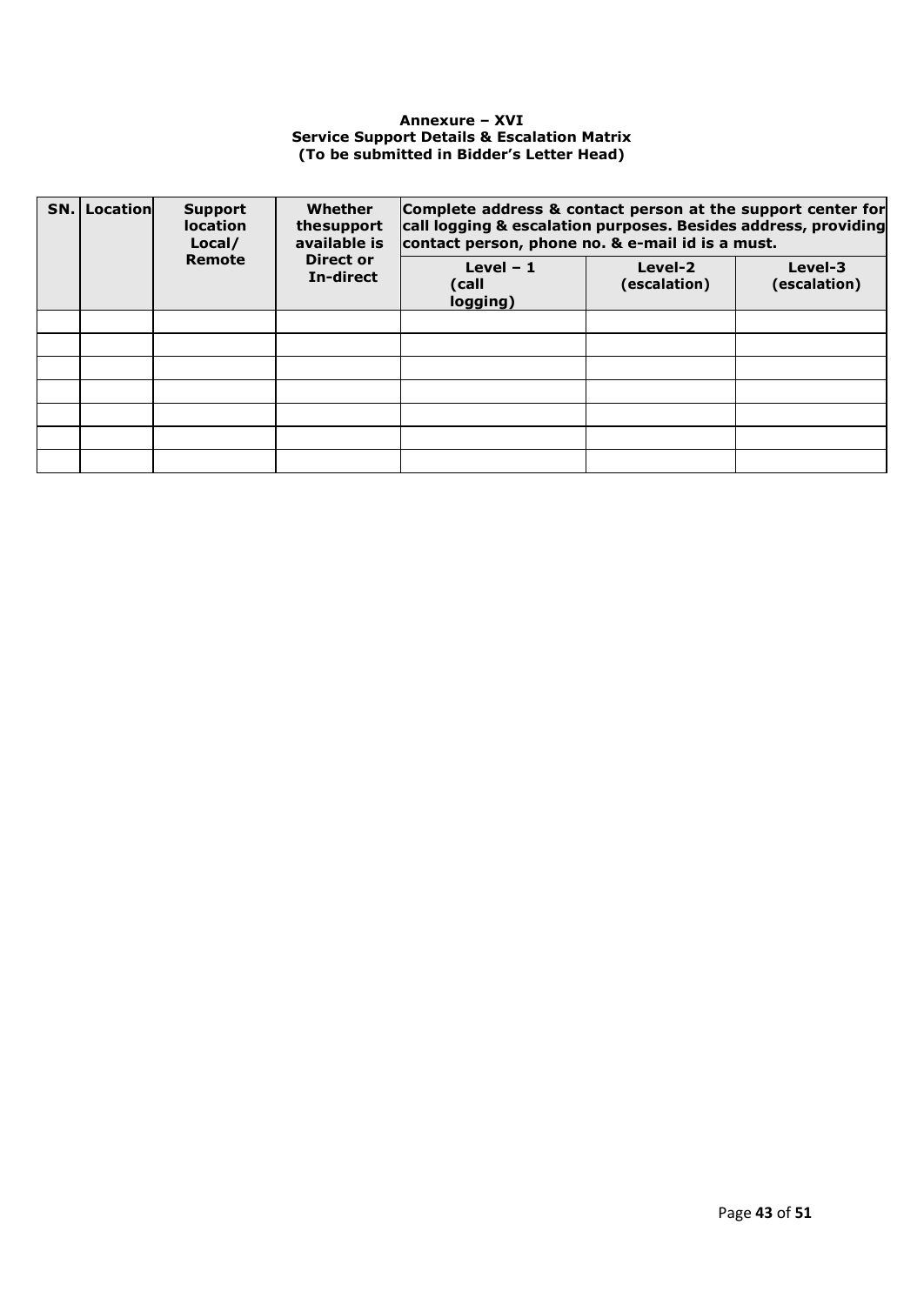**Annexure – XVI**
**Service Support Details & Escalation Matrix**
**(To be submitted in Bidder's Letter Head)**

| SN. | Location | Support location Local/ Remote | Whether thesupport available is Direct or In-direct | Complete address & contact person at the support center for call logging & escalation purposes. Besides address, providing contact person, phone no. & e-mail id is a must. | | |
|---|---|---|---|---|---|---|
| | | | | Level – 1 (call logging) | Level-2 (escalation) | Level-3 (escalation) |
| | | | | | | |
| | | | | | | |
| | | | | | | |
| | | | | | | |
| | | | | | | |
| | | | | | | |
| | | | | | | |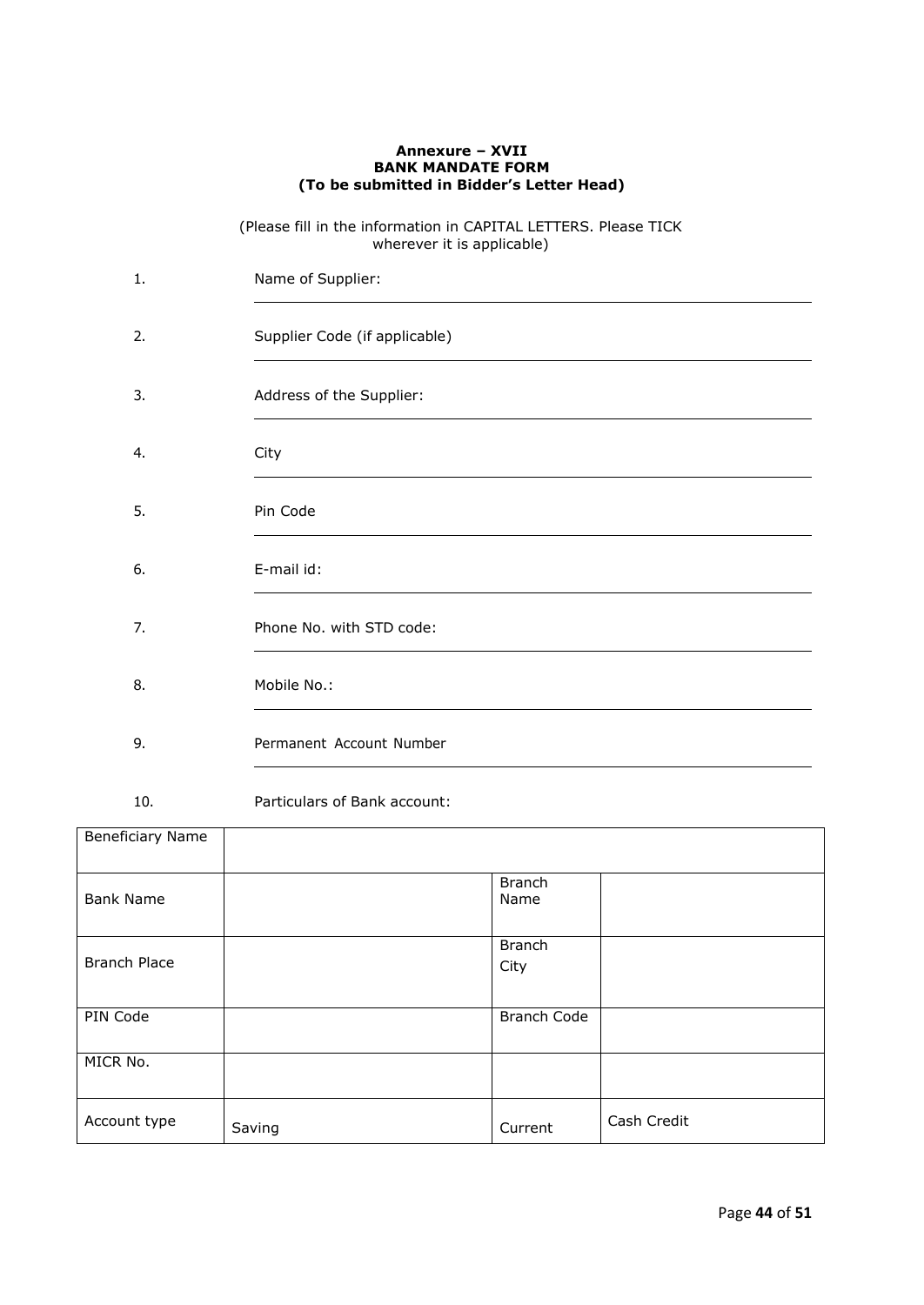**Annexure – XVII**
**BANK MANDATE FORM**
**(To be submitted in Bidder's Letter Head)**

(Please fill in the information in CAPITAL LETTERS. Please TICK wherever it is applicable)

1. Name of Supplier: ____________________
2. Supplier Code (if applicable) ____________________
3. Address of the Supplier: ____________________
4. City ____________________
5. Pin Code ____________________
6. E-mail id: ____________________
7. Phone No. with STD code: ____________________
8. Mobile No.: ____________________
9. Permanent Account Number ____________________
10. Particulars of Bank account:

| Beneficiary Name | | | |
|---|---|---|---|
| Bank Name | | Branch Name | |
| Branch Place | | Branch City | |
| PIN Code | | Branch Code | |
| MICR No. | | | |
| Account type | Saving | Current | Cash Credit |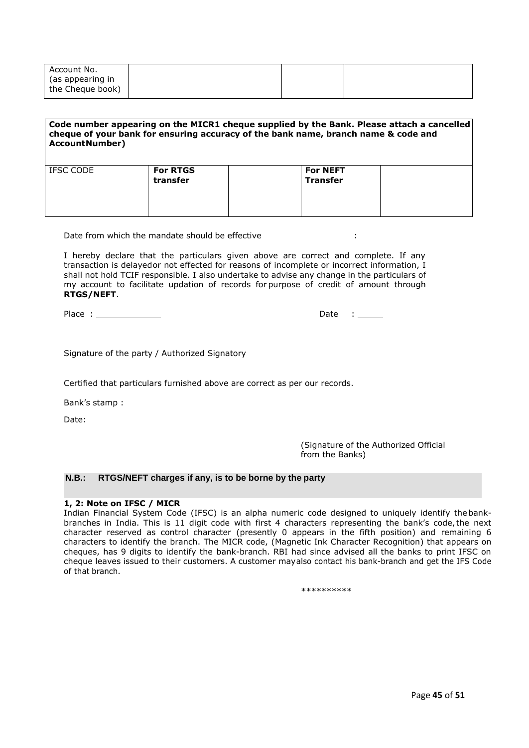| Account No. (as appearing in the Cheque book) | | | |
|---|---|---|---|

| **Code number appearing on the MICR1 cheque supplied by the Bank. Please attach a cancelled cheque of your bank for ensuring accuracy of the bank name, branch name & code and AccountNumber)** | | | | |
|---|---|---|---|---|
| IFSC CODE | **For RTGS transfer** | | **For NEFT Transfer** | |

Date from which the mandate should be effective :

I hereby declare that the particulars given above are correct and complete. If any transaction is delayedor not effected for reasons of incomplete or incorrect information, I shall not hold TCIF responsible. I also undertake to advise any change in the particulars of my account to facilitate updation of records for purpose of credit of amount through **RTGS/NEFT**.

Place : ____________ Date : _____

Signature of the party / Authorized Signatory

Certified that particulars furnished above are correct as per our records.

Bank's stamp :

Date:

(Signature of the Authorized Official from the Banks)

**N.B.: RTGS/NEFT charges if any, is to be borne by the party**

**1, 2: Note on IFSC / MICR**

Indian Financial System Code (IFSC) is an alpha numeric code designed to uniquely identify the bank-branches in India. This is 11 digit code with first 4 characters representing the bank's code, the next character reserved as control character (presently 0 appears in the fifth position) and remaining 6 characters to identify the branch. The MICR code, (Magnetic Ink Character Recognition) that appears on cheques, has 9 digits to identify the bank-branch. RBI had since advised all the banks to print IFSC on cheque leaves issued to their customers. A customer mayalso contact his bank-branch and get the IFS Code of that branch.

**********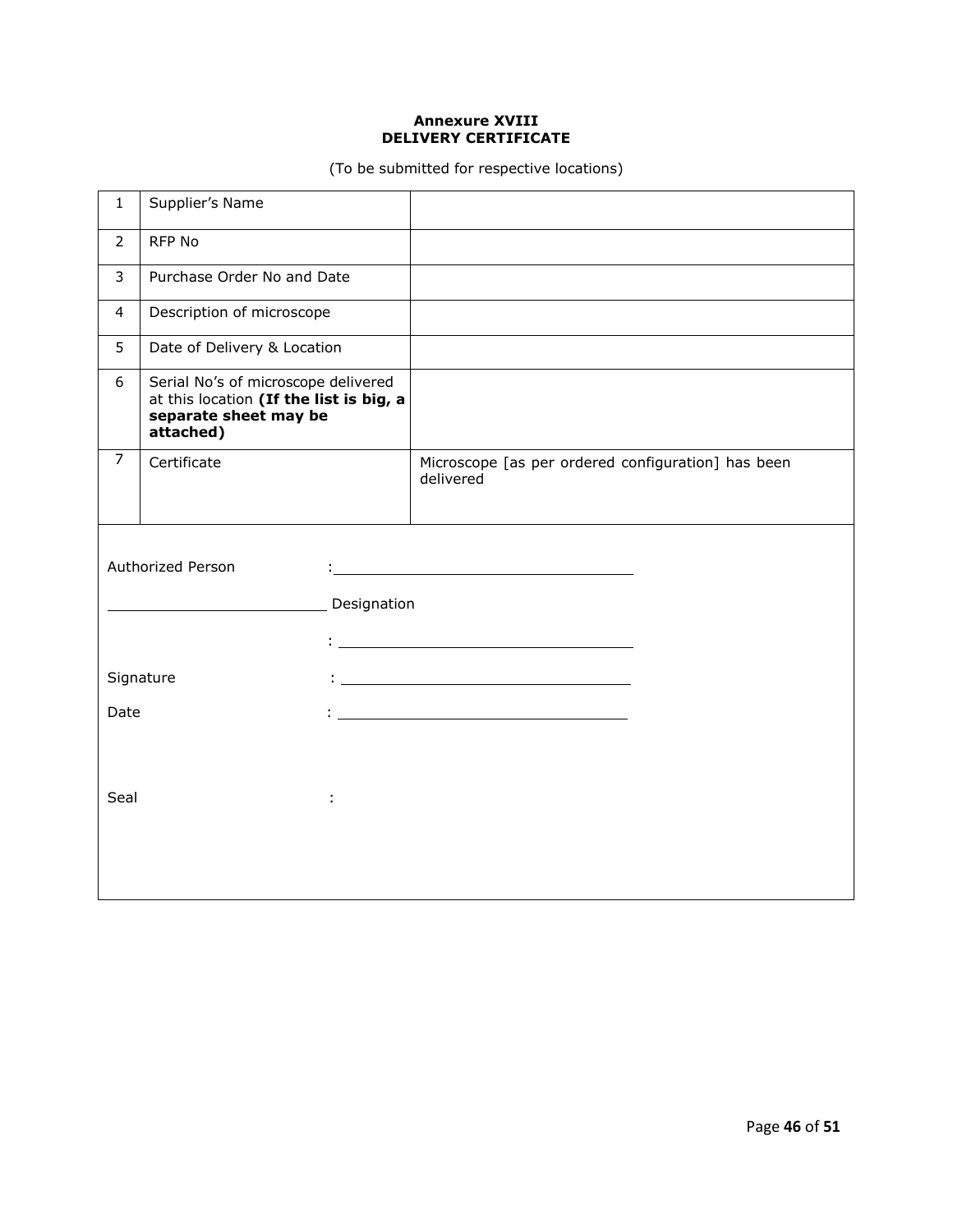**Annexure XVIII**
**DELIVERY CERTIFICATE**

(To be submitted for respective locations)

| | | |
|---|---|---|
| 1 | Supplier's Name | |
| 2 | RFP No | |
| 3 | Purchase Order No and Date | |
| 4 | Description of microscope | |
| 5 | Date of Delivery & Location | |
| 6 | Serial No's of microscope delivered at this location **(If the list is big, a separate sheet may be attached)** | |
| 7 | Certificate | Microscope [as per ordered configuration] has been delivered |

Authorized Person : ______________________________

______________________ Designation

: ______________________________

Signature : ______________________________

Date : ______________________________

Seal :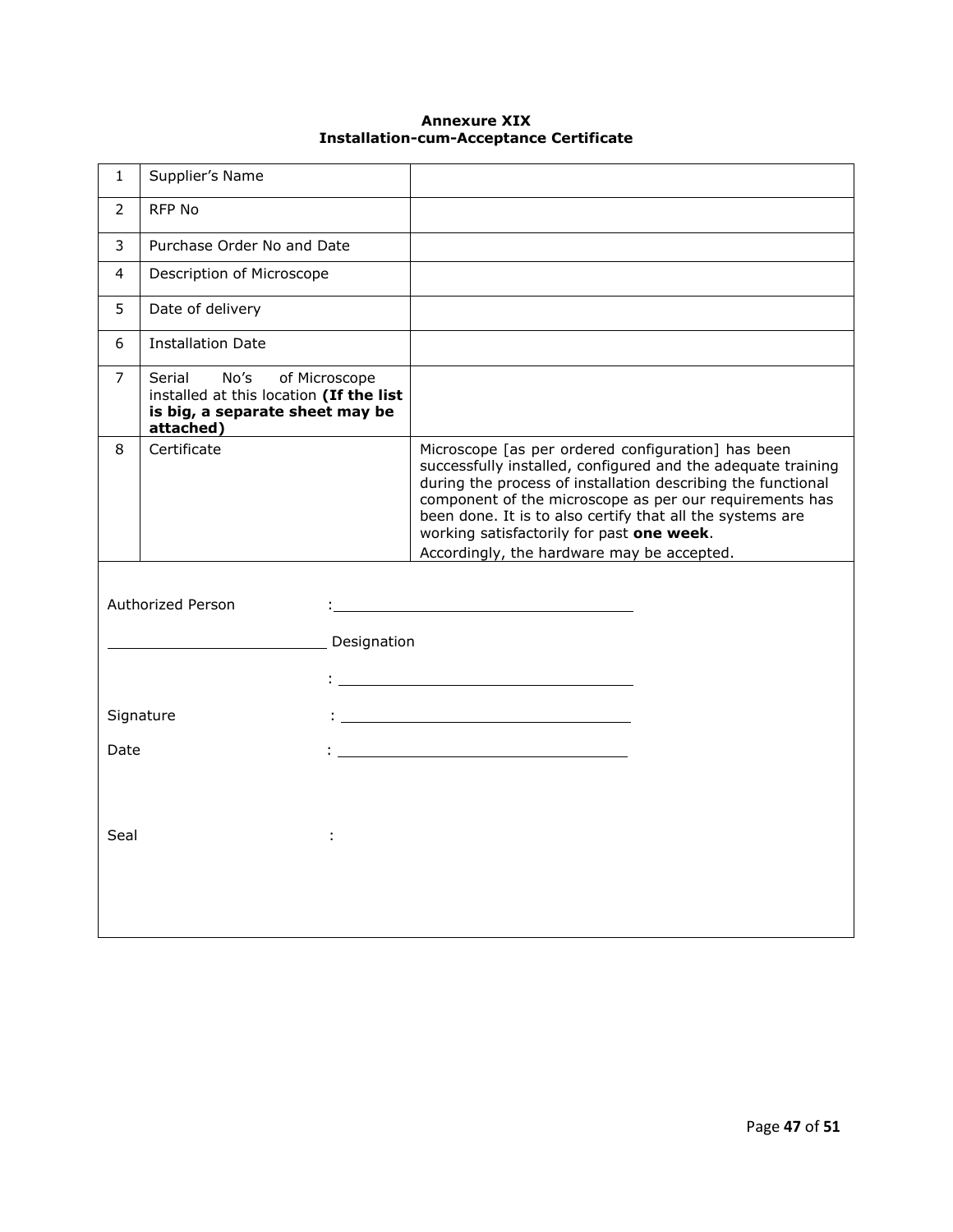**Annexure XIX**
**Installation-cum-Acceptance Certificate**

| | | |
|---|---|---|
| 1 | Supplier's Name | |
| 2 | RFP No | |
| 3 | Purchase Order No and Date | |
| 4 | Description of Microscope | |
| 5 | Date of delivery | |
| 6 | Installation Date | |
| 7 | Serial No's of Microscope installed at this location **(If the list is big, a separate sheet may be attached)** | |
| 8 | Certificate | Microscope [as per ordered configuration] has been successfully installed, configured and the adequate training during the process of installation describing the functional component of the microscope as per our requirements has been done. It is to also certify that all the systems are working satisfactorily for past **one week**. Accordingly, the hardware may be accepted. |

Authorized Person : ____________________

____________________ Designation

: ____________________

Signature : ____________________

Date : ____________________

Seal :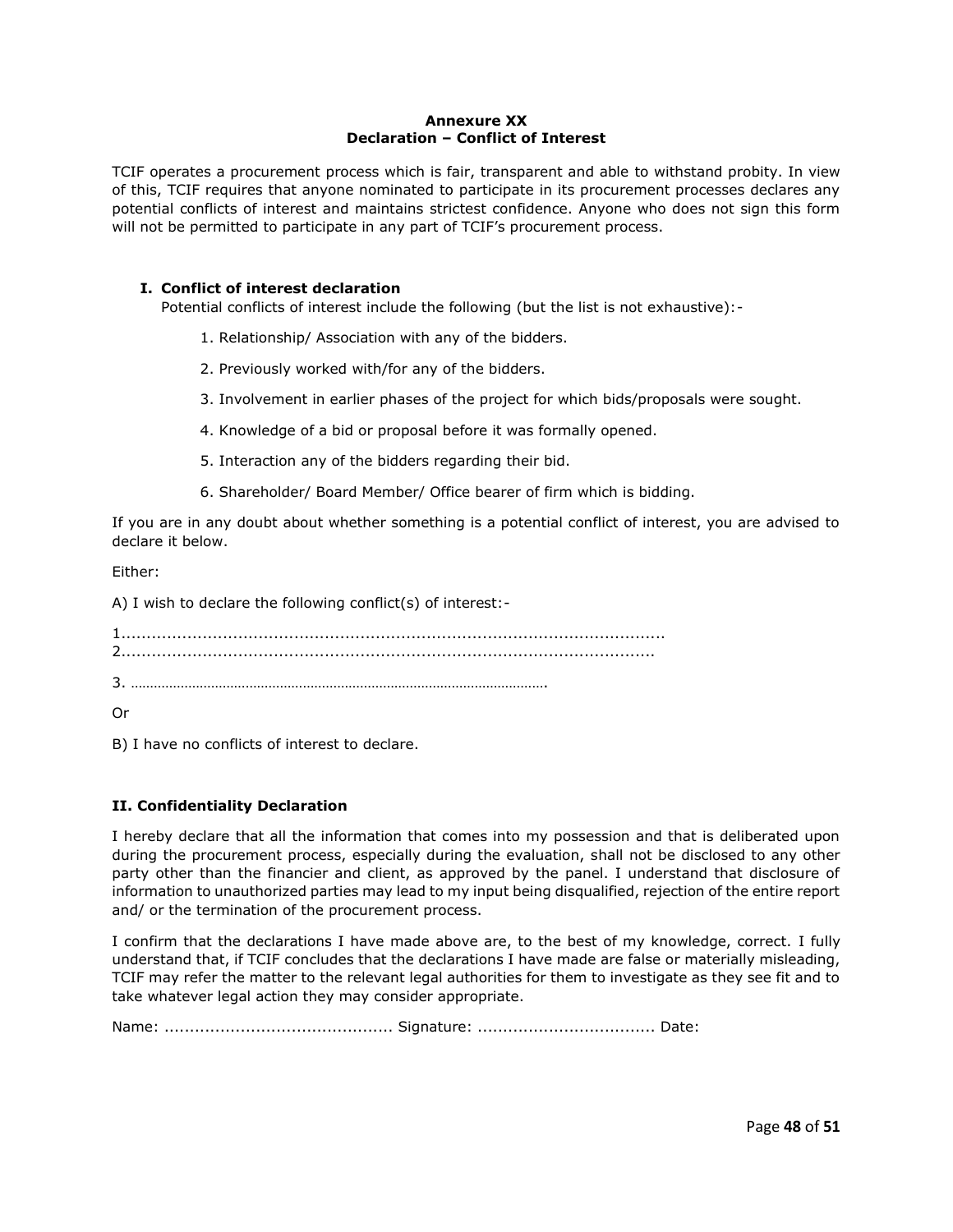**Annexure XX**
**Declaration – Conflict of Interest**

TCIF operates a procurement process which is fair, transparent and able to withstand probity. In view of this, TCIF requires that anyone nominated to participate in its procurement processes declares any potential conflicts of interest and maintains strictest confidence. Anyone who does not sign this form will not be permitted to participate in any part of TCIF's procurement process.

## I. Conflict of interest declaration

Potential conflicts of interest include the following (but the list is not exhaustive):-

1. Relationship/ Association with any of the bidders.
2. Previously worked with/for any of the bidders.
3. Involvement in earlier phases of the project for which bids/proposals were sought.
4. Knowledge of a bid or proposal before it was formally opened.
5. Interaction any of the bidders regarding their bid.
6. Shareholder/ Board Member/ Office bearer of firm which is bidding.

If you are in any doubt about whether something is a potential conflict of interest, you are advised to declare it below.

Either:

A) I wish to declare the following conflict(s) of interest:-

1...........................................................................................................
2.........................................................................................................

3. ……………………………………………………………………………………………….

Or

B) I have no conflicts of interest to declare.

## II. Confidentiality Declaration

I hereby declare that all the information that comes into my possession and that is deliberated upon during the procurement process, especially during the evaluation, shall not be disclosed to any other party other than the financier and client, as approved by the panel. I understand that disclosure of information to unauthorized parties may lead to my input being disqualified, rejection of the entire report and/ or the termination of the procurement process.

I confirm that the declarations I have made above are, to the best of my knowledge, correct. I fully understand that, if TCIF concludes that the declarations I have made are false or materially misleading, TCIF may refer the matter to the relevant legal authorities for them to investigate as they see fit and to take whatever legal action they may consider appropriate.

Name: ............................................. Signature: ................................... Date: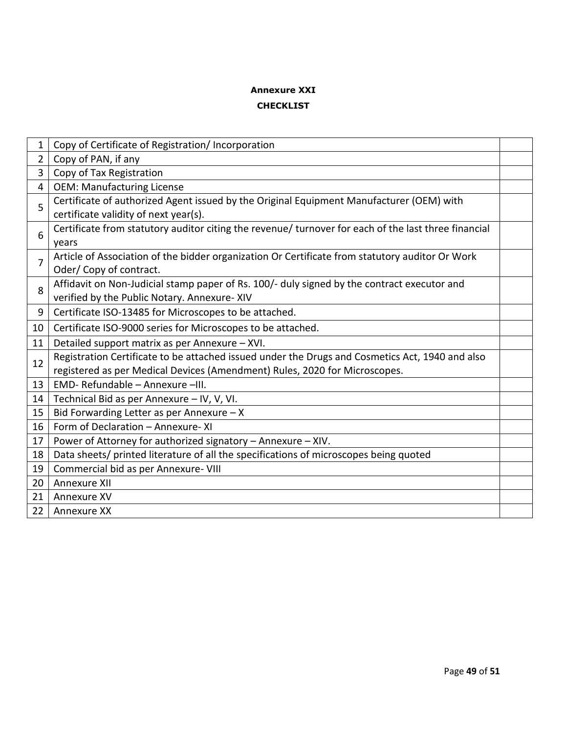**Annexure XXI**

**CHECKLIST**

| | | |
|---|---|---|
| 1 | Copy of Certificate of Registration/ Incorporation | |
| 2 | Copy of PAN, if any | |
| 3 | Copy of Tax Registration | |
| 4 | OEM: Manufacturing License | |
| 5 | Certificate of authorized Agent issued by the Original Equipment Manufacturer (OEM) with certificate validity of next year(s). | |
| 6 | Certificate from statutory auditor citing the revenue/ turnover for each of the last three financial years | |
| 7 | Article of Association of the bidder organization Or Certificate from statutory auditor Or Work Oder/ Copy of contract. | |
| 8 | Affidavit on Non-Judicial stamp paper of Rs. 100/- duly signed by the contract executor and verified by the Public Notary. Annexure- XIV | |
| 9 | Certificate ISO-13485 for Microscopes to be attached. | |
| 10 | Certificate ISO-9000 series for Microscopes to be attached. | |
| 11 | Detailed support matrix as per Annexure – XVI. | |
| 12 | Registration Certificate to be attached issued under the Drugs and Cosmetics Act, 1940 and also registered as per Medical Devices (Amendment) Rules, 2020 for Microscopes. | |
| 13 | EMD- Refundable – Annexure –III. | |
| 14 | Technical Bid as per Annexure – IV, V, VI. | |
| 15 | Bid Forwarding Letter as per Annexure – X | |
| 16 | Form of Declaration – Annexure- XI | |
| 17 | Power of Attorney for authorized signatory – Annexure – XIV. | |
| 18 | Data sheets/ printed literature of all the specifications of microscopes being quoted | |
| 19 | Commercial bid as per Annexure- VIII | |
| 20 | Annexure XII | |
| 21 | Annexure XV | |
| 22 | Annexure XX | |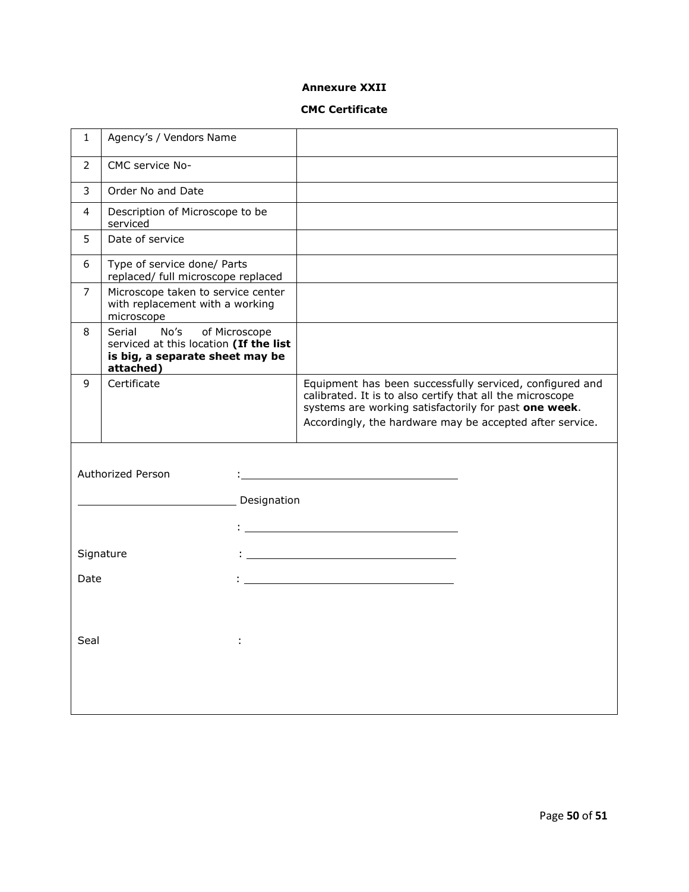**Annexure XXII**

**CMC Certificate**

| | | |
|---|---|---|
| 1 | Agency's / Vendors Name | |
| 2 | CMC service No- | |
| 3 | Order No and Date | |
| 4 | Description of Microscope to be serviced | |
| 5 | Date of service | |
| 6 | Type of service done/ Parts replaced/ full microscope replaced | |
| 7 | Microscope taken to service center with replacement with a working microscope | |
| 8 | Serial No's of Microscope serviced at this location **(If the list is big, a separate sheet may be attached)** | |
| 9 | Certificate | Equipment has been successfully serviced, configured and calibrated. It is to also certify that all the microscope systems are working satisfactorily for past **one week**. Accordingly, the hardware may be accepted after service. |

Authorized Person : ______________________________

______________________ Designation

: ______________________________

Signature : ______________________________

Date : ______________________________

Seal :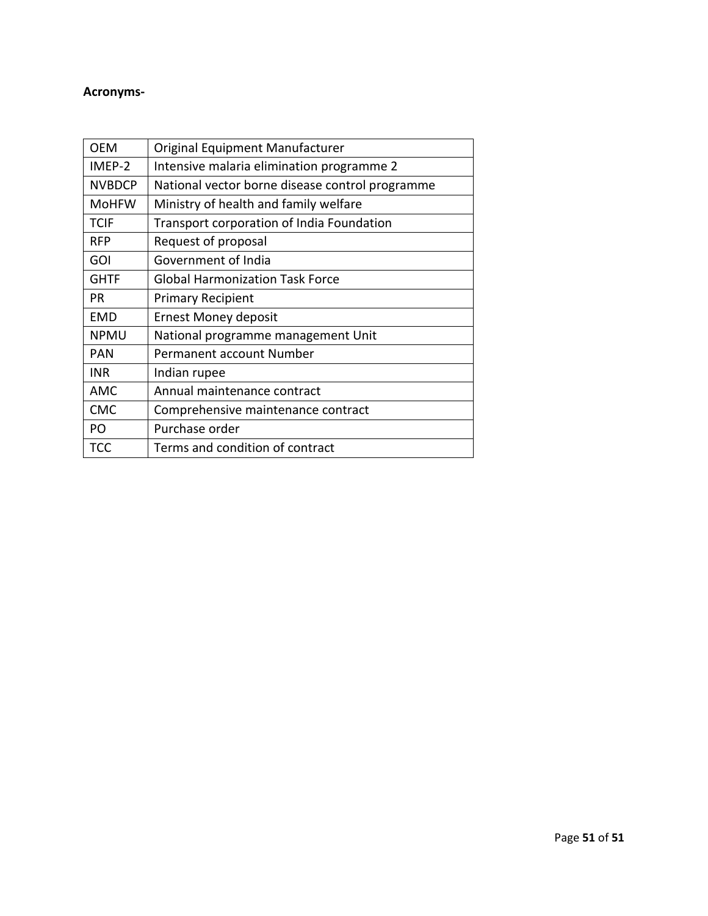**Acronyms-**

| | |
|---|---|
| OEM | Original Equipment Manufacturer |
| IMEP-2 | Intensive malaria elimination programme 2 |
| NVBDCP | National vector borne disease control programme |
| MoHFW | Ministry of health and family welfare |
| TCIF | Transport corporation of India Foundation |
| RFP | Request of proposal |
| GOI | Government of India |
| GHTF | Global Harmonization Task Force |
| PR | Primary Recipient |
| EMD | Ernest Money deposit |
| NPMU | National programme management Unit |
| PAN | Permanent account Number |
| INR | Indian rupee |
| AMC | Annual maintenance contract |
| CMC | Comprehensive maintenance contract |
| PO | Purchase order |
| TCC | Terms and condition of contract |